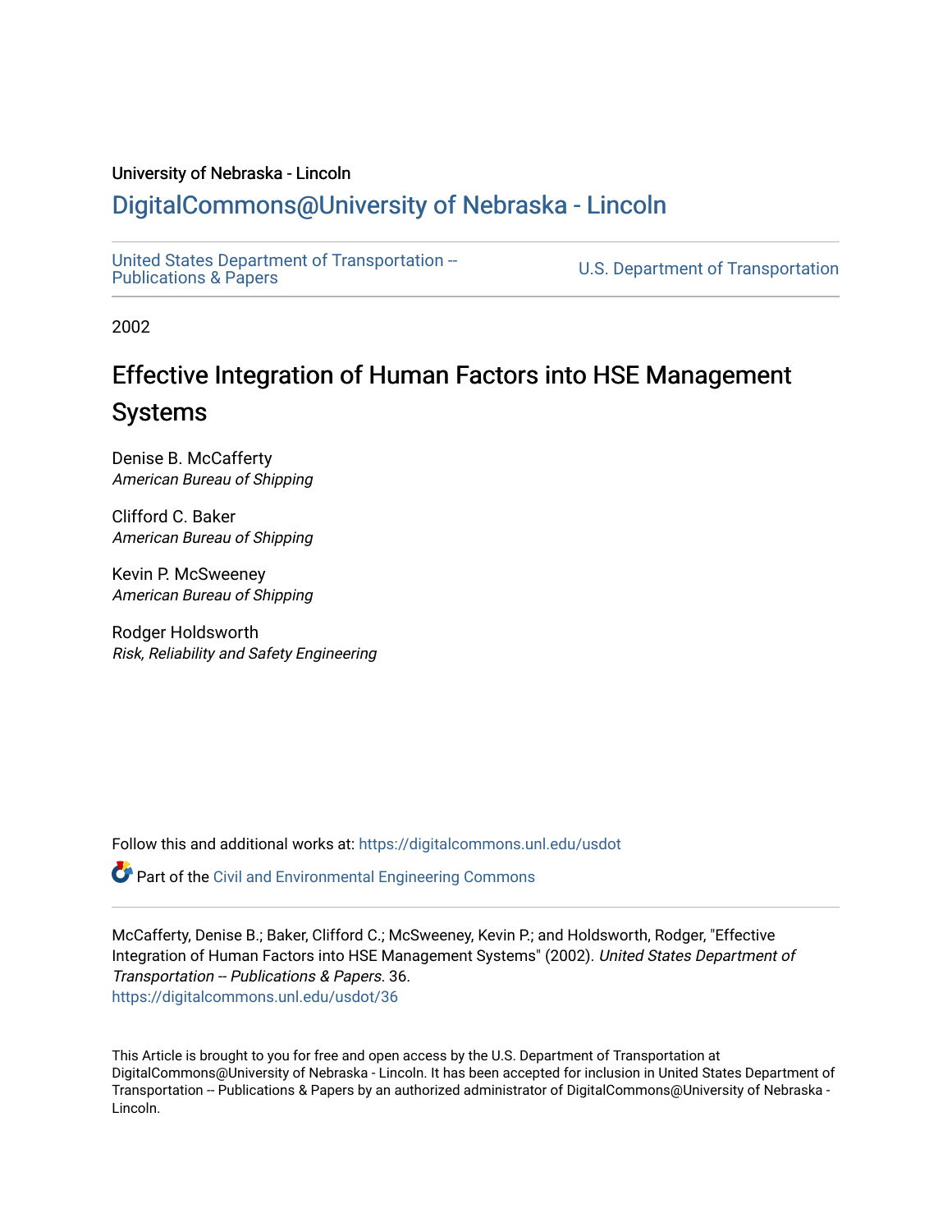University of Nebraska - Lincoln

## DigitalCommons@University of Nebraska - Lincoln

United States Department of Transportation -- Publications & Papers

U.S. Department of Transportation

2002

# Effective Integration of Human Factors into HSE Management Systems

Denise B. McCafferty
*American Bureau of Shipping*

Clifford C. Baker
*American Bureau of Shipping*

Kevin P. McSweeney
*American Bureau of Shipping*

Rodger Holdsworth
*Risk, Reliability and Safety Engineering*

Follow this and additional works at: https://digitalcommons.unl.edu/usdot

Part of the Civil and Environmental Engineering Commons

McCafferty, Denise B.; Baker, Clifford C.; McSweeney, Kevin P.; and Holdsworth, Rodger, "Effective Integration of Human Factors into HSE Management Systems" (2002). *United States Department of Transportation -- Publications & Papers*. 36.
https://digitalcommons.unl.edu/usdot/36

This Article is brought to you for free and open access by the U.S. Department of Transportation at DigitalCommons@University of Nebraska - Lincoln. It has been accepted for inclusion in United States Department of Transportation -- Publications & Papers by an authorized administrator of DigitalCommons@University of Nebraska - Lincoln.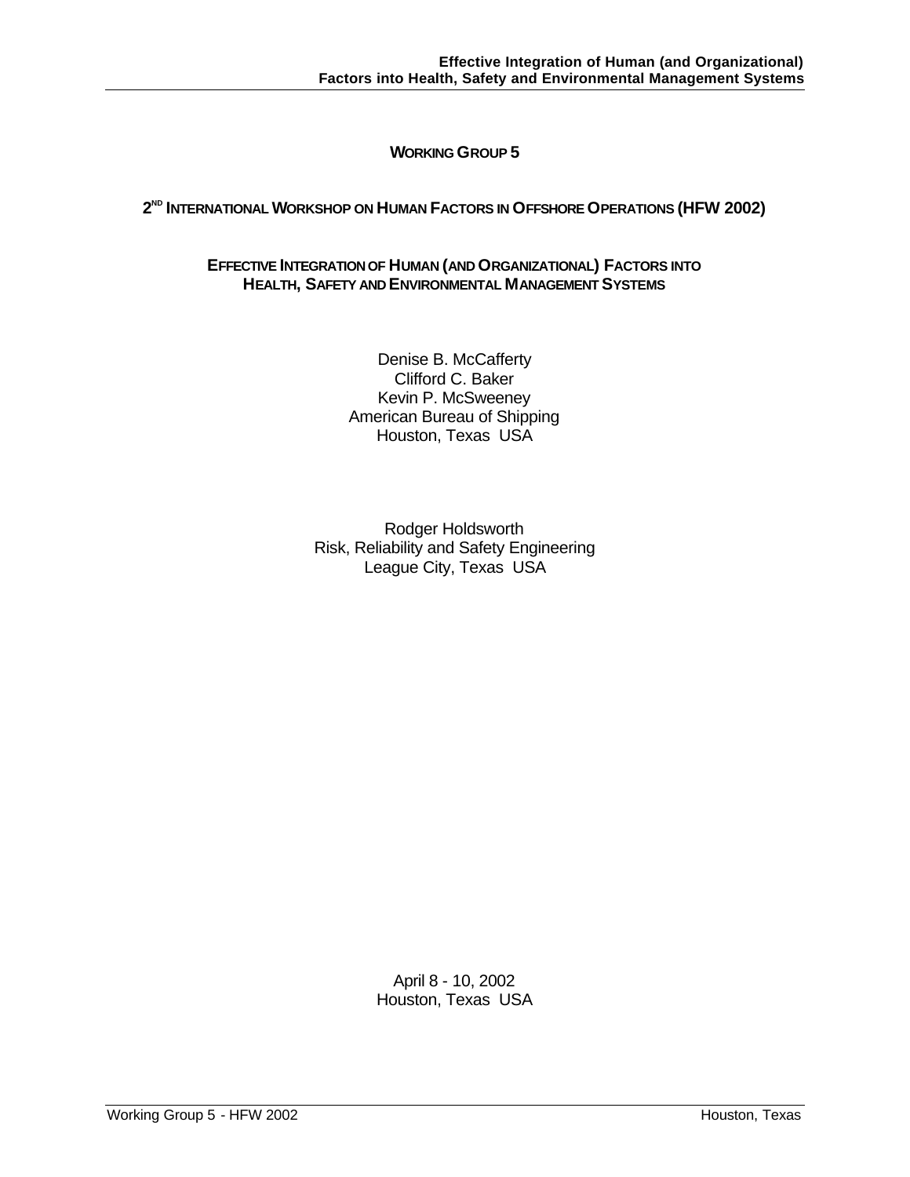# WORKING GROUP 5

## 2ND INTERNATIONAL WORKSHOP ON HUMAN FACTORS IN OFFSHORE OPERATIONS (HFW 2002)

## EFFECTIVE INTEGRATION OF HUMAN (AND ORGANIZATIONAL) FACTORS INTO HEALTH, SAFETY AND ENVIRONMENTAL MANAGEMENT SYSTEMS

Denise B. McCafferty
Clifford C. Baker
Kevin P. McSweeney
American Bureau of Shipping
Houston, Texas USA

Rodger Holdsworth
Risk, Reliability and Safety Engineering
League City, Texas USA

April 8 - 10, 2002
Houston, Texas USA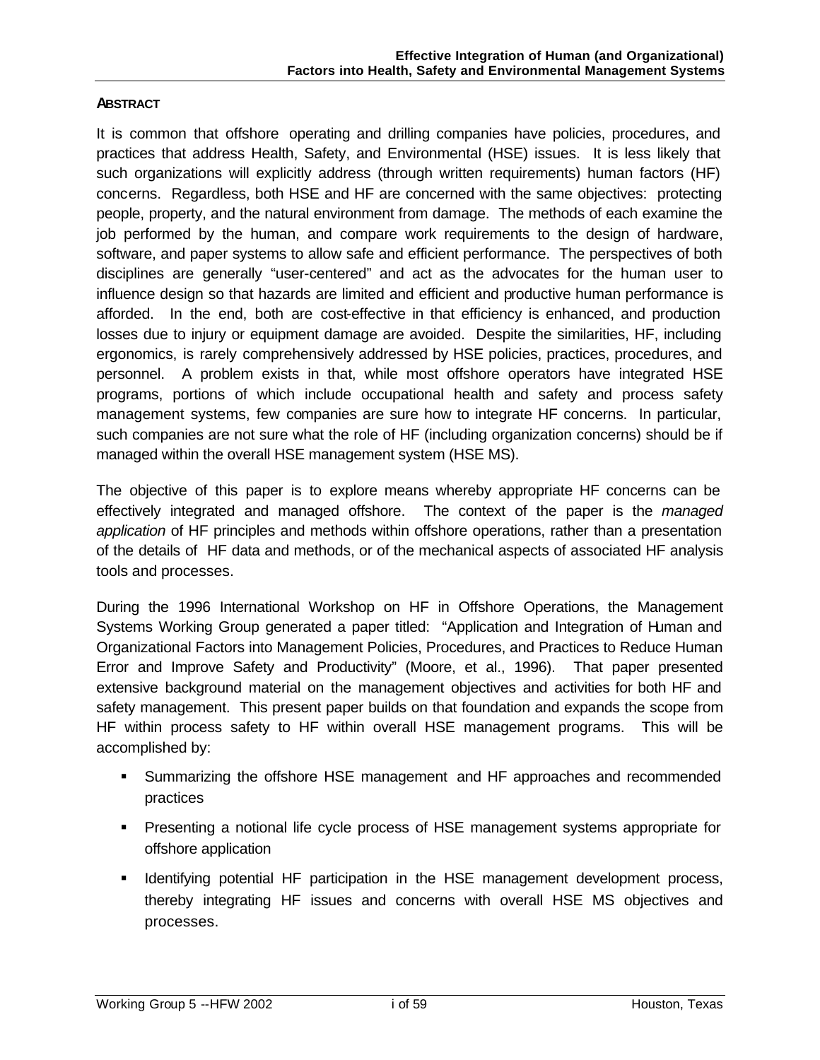## ABSTRACT

It is common that offshore operating and drilling companies have policies, procedures, and practices that address Health, Safety, and Environmental (HSE) issues. It is less likely that such organizations will explicitly address (through written requirements) human factors (HF) concerns. Regardless, both HSE and HF are concerned with the same objectives: protecting people, property, and the natural environment from damage. The methods of each examine the job performed by the human, and compare work requirements to the design of hardware, software, and paper systems to allow safe and efficient performance. The perspectives of both disciplines are generally "user-centered" and act as the advocates for the human user to influence design so that hazards are limited and efficient and productive human performance is afforded. In the end, both are cost-effective in that efficiency is enhanced, and production losses due to injury or equipment damage are avoided. Despite the similarities, HF, including ergonomics, is rarely comprehensively addressed by HSE policies, practices, procedures, and personnel. A problem exists in that, while most offshore operators have integrated HSE programs, portions of which include occupational health and safety and process safety management systems, few companies are sure how to integrate HF concerns. In particular, such companies are not sure what the role of HF (including organization concerns) should be if managed within the overall HSE management system (HSE MS).

The objective of this paper is to explore means whereby appropriate HF concerns can be effectively integrated and managed offshore. The context of the paper is the *managed application* of HF principles and methods within offshore operations, rather than a presentation of the details of HF data and methods, or of the mechanical aspects of associated HF analysis tools and processes.

During the 1996 International Workshop on HF in Offshore Operations, the Management Systems Working Group generated a paper titled: "Application and Integration of Human and Organizational Factors into Management Policies, Procedures, and Practices to Reduce Human Error and Improve Safety and Productivity" (Moore, et al., 1996). That paper presented extensive background material on the management objectives and activities for both HF and safety management. This present paper builds on that foundation and expands the scope from HF within process safety to HF within overall HSE management programs. This will be accomplished by:

- Summarizing the offshore HSE management and HF approaches and recommended practices
- Presenting a notional life cycle process of HSE management systems appropriate for offshore application
- Identifying potential HF participation in the HSE management development process, thereby integrating HF issues and concerns with overall HSE MS objectives and processes.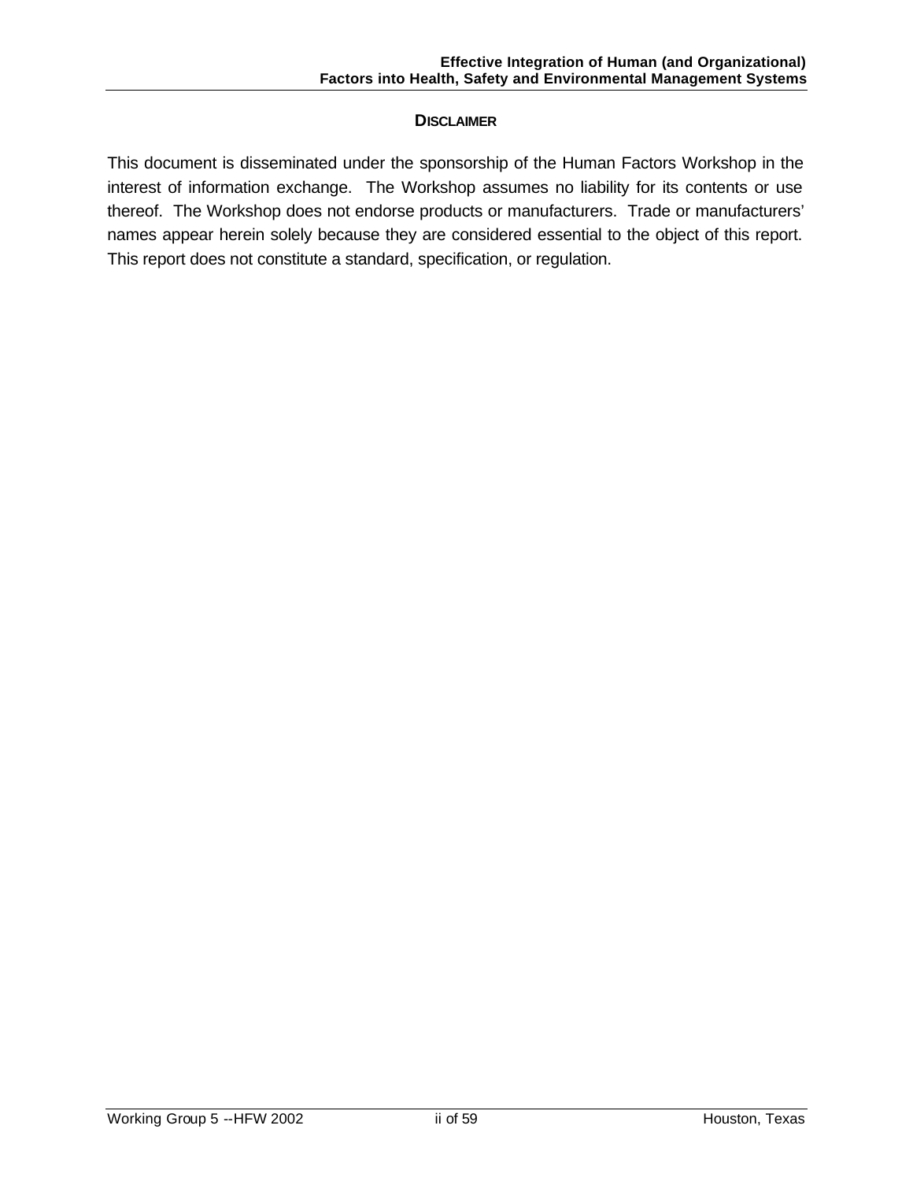## DISCLAIMER

This document is disseminated under the sponsorship of the Human Factors Workshop in the interest of information exchange. The Workshop assumes no liability for its contents or use thereof. The Workshop does not endorse products or manufacturers. Trade or manufacturers' names appear herein solely because they are considered essential to the object of this report. This report does not constitute a standard, specification, or regulation.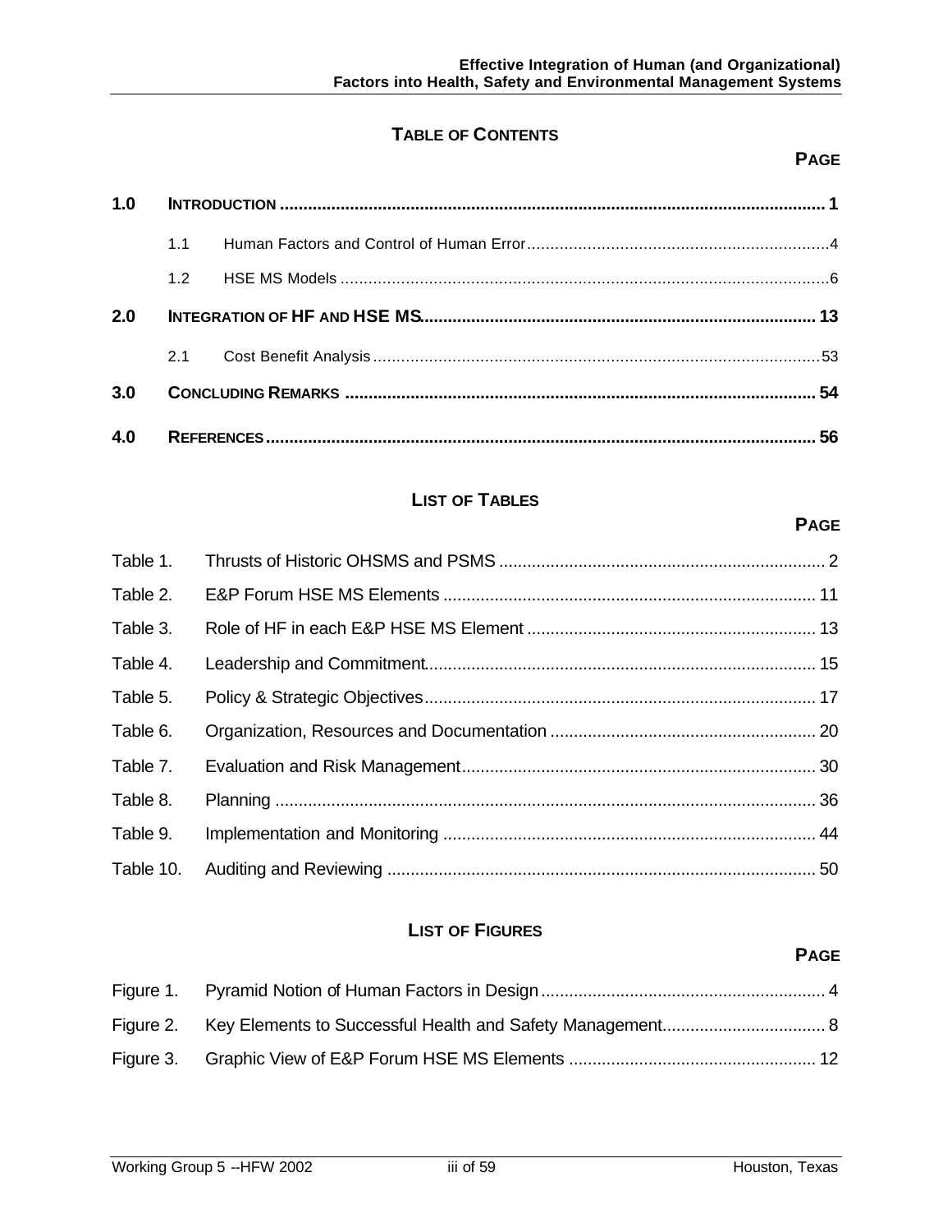## TABLE OF CONTENTS

| | | PAGE |
|---|---|---|
| **1.0** | **INTRODUCTION** | **1** |
| 1.1 | Human Factors and Control of Human Error | 4 |
| 1.2 | HSE MS Models | 6 |
| **2.0** | **INTEGRATION OF HF AND HSE MS** | **13** |
| 2.1 | Cost Benefit Analysis | 53 |
| **3.0** | **CONCLUDING REMARKS** | **54** |
| **4.0** | **REFERENCES** | **56** |

## LIST OF TABLES

| | | PAGE |
|---|---|---|
| Table 1. | Thrusts of Historic OHSMS and PSMS | 2 |
| Table 2. | E&P Forum HSE MS Elements | 11 |
| Table 3. | Role of HF in each E&P HSE MS Element | 13 |
| Table 4. | Leadership and Commitment | 15 |
| Table 5. | Policy & Strategic Objectives | 17 |
| Table 6. | Organization, Resources and Documentation | 20 |
| Table 7. | Evaluation and Risk Management | 30 |
| Table 8. | Planning | 36 |
| Table 9. | Implementation and Monitoring | 44 |
| Table 10. | Auditing and Reviewing | 50 |

## LIST OF FIGURES

| | | PAGE |
|---|---|---|
| Figure 1. | Pyramid Notion of Human Factors in Design | 4 |
| Figure 2. | Key Elements to Successful Health and Safety Management | 8 |
| Figure 3. | Graphic View of E&P Forum HSE MS Elements | 12 |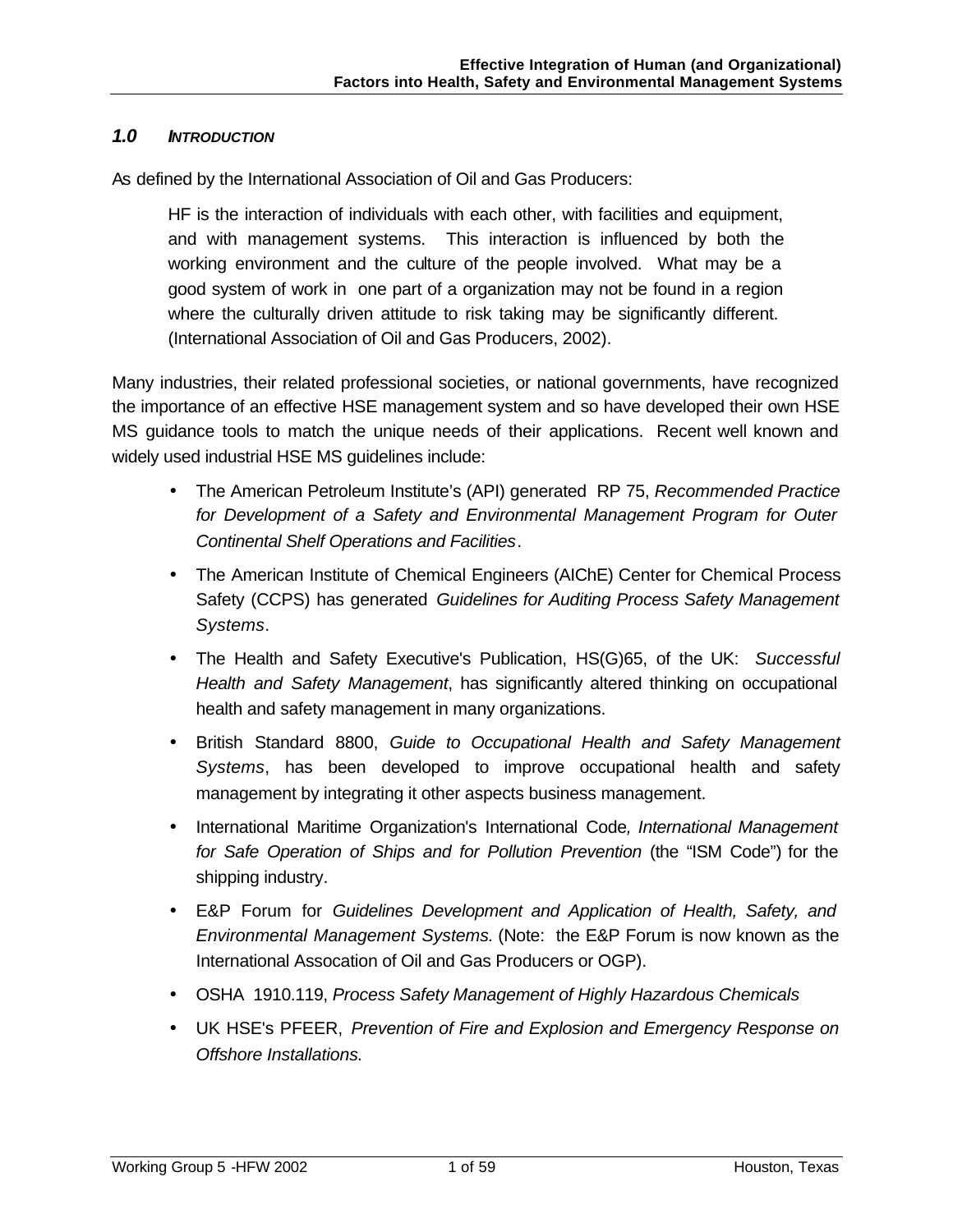## 1.0 INTRODUCTION

As defined by the International Association of Oil and Gas Producers:

> HF is the interaction of individuals with each other, with facilities and equipment, and with management systems. This interaction is influenced by both the working environment and the culture of the people involved. What may be a good system of work in one part of a organization may not be found in a region where the culturally driven attitude to risk taking may be significantly different. (International Association of Oil and Gas Producers, 2002).

Many industries, their related professional societies, or national governments, have recognized the importance of an effective HSE management system and so have developed their own HSE MS guidance tools to match the unique needs of their applications. Recent well known and widely used industrial HSE MS guidelines include:

- The American Petroleum Institute's (API) generated RP 75, *Recommended Practice for Development of a Safety and Environmental Management Program for Outer Continental Shelf Operations and Facilities*.
- The American Institute of Chemical Engineers (AIChE) Center for Chemical Process Safety (CCPS) has generated *Guidelines for Auditing Process Safety Management Systems*.
- The Health and Safety Executive's Publication, HS(G)65, of the UK: *Successful Health and Safety Management*, has significantly altered thinking on occupational health and safety management in many organizations.
- British Standard 8800, *Guide to Occupational Health and Safety Management Systems*, has been developed to improve occupational health and safety management by integrating it other aspects business management.
- International Maritime Organization's International Code*, International Management for Safe Operation of Ships and for Pollution Prevention* (the "ISM Code") for the shipping industry.
- E&P Forum for *Guidelines Development and Application of Health, Safety, and Environmental Management Systems.* (Note: the E&P Forum is now known as the International Assocation of Oil and Gas Producers or OGP).
- OSHA 1910.119, *Process Safety Management of Highly Hazardous Chemicals*
- UK HSE's PFEER, *Prevention of Fire and Explosion and Emergency Response on Offshore Installations.*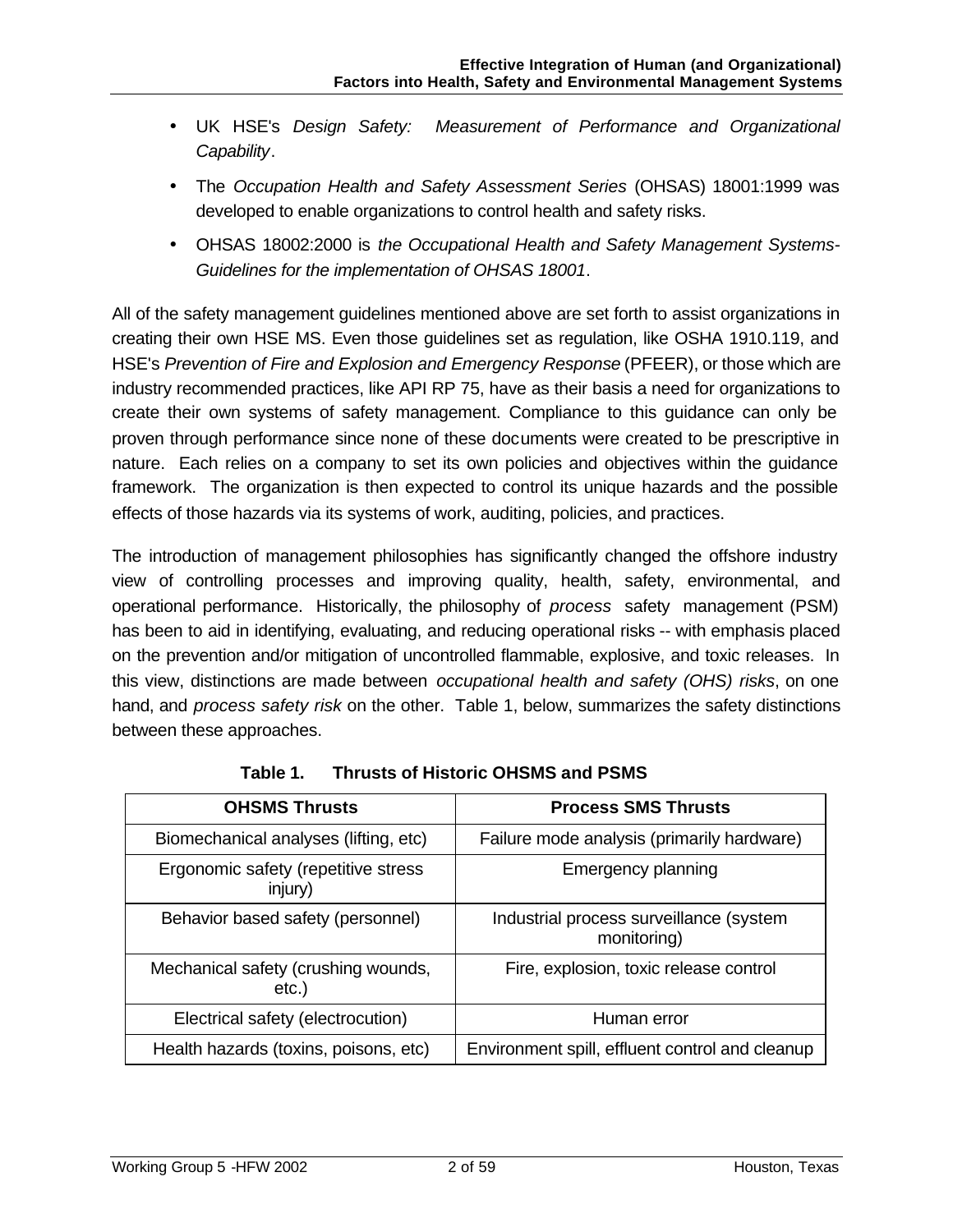- UK HSE's *Design Safety: Measurement of Performance and Organizational Capability*.
- The *Occupation Health and Safety Assessment Series* (OHSAS) 18001:1999 was developed to enable organizations to control health and safety risks.
- OHSAS 18002:2000 is *the Occupational Health and Safety Management Systems-Guidelines for the implementation of OHSAS 18001*.

All of the safety management guidelines mentioned above are set forth to assist organizations in creating their own HSE MS. Even those guidelines set as regulation, like OSHA 1910.119, and HSE's *Prevention of Fire and Explosion and Emergency Response* (PFEER), or those which are industry recommended practices, like API RP 75, have as their basis a need for organizations to create their own systems of safety management. Compliance to this guidance can only be proven through performance since none of these documents were created to be prescriptive in nature. Each relies on a company to set its own policies and objectives within the guidance framework. The organization is then expected to control its unique hazards and the possible effects of those hazards via its systems of work, auditing, policies, and practices.

The introduction of management philosophies has significantly changed the offshore industry view of controlling processes and improving quality, health, safety, environmental, and operational performance. Historically, the philosophy of *process* safety management (PSM) has been to aid in identifying, evaluating, and reducing operational risks -- with emphasis placed on the prevention and/or mitigation of uncontrolled flammable, explosive, and toxic releases. In this view, distinctions are made between *occupational health and safety (OHS) risks*, on one hand, and *process safety risk* on the other. Table 1, below, summarizes the safety distinctions between these approaches.

**Table 1. Thrusts of Historic OHSMS and PSMS**

| OHSMS Thrusts | Process SMS Thrusts |
|---|---|
| Biomechanical analyses (lifting, etc) | Failure mode analysis (primarily hardware) |
| Ergonomic safety (repetitive stress injury) | Emergency planning |
| Behavior based safety (personnel) | Industrial process surveillance (system monitoring) |
| Mechanical safety (crushing wounds, etc.) | Fire, explosion, toxic release control |
| Electrical safety (electrocution) | Human error |
| Health hazards (toxins, poisons, etc) | Environment spill, effluent control and cleanup |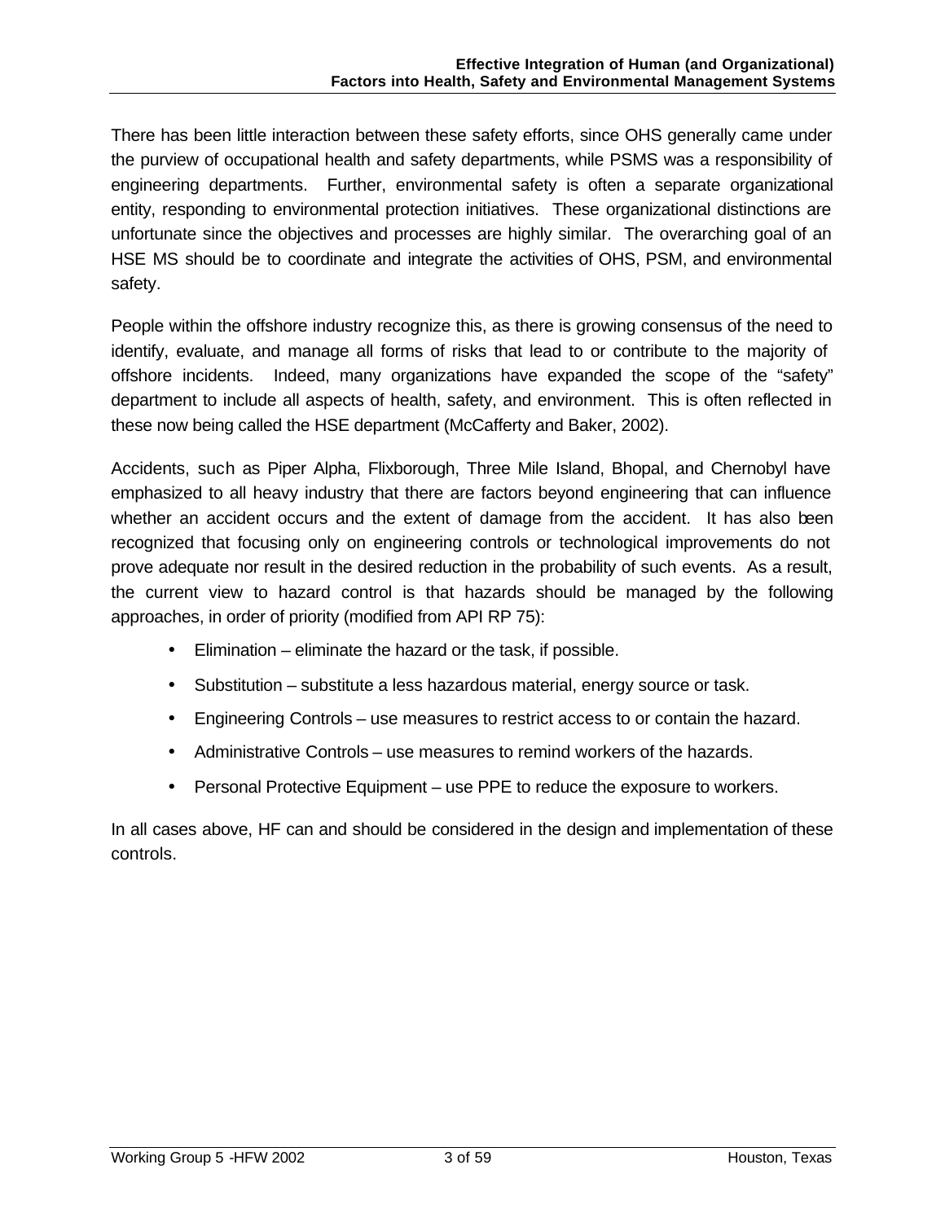There has been little interaction between these safety efforts, since OHS generally came under the purview of occupational health and safety departments, while PSMS was a responsibility of engineering departments. Further, environmental safety is often a separate organizational entity, responding to environmental protection initiatives. These organizational distinctions are unfortunate since the objectives and processes are highly similar. The overarching goal of an HSE MS should be to coordinate and integrate the activities of OHS, PSM, and environmental safety.

People within the offshore industry recognize this, as there is growing consensus of the need to identify, evaluate, and manage all forms of risks that lead to or contribute to the majority of offshore incidents. Indeed, many organizations have expanded the scope of the "safety" department to include all aspects of health, safety, and environment. This is often reflected in these now being called the HSE department (McCafferty and Baker, 2002).

Accidents, such as Piper Alpha, Flixborough, Three Mile Island, Bhopal, and Chernobyl have emphasized to all heavy industry that there are factors beyond engineering that can influence whether an accident occurs and the extent of damage from the accident. It has also been recognized that focusing only on engineering controls or technological improvements do not prove adequate nor result in the desired reduction in the probability of such events. As a result, the current view to hazard control is that hazards should be managed by the following approaches, in order of priority (modified from API RP 75):

- Elimination – eliminate the hazard or the task, if possible.
- Substitution – substitute a less hazardous material, energy source or task.
- Engineering Controls – use measures to restrict access to or contain the hazard.
- Administrative Controls – use measures to remind workers of the hazards.
- Personal Protective Equipment – use PPE to reduce the exposure to workers.

In all cases above, HF can and should be considered in the design and implementation of these controls.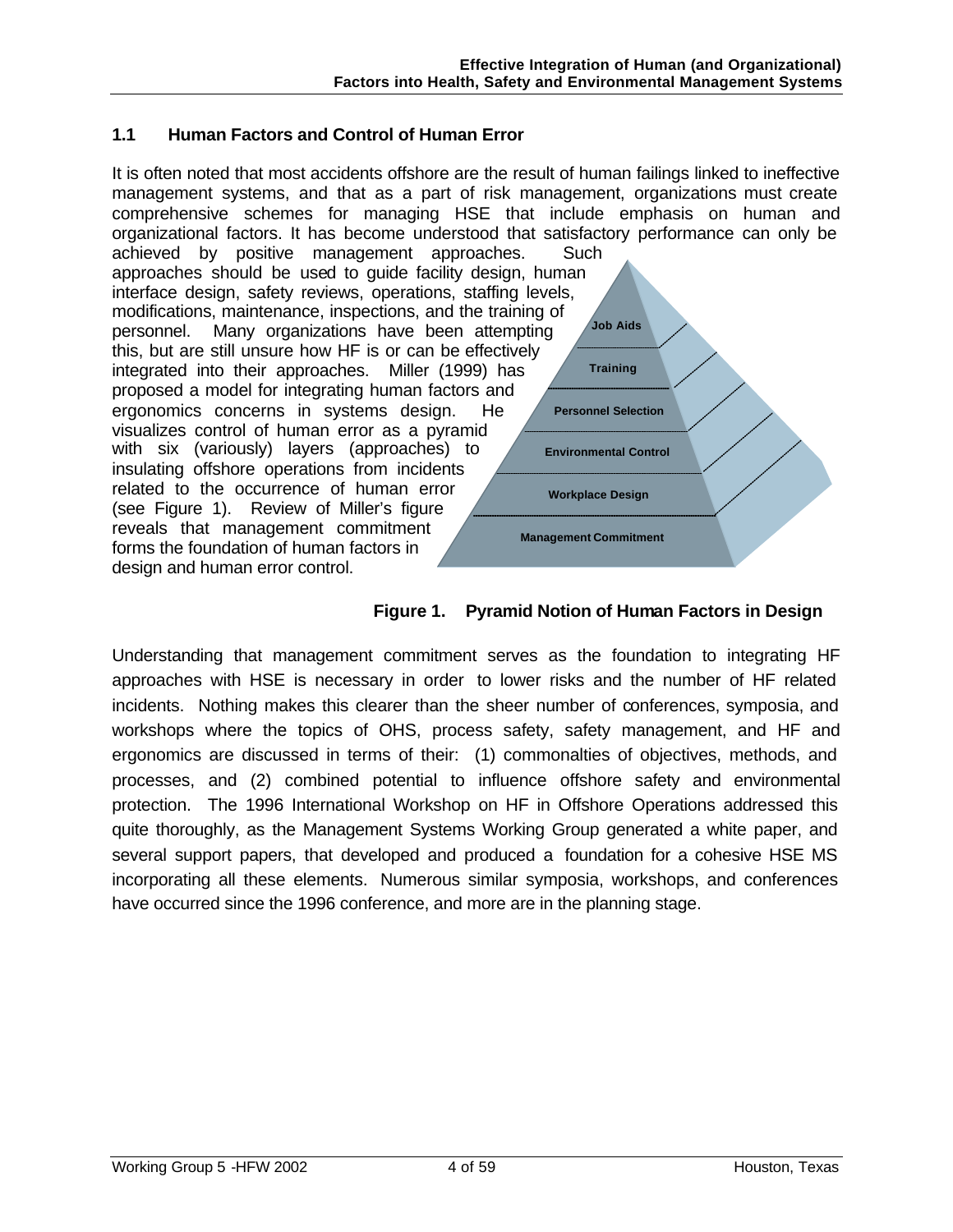## 1.1 Human Factors and Control of Human Error

It is often noted that most accidents offshore are the result of human failings linked to ineffective management systems, and that as a part of risk management, organizations must create comprehensive schemes for managing HSE that include emphasis on human and organizational factors. It has become understood that satisfactory performance can only be achieved by positive management approaches. Such approaches should be used to guide facility design, human interface design, safety reviews, operations, staffing levels, modifications, maintenance, inspections, and the training of personnel. Many organizations have been attempting this, but are still unsure how HF is or can be effectively integrated into their approaches. Miller (1999) has proposed a model for integrating human factors and ergonomics concerns in systems design. He visualizes control of human error as a pyramid with six (variously) layers (approaches) to insulating offshore operations from incidents related to the occurrence of human error (see Figure 1). Review of Miller's figure reveals that management commitment forms the foundation of human factors in design and human error control.

Job Aids

Training

Personnel Selection

Environmental Control

Workplace Design

Management Commitment

**Figure 1. Pyramid Notion of Human Factors in Design**

Understanding that management commitment serves as the foundation to integrating HF approaches with HSE is necessary in order to lower risks and the number of HF related incidents. Nothing makes this clearer than the sheer number of conferences, symposia, and workshops where the topics of OHS, process safety, safety management, and HF and ergonomics are discussed in terms of their: (1) commonalties of objectives, methods, and processes, and (2) combined potential to influence offshore safety and environmental protection. The 1996 International Workshop on HF in Offshore Operations addressed this quite thoroughly, as the Management Systems Working Group generated a white paper, and several support papers, that developed and produced a foundation for a cohesive HSE MS incorporating all these elements. Numerous similar symposia, workshops, and conferences have occurred since the 1996 conference, and more are in the planning stage.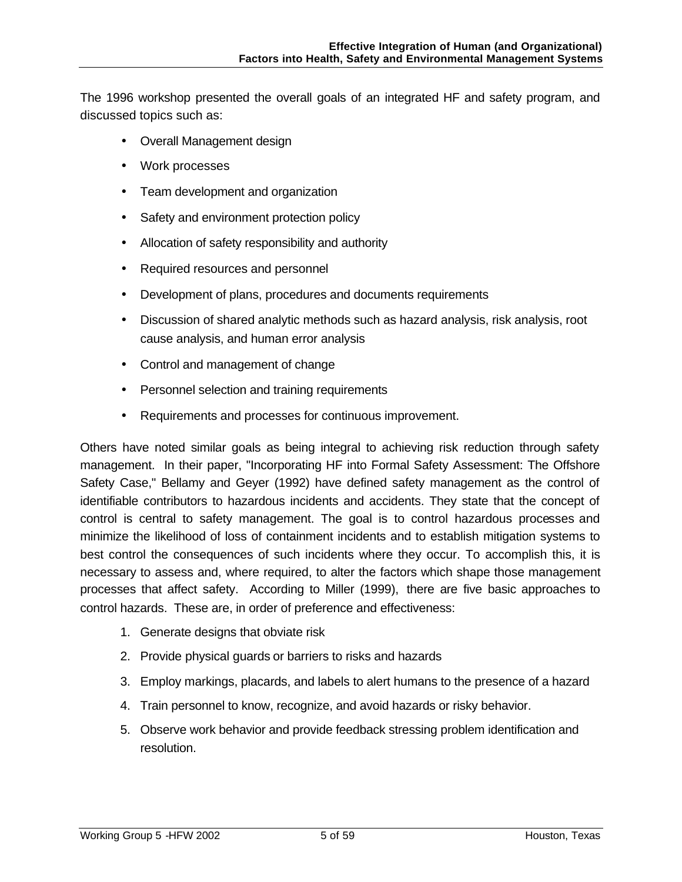The 1996 workshop presented the overall goals of an integrated HF and safety program, and discussed topics such as:

- Overall Management design
- Work processes
- Team development and organization
- Safety and environment protection policy
- Allocation of safety responsibility and authority
- Required resources and personnel
- Development of plans, procedures and documents requirements
- Discussion of shared analytic methods such as hazard analysis, risk analysis, root cause analysis, and human error analysis
- Control and management of change
- Personnel selection and training requirements
- Requirements and processes for continuous improvement.

Others have noted similar goals as being integral to achieving risk reduction through safety management. In their paper, "Incorporating HF into Formal Safety Assessment: The Offshore Safety Case," Bellamy and Geyer (1992) have defined safety management as the control of identifiable contributors to hazardous incidents and accidents. They state that the concept of control is central to safety management. The goal is to control hazardous processes and minimize the likelihood of loss of containment incidents and to establish mitigation systems to best control the consequences of such incidents where they occur. To accomplish this, it is necessary to assess and, where required, to alter the factors which shape those management processes that affect safety. According to Miller (1999), there are five basic approaches to control hazards. These are, in order of preference and effectiveness:

1. Generate designs that obviate risk
2. Provide physical guards or barriers to risks and hazards
3. Employ markings, placards, and labels to alert humans to the presence of a hazard
4. Train personnel to know, recognize, and avoid hazards or risky behavior.
5. Observe work behavior and provide feedback stressing problem identification and resolution.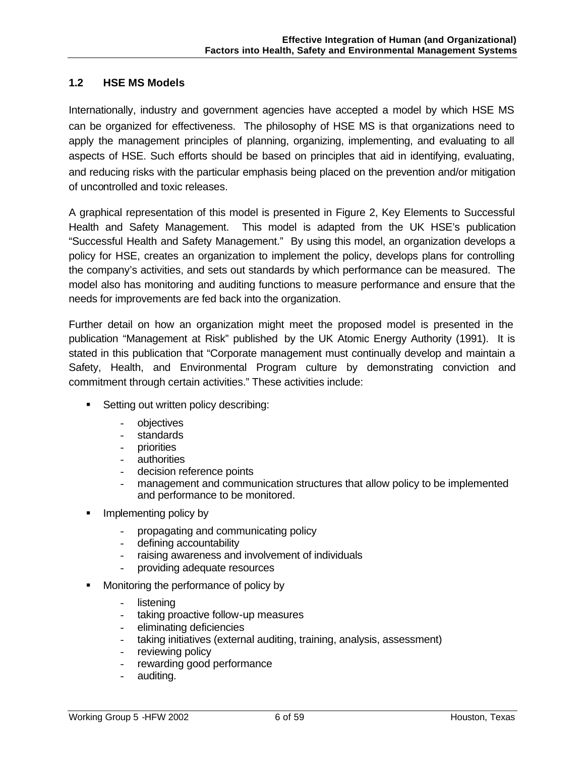## 1.2 HSE MS Models

Internationally, industry and government agencies have accepted a model by which HSE MS can be organized for effectiveness. The philosophy of HSE MS is that organizations need to apply the management principles of planning, organizing, implementing, and evaluating to all aspects of HSE. Such efforts should be based on principles that aid in identifying, evaluating, and reducing risks with the particular emphasis being placed on the prevention and/or mitigation of uncontrolled and toxic releases.

A graphical representation of this model is presented in Figure 2, Key Elements to Successful Health and Safety Management. This model is adapted from the UK HSE's publication "Successful Health and Safety Management." By using this model, an organization develops a policy for HSE, creates an organization to implement the policy, develops plans for controlling the company's activities, and sets out standards by which performance can be measured. The model also has monitoring and auditing functions to measure performance and ensure that the needs for improvements are fed back into the organization.

Further detail on how an organization might meet the proposed model is presented in the publication "Management at Risk" published by the UK Atomic Energy Authority (1991). It is stated in this publication that "Corporate management must continually develop and maintain a Safety, Health, and Environmental Program culture by demonstrating conviction and commitment through certain activities." These activities include:

- Setting out written policy describing:
  - objectives
  - standards
  - priorities
  - authorities
  - decision reference points
  - management and communication structures that allow policy to be implemented and performance to be monitored.
- Implementing policy by
  - propagating and communicating policy
  - defining accountability
  - raising awareness and involvement of individuals
  - providing adequate resources
- Monitoring the performance of policy by
  - listening
  - taking proactive follow-up measures
  - eliminating deficiencies
  - taking initiatives (external auditing, training, analysis, assessment)
  - reviewing policy
  - rewarding good performance
  - auditing.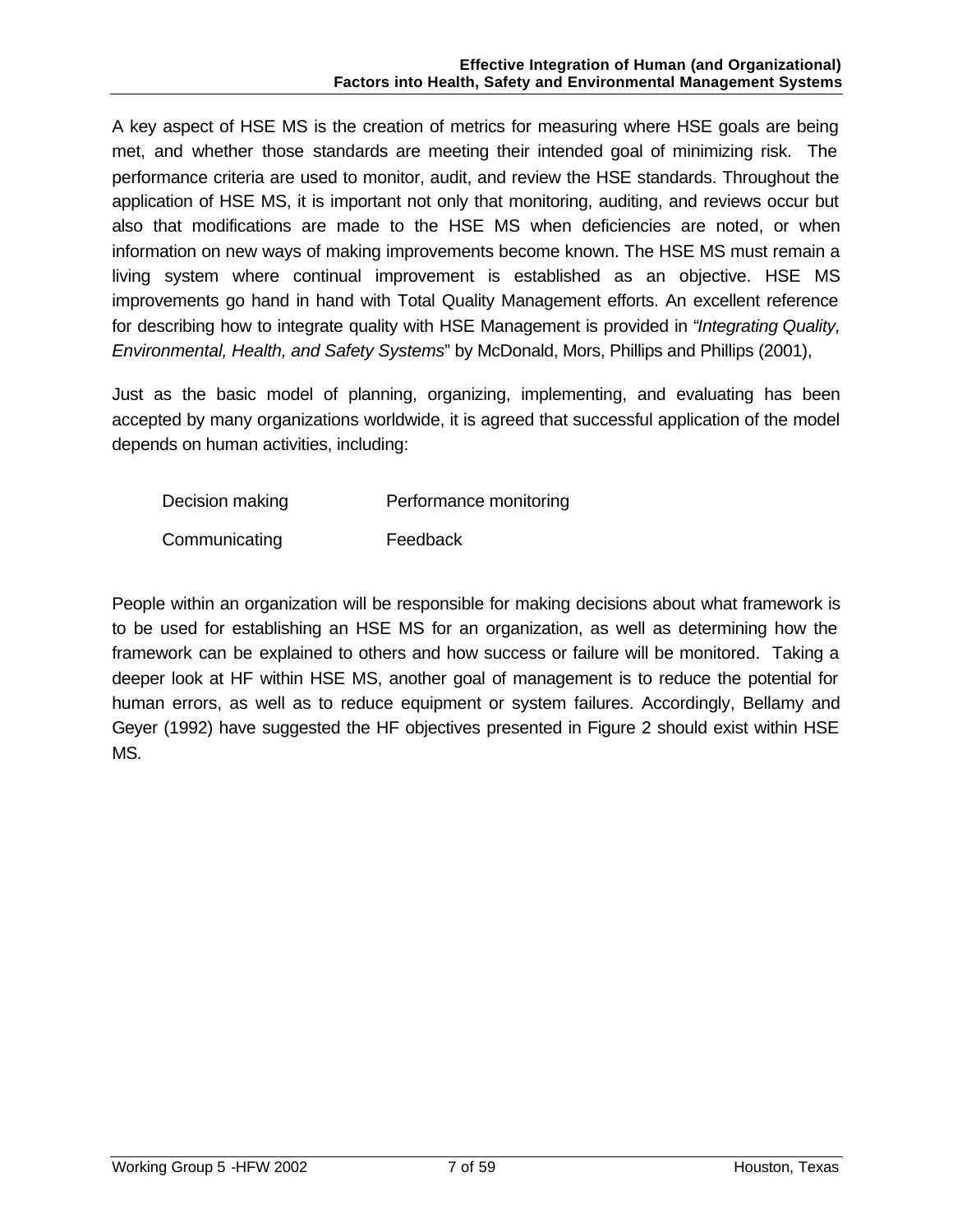A key aspect of HSE MS is the creation of metrics for measuring where HSE goals are being met, and whether those standards are meeting their intended goal of minimizing risk. The performance criteria are used to monitor, audit, and review the HSE standards. Throughout the application of HSE MS, it is important not only that monitoring, auditing, and reviews occur but also that modifications are made to the HSE MS when deficiencies are noted, or when information on new ways of making improvements become known. The HSE MS must remain a living system where continual improvement is established as an objective. HSE MS improvements go hand in hand with Total Quality Management efforts. An excellent reference for describing how to integrate quality with HSE Management is provided in "*Integrating Quality, Environmental, Health, and Safety Systems*" by McDonald, Mors, Phillips and Phillips (2001),

Just as the basic model of planning, organizing, implementing, and evaluating has been accepted by many organizations worldwide, it is agreed that successful application of the model depends on human activities, including:

- Decision making
- Communicating
- Performance monitoring
- Feedback

People within an organization will be responsible for making decisions about what framework is to be used for establishing an HSE MS for an organization, as well as determining how the framework can be explained to others and how success or failure will be monitored. Taking a deeper look at HF within HSE MS, another goal of management is to reduce the potential for human errors, as well as to reduce equipment or system failures. Accordingly, Bellamy and Geyer (1992) have suggested the HF objectives presented in Figure 2 should exist within HSE MS.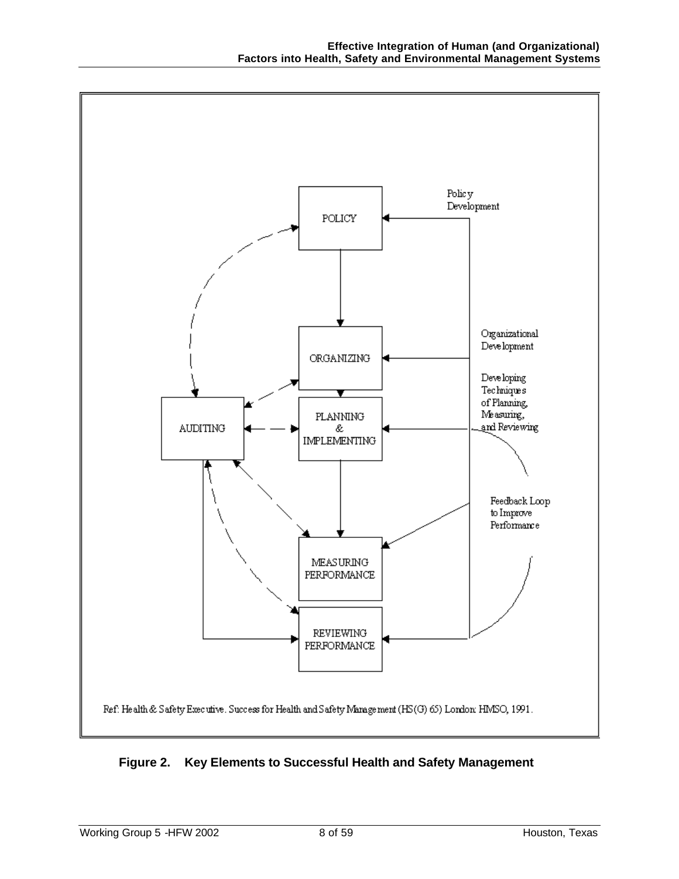POLICY

Policy Development

ORGANIZING

Organizational Development

PLANNING & IMPLEMENTING

Developing Techniques of Planning, Measuring, and Reviewing

AUDITING

MEASURING PERFORMANCE

Feedback Loop to Improve Performance

REVIEWING PERFORMANCE

Ref: Health & Safety Executive. Success for Health and Safety Management (HS(G) 65) London: HMSO, 1991.

**Figure 2. Key Elements to Successful Health and Safety Management**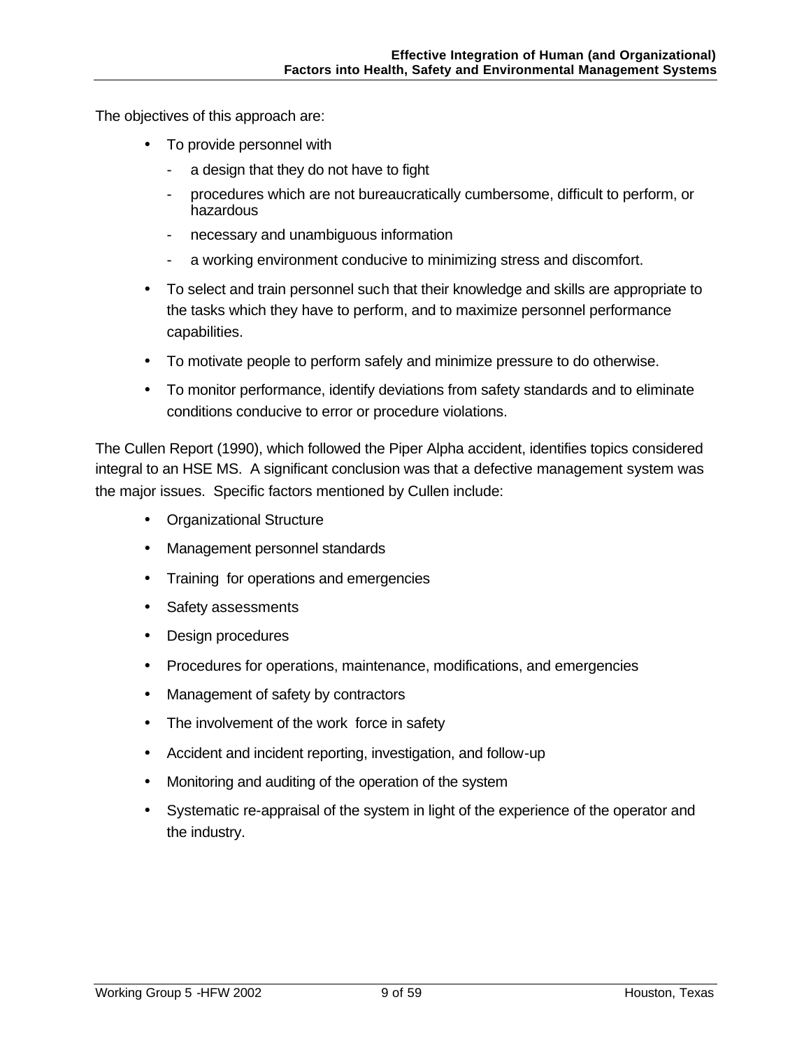The objectives of this approach are:

- To provide personnel with
  - a design that they do not have to fight
  - procedures which are not bureaucratically cumbersome, difficult to perform, or hazardous
  - necessary and unambiguous information
  - a working environment conducive to minimizing stress and discomfort.
- To select and train personnel such that their knowledge and skills are appropriate to the tasks which they have to perform, and to maximize personnel performance capabilities.
- To motivate people to perform safely and minimize pressure to do otherwise.
- To monitor performance, identify deviations from safety standards and to eliminate conditions conducive to error or procedure violations.

The Cullen Report (1990), which followed the Piper Alpha accident, identifies topics considered integral to an HSE MS. A significant conclusion was that a defective management system was the major issues. Specific factors mentioned by Cullen include:

- Organizational Structure
- Management personnel standards
- Training for operations and emergencies
- Safety assessments
- Design procedures
- Procedures for operations, maintenance, modifications, and emergencies
- Management of safety by contractors
- The involvement of the work force in safety
- Accident and incident reporting, investigation, and follow-up
- Monitoring and auditing of the operation of the system
- Systematic re-appraisal of the system in light of the experience of the operator and the industry.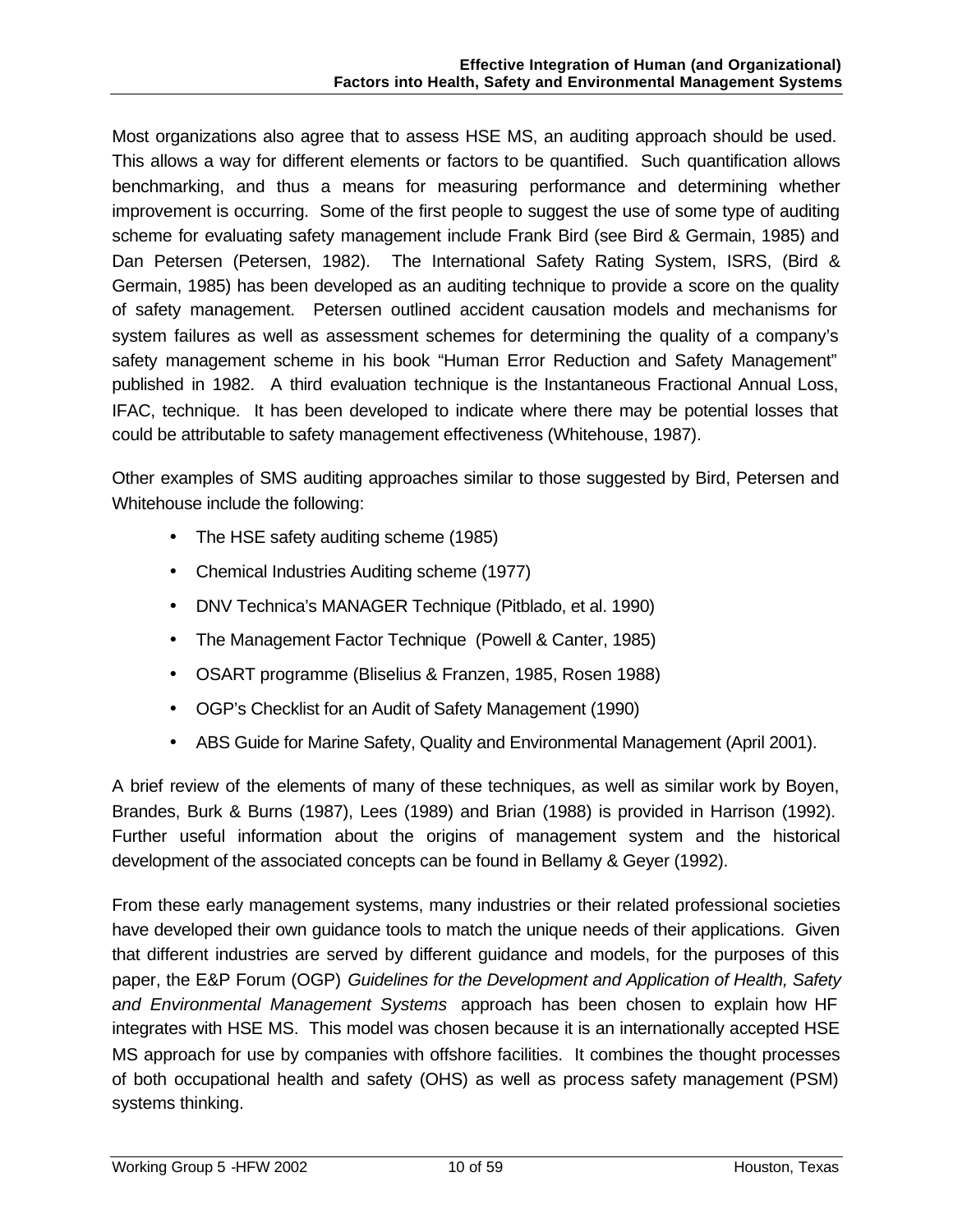Most organizations also agree that to assess HSE MS, an auditing approach should be used. This allows a way for different elements or factors to be quantified. Such quantification allows benchmarking, and thus a means for measuring performance and determining whether improvement is occurring. Some of the first people to suggest the use of some type of auditing scheme for evaluating safety management include Frank Bird (see Bird & Germain, 1985) and Dan Petersen (Petersen, 1982). The International Safety Rating System, ISRS, (Bird & Germain, 1985) has been developed as an auditing technique to provide a score on the quality of safety management. Petersen outlined accident causation models and mechanisms for system failures as well as assessment schemes for determining the quality of a company's safety management scheme in his book "Human Error Reduction and Safety Management" published in 1982. A third evaluation technique is the Instantaneous Fractional Annual Loss, IFAC, technique. It has been developed to indicate where there may be potential losses that could be attributable to safety management effectiveness (Whitehouse, 1987).

Other examples of SMS auditing approaches similar to those suggested by Bird, Petersen and Whitehouse include the following:

- The HSE safety auditing scheme (1985)
- Chemical Industries Auditing scheme (1977)
- DNV Technica's MANAGER Technique (Pitblado, et al. 1990)
- The Management Factor Technique (Powell & Canter, 1985)
- OSART programme (Bliselius & Franzen, 1985, Rosen 1988)
- OGP's Checklist for an Audit of Safety Management (1990)
- ABS Guide for Marine Safety, Quality and Environmental Management (April 2001).

A brief review of the elements of many of these techniques, as well as similar work by Boyen, Brandes, Burk & Burns (1987), Lees (1989) and Brian (1988) is provided in Harrison (1992). Further useful information about the origins of management system and the historical development of the associated concepts can be found in Bellamy & Geyer (1992).

From these early management systems, many industries or their related professional societies have developed their own guidance tools to match the unique needs of their applications. Given that different industries are served by different guidance and models, for the purposes of this paper, the E&P Forum (OGP) *Guidelines for the Development and Application of Health, Safety and Environmental Management Systems* approach has been chosen to explain how HF integrates with HSE MS. This model was chosen because it is an internationally accepted HSE MS approach for use by companies with offshore facilities. It combines the thought processes of both occupational health and safety (OHS) as well as process safety management (PSM) systems thinking.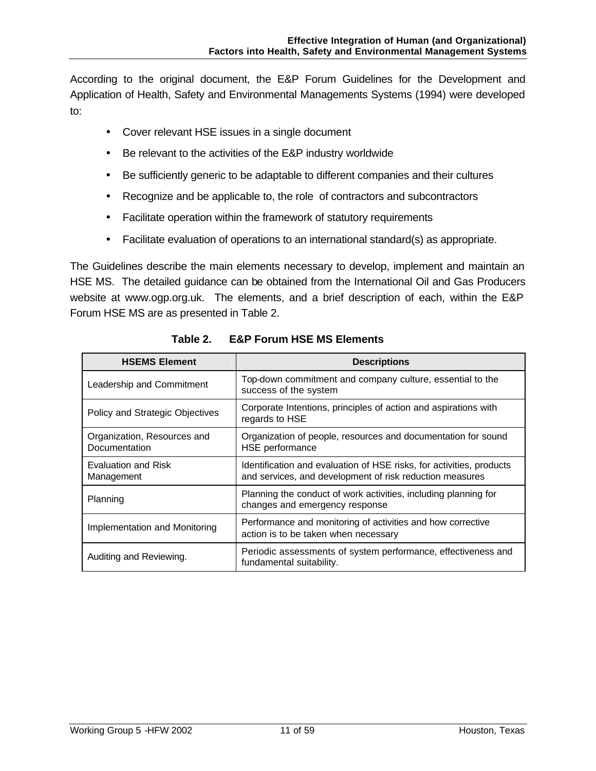According to the original document, the E&P Forum Guidelines for the Development and Application of Health, Safety and Environmental Managements Systems (1994) were developed to:

- Cover relevant HSE issues in a single document
- Be relevant to the activities of the E&P industry worldwide
- Be sufficiently generic to be adaptable to different companies and their cultures
- Recognize and be applicable to, the role of contractors and subcontractors
- Facilitate operation within the framework of statutory requirements
- Facilitate evaluation of operations to an international standard(s) as appropriate.

The Guidelines describe the main elements necessary to develop, implement and maintain an HSE MS. The detailed guidance can be obtained from the International Oil and Gas Producers website at www.ogp.org.uk. The elements, and a brief description of each, within the E&P Forum HSE MS are as presented in Table 2.

**Table 2. E&P Forum HSE MS Elements**

| HSEMS Element | Descriptions |
|---|---|
| Leadership and Commitment | Top-down commitment and company culture, essential to the success of the system |
| Policy and Strategic Objectives | Corporate Intentions, principles of action and aspirations with regards to HSE |
| Organization, Resources and Documentation | Organization of people, resources and documentation for sound HSE performance |
| Evaluation and Risk Management | Identification and evaluation of HSE risks, for activities, products and services, and development of risk reduction measures |
| Planning | Planning the conduct of work activities, including planning for changes and emergency response |
| Implementation and Monitoring | Performance and monitoring of activities and how corrective action is to be taken when necessary |
| Auditing and Reviewing. | Periodic assessments of system performance, effectiveness and fundamental suitability. |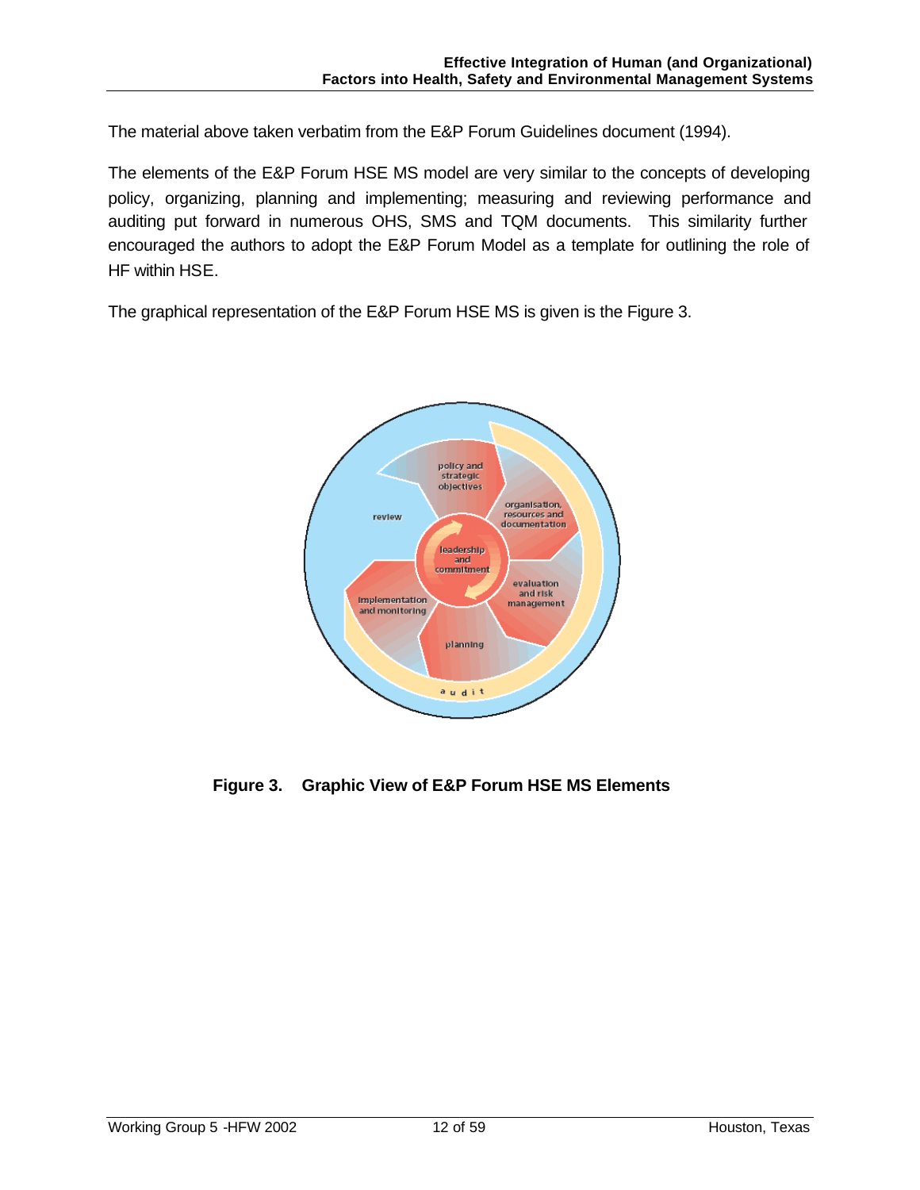The material above taken verbatim from the E&P Forum Guidelines document (1994).

The elements of the E&P Forum HSE MS model are very similar to the concepts of developing policy, organizing, planning and implementing; measuring and reviewing performance and auditing put forward in numerous OHS, SMS and TQM documents. This similarity further encouraged the authors to adopt the E&P Forum Model as a template for outlining the role of HF within HSE.

The graphical representation of the E&P Forum HSE MS is given is the Figure 3.

**Figure 3. Graphic View of E&P Forum HSE MS Elements**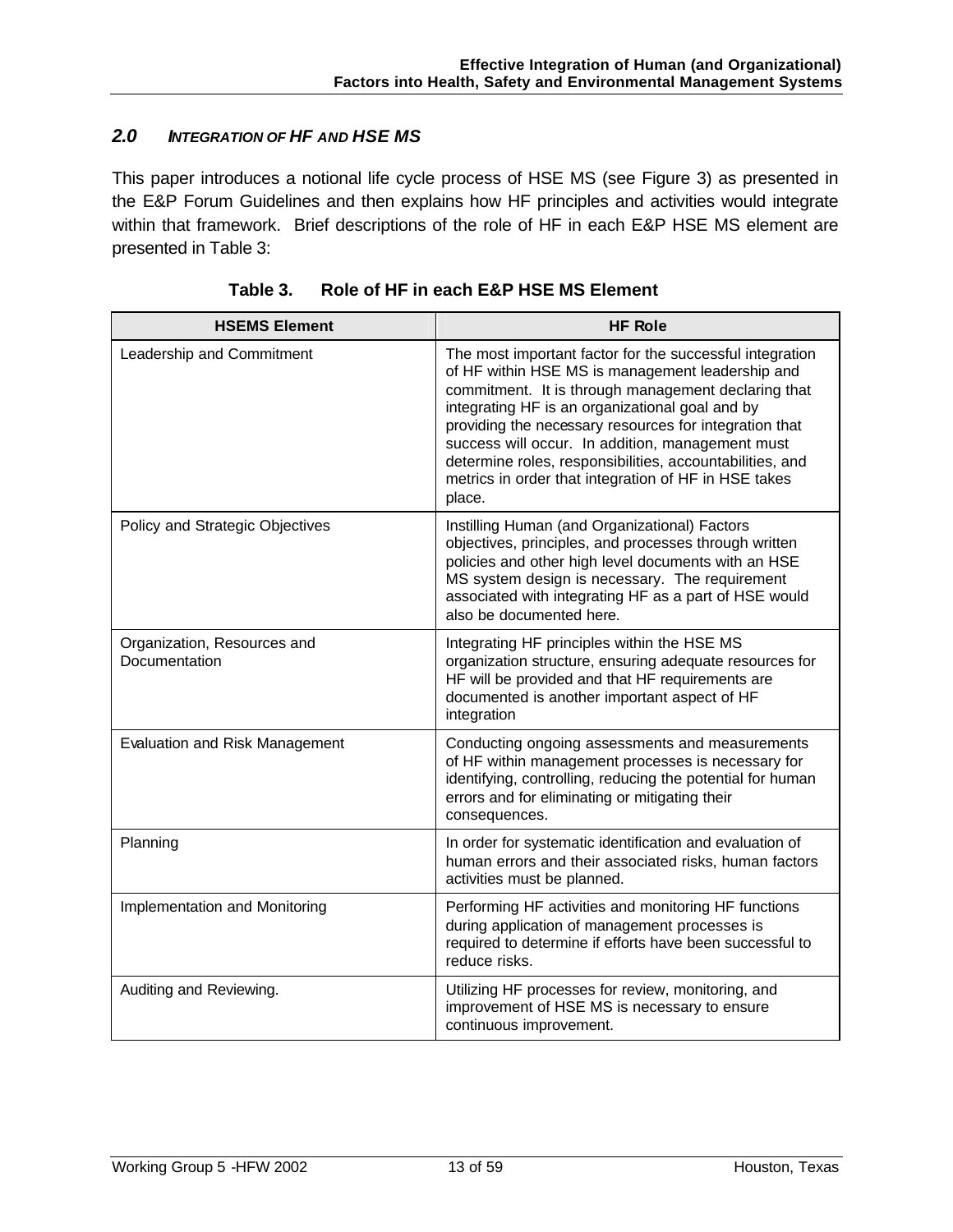## 2.0 INTEGRATION OF HF AND HSE MS

This paper introduces a notional life cycle process of HSE MS (see Figure 3) as presented in the E&P Forum Guidelines and then explains how HF principles and activities would integrate within that framework. Brief descriptions of the role of HF in each E&P HSE MS element are presented in Table 3:

**Table 3. Role of HF in each E&P HSE MS Element**

| HSEMS Element | HF Role |
|---|---|
| Leadership and Commitment | The most important factor for the successful integration of HF within HSE MS is management leadership and commitment. It is through management declaring that integrating HF is an organizational goal and by providing the necessary resources for integration that success will occur. In addition, management must determine roles, responsibilities, accountabilities, and metrics in order that integration of HF in HSE takes place. |
| Policy and Strategic Objectives | Instilling Human (and Organizational) Factors objectives, principles, and processes through written policies and other high level documents with an HSE MS system design is necessary. The requirement associated with integrating HF as a part of HSE would also be documented here. |
| Organization, Resources and Documentation | Integrating HF principles within the HSE MS organization structure, ensuring adequate resources for HF will be provided and that HF requirements are documented is another important aspect of HF integration |
| Evaluation and Risk Management | Conducting ongoing assessments and measurements of HF within management processes is necessary for identifying, controlling, reducing the potential for human errors and for eliminating or mitigating their consequences. |
| Planning | In order for systematic identification and evaluation of human errors and their associated risks, human factors activities must be planned. |
| Implementation and Monitoring | Performing HF activities and monitoring HF functions during application of management processes is required to determine if efforts have been successful to reduce risks. |
| Auditing and Reviewing. | Utilizing HF processes for review, monitoring, and improvement of HSE MS is necessary to ensure continuous improvement. |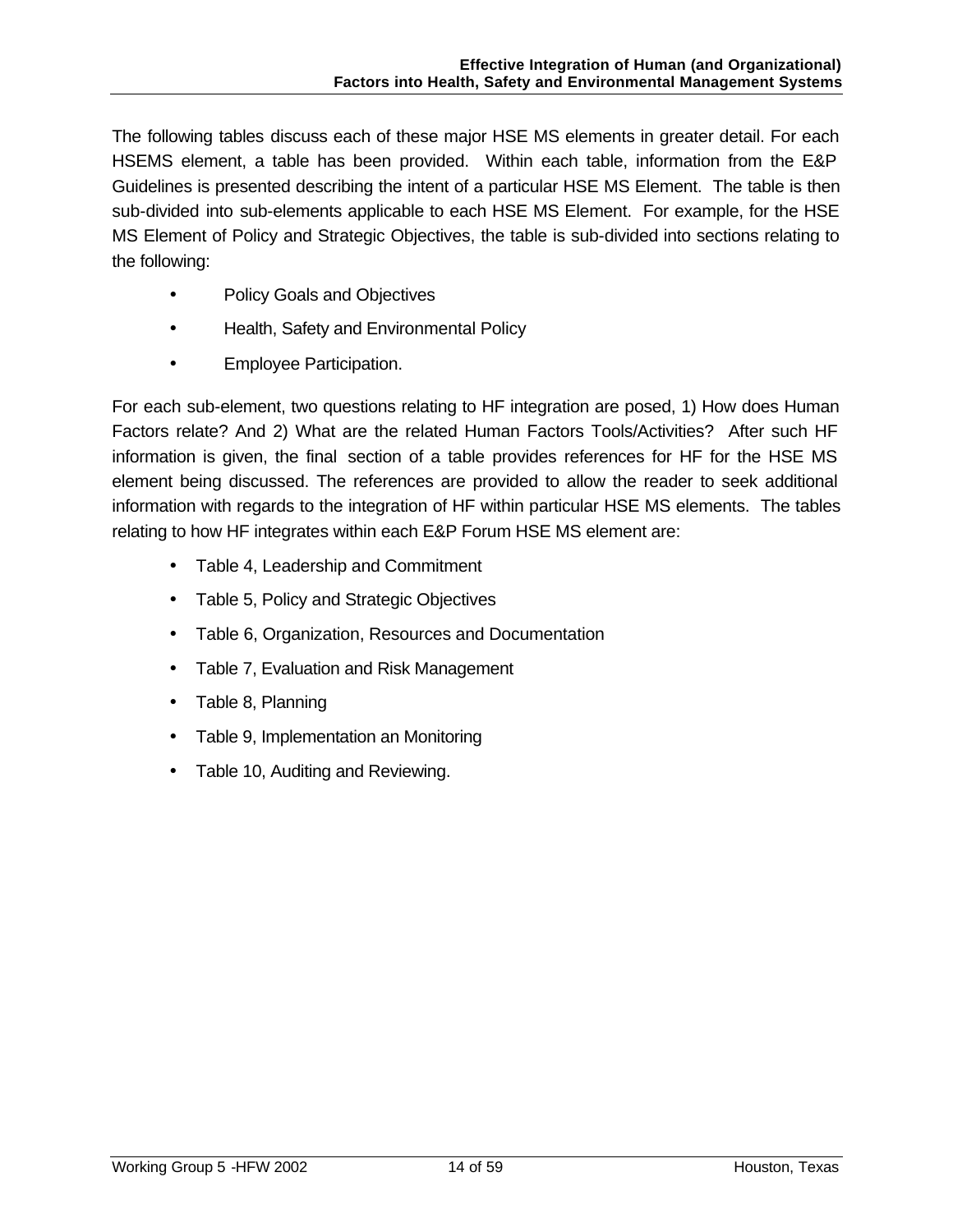The following tables discuss each of these major HSE MS elements in greater detail. For each HSEMS element, a table has been provided. Within each table, information from the E&P Guidelines is presented describing the intent of a particular HSE MS Element. The table is then sub-divided into sub-elements applicable to each HSE MS Element. For example, for the HSE MS Element of Policy and Strategic Objectives, the table is sub-divided into sections relating to the following:

- Policy Goals and Objectives
- Health, Safety and Environmental Policy
- Employee Participation.

For each sub-element, two questions relating to HF integration are posed, 1) How does Human Factors relate? And 2) What are the related Human Factors Tools/Activities? After such HF information is given, the final section of a table provides references for HF for the HSE MS element being discussed. The references are provided to allow the reader to seek additional information with regards to the integration of HF within particular HSE MS elements. The tables relating to how HF integrates within each E&P Forum HSE MS element are:

- Table 4, Leadership and Commitment
- Table 5, Policy and Strategic Objectives
- Table 6, Organization, Resources and Documentation
- Table 7, Evaluation and Risk Management
- Table 8, Planning
- Table 9, Implementation an Monitoring
- Table 10, Auditing and Reviewing.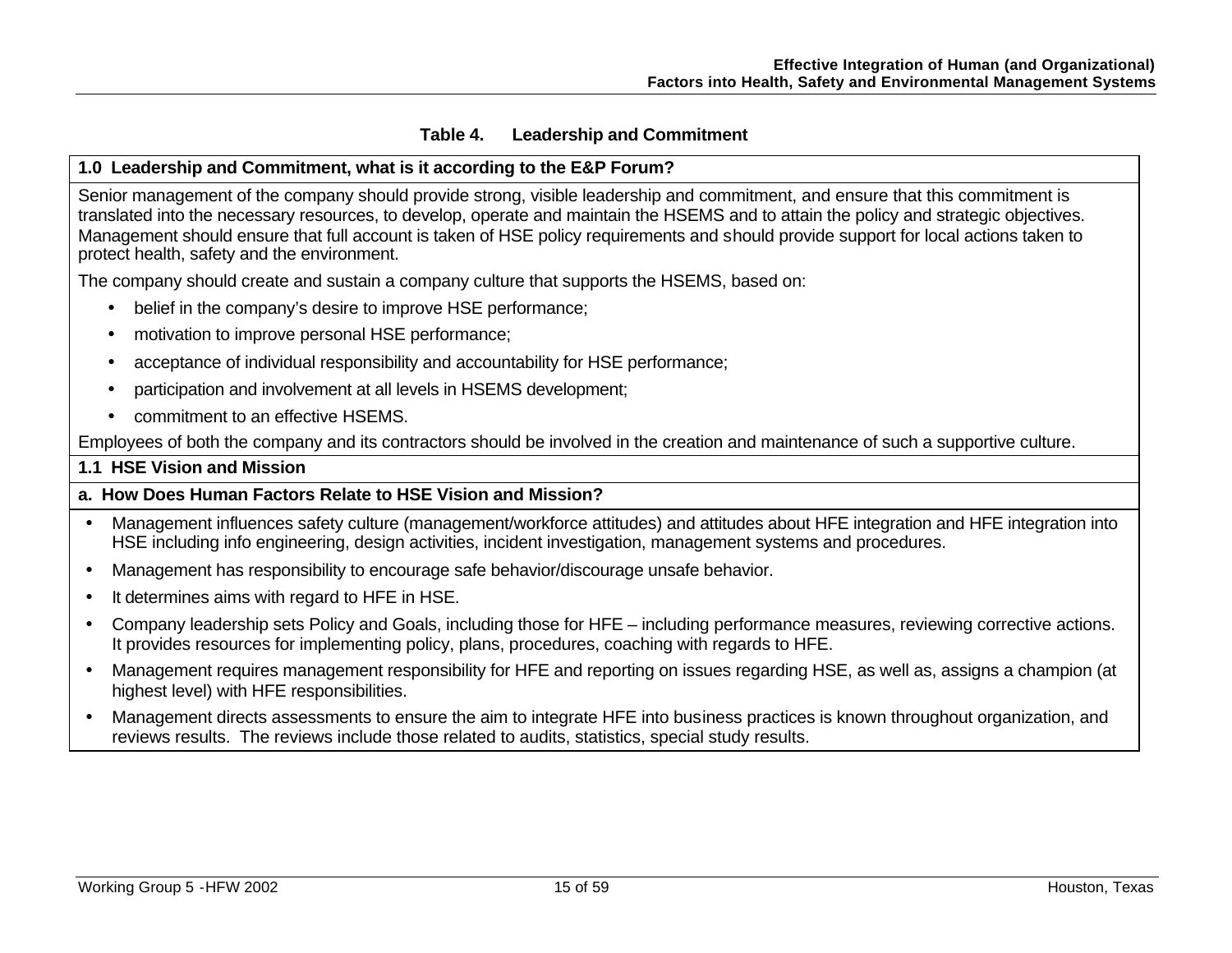**Table 4. Leadership and Commitment**

**1.0 Leadership and Commitment, what is it according to the E&P Forum?**

Senior management of the company should provide strong, visible leadership and commitment, and ensure that this commitment is translated into the necessary resources, to develop, operate and maintain the HSEMS and to attain the policy and strategic objectives. Management should ensure that full account is taken of HSE policy requirements and should provide support for local actions taken to protect health, safety and the environment.

The company should create and sustain a company culture that supports the HSEMS, based on:

- belief in the company's desire to improve HSE performance;
- motivation to improve personal HSE performance;
- acceptance of individual responsibility and accountability for HSE performance;
- participation and involvement at all levels in HSEMS development;
- commitment to an effective HSEMS.

Employees of both the company and its contractors should be involved in the creation and maintenance of such a supportive culture.

**1.1 HSE Vision and Mission**

**a. How Does Human Factors Relate to HSE Vision and Mission?**

- Management influences safety culture (management/workforce attitudes) and attitudes about HFE integration and HFE integration into HSE including info engineering, design activities, incident investigation, management systems and procedures.
- Management has responsibility to encourage safe behavior/discourage unsafe behavior.
- It determines aims with regard to HFE in HSE.
- Company leadership sets Policy and Goals, including those for HFE – including performance measures, reviewing corrective actions. It provides resources for implementing policy, plans, procedures, coaching with regards to HFE.
- Management requires management responsibility for HFE and reporting on issues regarding HSE, as well as, assigns a champion (at highest level) with HFE responsibilities.
- Management directs assessments to ensure the aim to integrate HFE into business practices is known throughout organization, and reviews results. The reviews include those related to audits, statistics, special study results.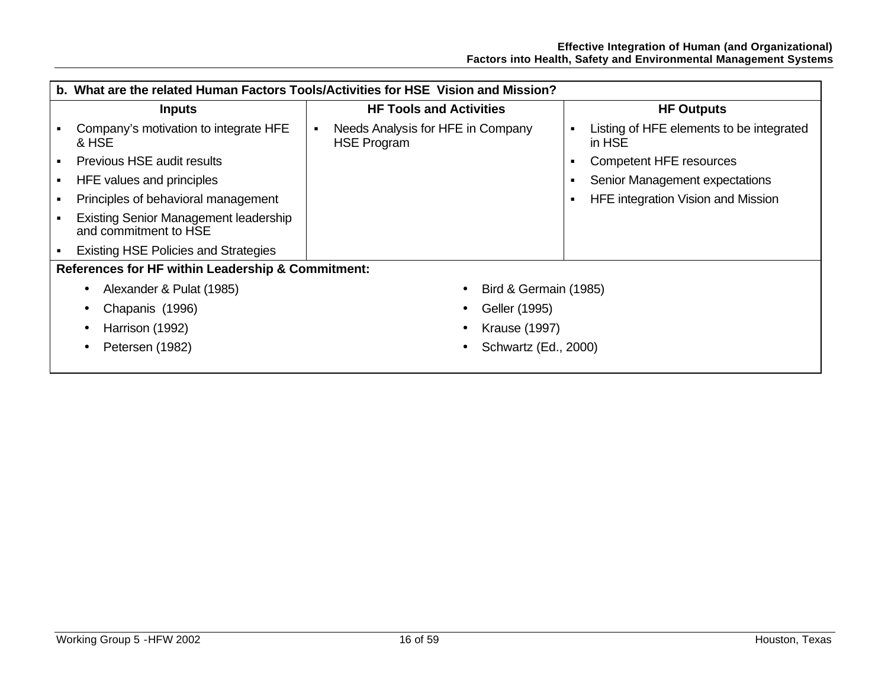| b. What are the related Human Factors Tools/Activities for HSE Vision and Mission? | | |
|---|---|---|
| **Inputs** | **HF Tools and Activities** | **HF Outputs** |
| ▪ Company's motivation to integrate HFE & HSE<br>▪ Previous HSE audit results<br>▪ HFE values and principles<br>▪ Principles of behavioral management<br>▪ Existing Senior Management leadership and commitment to HSE<br>▪ Existing HSE Policies and Strategies | ▪ Needs Analysis for HFE in Company HSE Program | ▪ Listing of HFE elements to be integrated in HSE<br>▪ Competent HFE resources<br>▪ Senior Management expectations<br>▪ HFE integration Vision and Mission |
| **References for HF within Leadership & Commitment:** | | |
| • Alexander & Pulat (1985)<br>• Chapanis (1996)<br>• Harrison (1992)<br>• Petersen (1982) | • Bird & Germain (1985)<br>• Geller (1995)<br>• Krause (1997)<br>• Schwartz (Ed., 2000) | |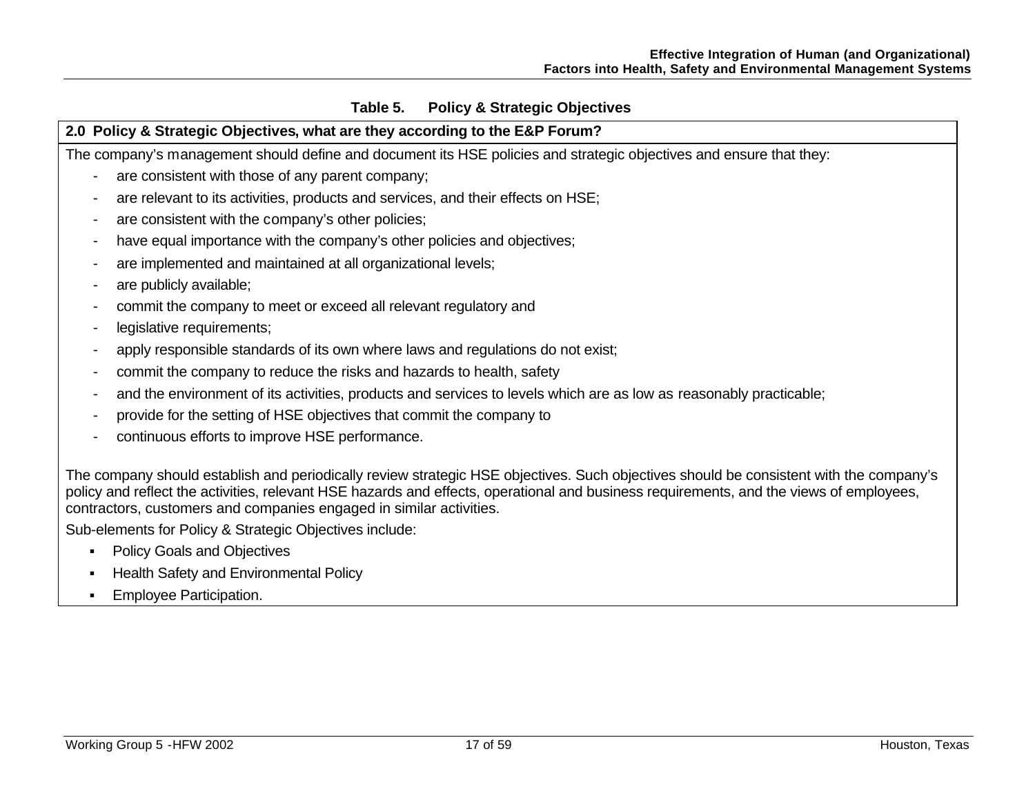**Table 5. Policy & Strategic Objectives**

**2.0 Policy & Strategic Objectives, what are they according to the E&P Forum?**

The company's management should define and document its HSE policies and strategic objectives and ensure that they:

- are consistent with those of any parent company;
- are relevant to its activities, products and services, and their effects on HSE;
- are consistent with the company's other policies;
- have equal importance with the company's other policies and objectives;
- are implemented and maintained at all organizational levels;
- are publicly available;
- commit the company to meet or exceed all relevant regulatory and
- legislative requirements;
- apply responsible standards of its own where laws and regulations do not exist;
- commit the company to reduce the risks and hazards to health, safety
- and the environment of its activities, products and services to levels which are as low as reasonably practicable;
- provide for the setting of HSE objectives that commit the company to
- continuous efforts to improve HSE performance.

The company should establish and periodically review strategic HSE objectives. Such objectives should be consistent with the company's policy and reflect the activities, relevant HSE hazards and effects, operational and business requirements, and the views of employees, contractors, customers and companies engaged in similar activities.

Sub-elements for Policy & Strategic Objectives include:

- Policy Goals and Objectives
- Health Safety and Environmental Policy
- Employee Participation.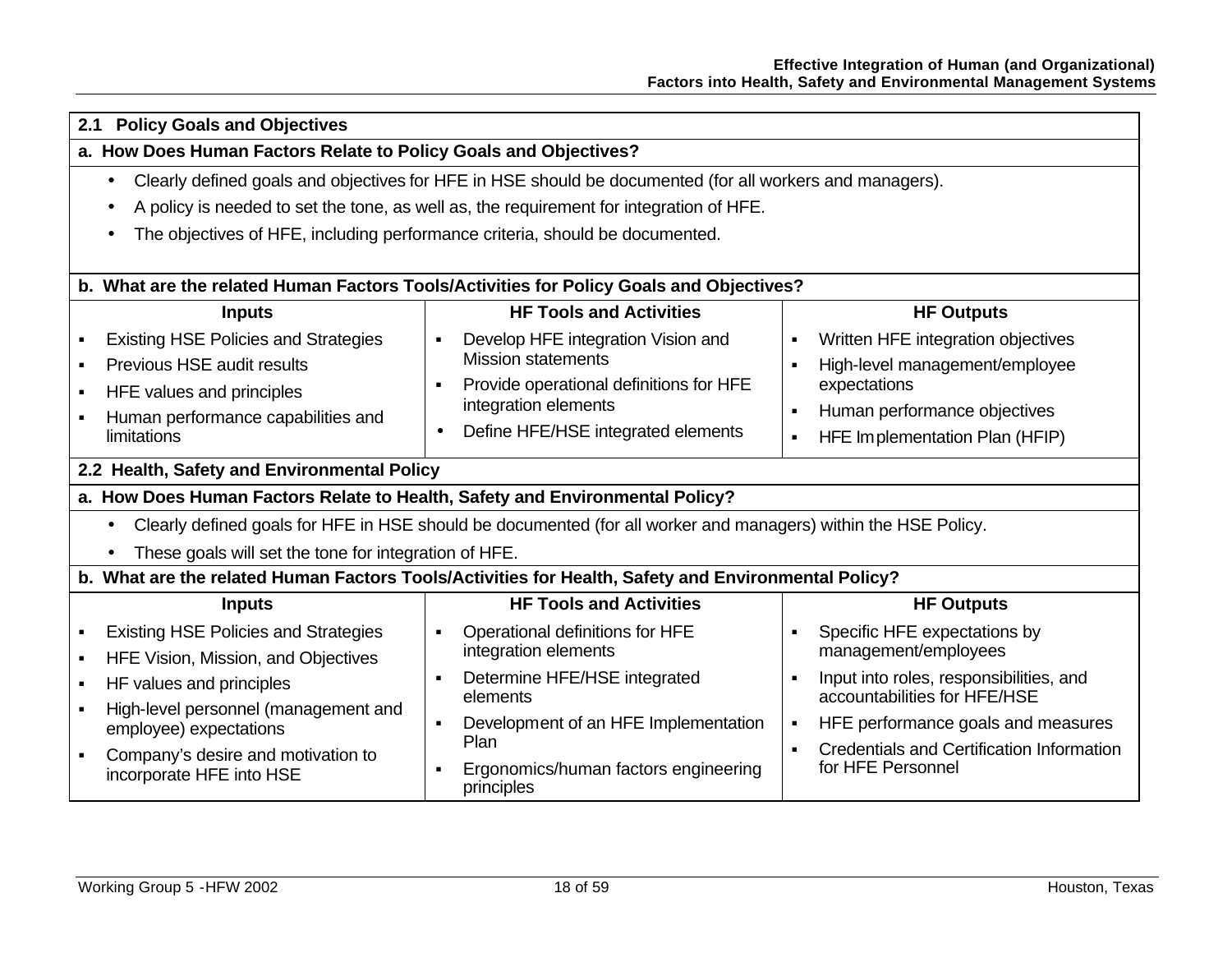## 2.1 Policy Goals and Objectives

### a. How Does Human Factors Relate to Policy Goals and Objectives?

- Clearly defined goals and objectives for HFE in HSE should be documented (for all workers and managers).
- A policy is needed to set the tone, as well as, the requirement for integration of HFE.
- The objectives of HFE, including performance criteria, should be documented.

### b. What are the related Human Factors Tools/Activities for Policy Goals and Objectives?

| Inputs | HF Tools and Activities | HF Outputs |
|---|---|---|
| ▪ Existing HSE Policies and Strategies<br>▪ Previous HSE audit results<br>▪ HFE values and principles<br>▪ Human performance capabilities and limitations | ▪ Develop HFE integration Vision and Mission statements<br>▪ Provide operational definitions for HFE integration elements<br>• Define HFE/HSE integrated elements | ▪ Written HFE integration objectives<br>▪ High-level management/employee expectations<br>▪ Human performance objectives<br>▪ HFE Implementation Plan (HFIP) |

## 2.2 Health, Safety and Environmental Policy

### a. How Does Human Factors Relate to Health, Safety and Environmental Policy?

- Clearly defined goals for HFE in HSE should be documented (for all worker and managers) within the HSE Policy.
- These goals will set the tone for integration of HFE.

### b. What are the related Human Factors Tools/Activities for Health, Safety and Environmental Policy?

| Inputs | HF Tools and Activities | HF Outputs |
|---|---|---|
| ▪ Existing HSE Policies and Strategies<br>▪ HFE Vision, Mission, and Objectives<br>▪ HF values and principles<br>▪ High-level personnel (management and employee) expectations<br>▪ Company's desire and motivation to incorporate HFE into HSE | ▪ Operational definitions for HFE integration elements<br>▪ Determine HFE/HSE integrated elements<br>▪ Development of an HFE Implementation Plan<br>▪ Ergonomics/human factors engineering principles | ▪ Specific HFE expectations by management/employees<br>▪ Input into roles, responsibilities, and accountabilities for HFE/HSE<br>▪ HFE performance goals and measures<br>▪ Credentials and Certification Information for HFE Personnel |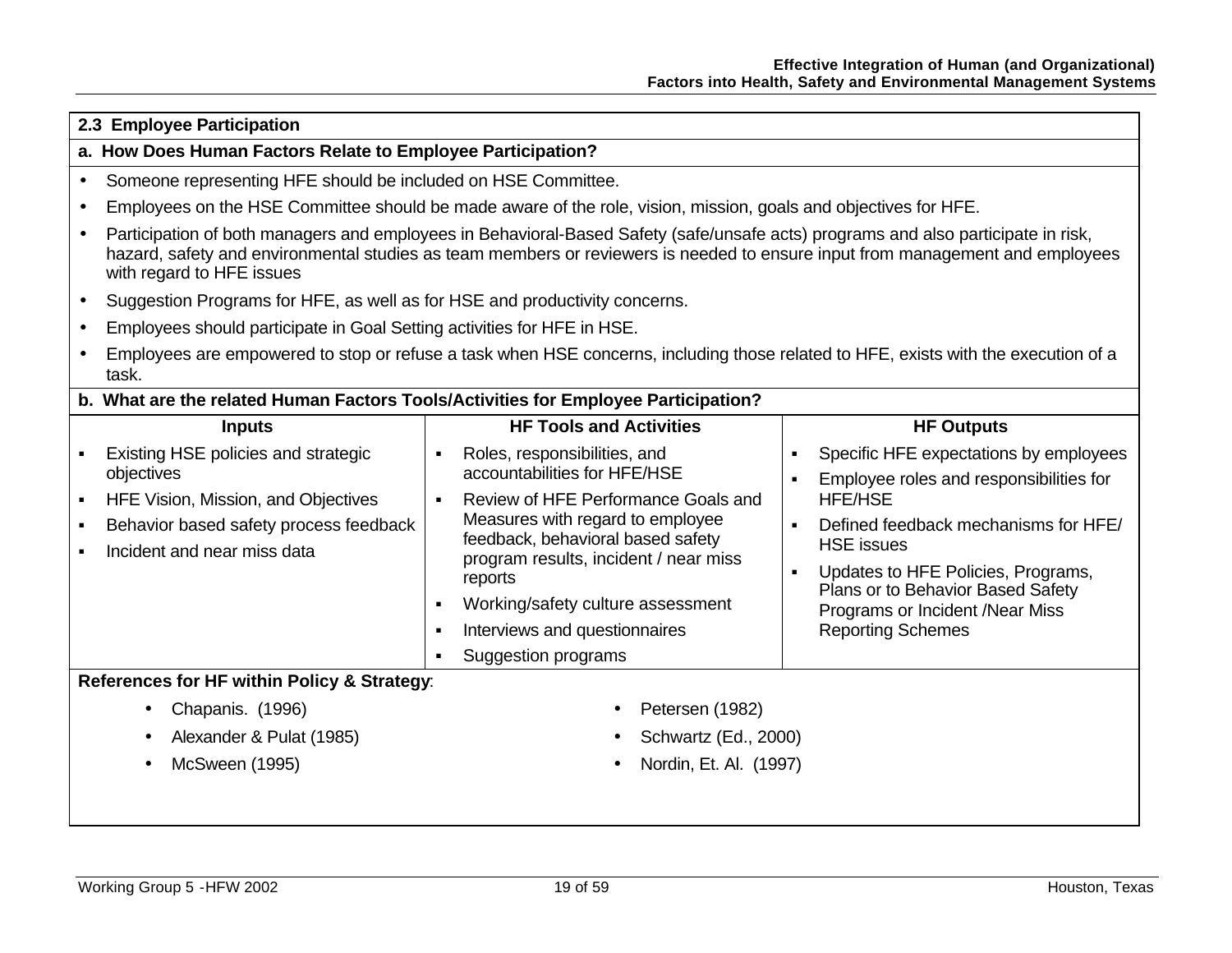## 2.3 Employee Participation

### a. How Does Human Factors Relate to Employee Participation?

- Someone representing HFE should be included on HSE Committee.
- Employees on the HSE Committee should be made aware of the role, vision, mission, goals and objectives for HFE.
- Participation of both managers and employees in Behavioral-Based Safety (safe/unsafe acts) programs and also participate in risk, hazard, safety and environmental studies as team members or reviewers is needed to ensure input from management and employees with regard to HFE issues
- Suggestion Programs for HFE, as well as for HSE and productivity concerns.
- Employees should participate in Goal Setting activities for HFE in HSE.
- Employees are empowered to stop or refuse a task when HSE concerns, including those related to HFE, exists with the execution of a task.

### b. What are the related Human Factors Tools/Activities for Employee Participation?

| Inputs | HF Tools and Activities | HF Outputs |
|---|---|---|
| ▪ Existing HSE policies and strategic objectives<br>▪ HFE Vision, Mission, and Objectives<br>▪ Behavior based safety process feedback<br>▪ Incident and near miss data | ▪ Roles, responsibilities, and accountabilities for HFE/HSE<br>▪ Review of HFE Performance Goals and Measures with regard to employee feedback, behavioral based safety program results, incident / near miss reports<br>▪ Working/safety culture assessment<br>▪ Interviews and questionnaires<br>▪ Suggestion programs | ▪ Specific HFE expectations by employees<br>▪ Employee roles and responsibilities for HFE/HSE<br>▪ Defined feedback mechanisms for HFE/ HSE issues<br>▪ Updates to HFE Policies, Programs, Plans or to Behavior Based Safety Programs or Incident /Near Miss Reporting Schemes |

**References for HF within Policy & Strategy**:

- Chapanis. (1996)
- Alexander & Pulat (1985)
- McSween (1995)
- Petersen (1982)
- Schwartz (Ed., 2000)
- Nordin, Et. Al. (1997)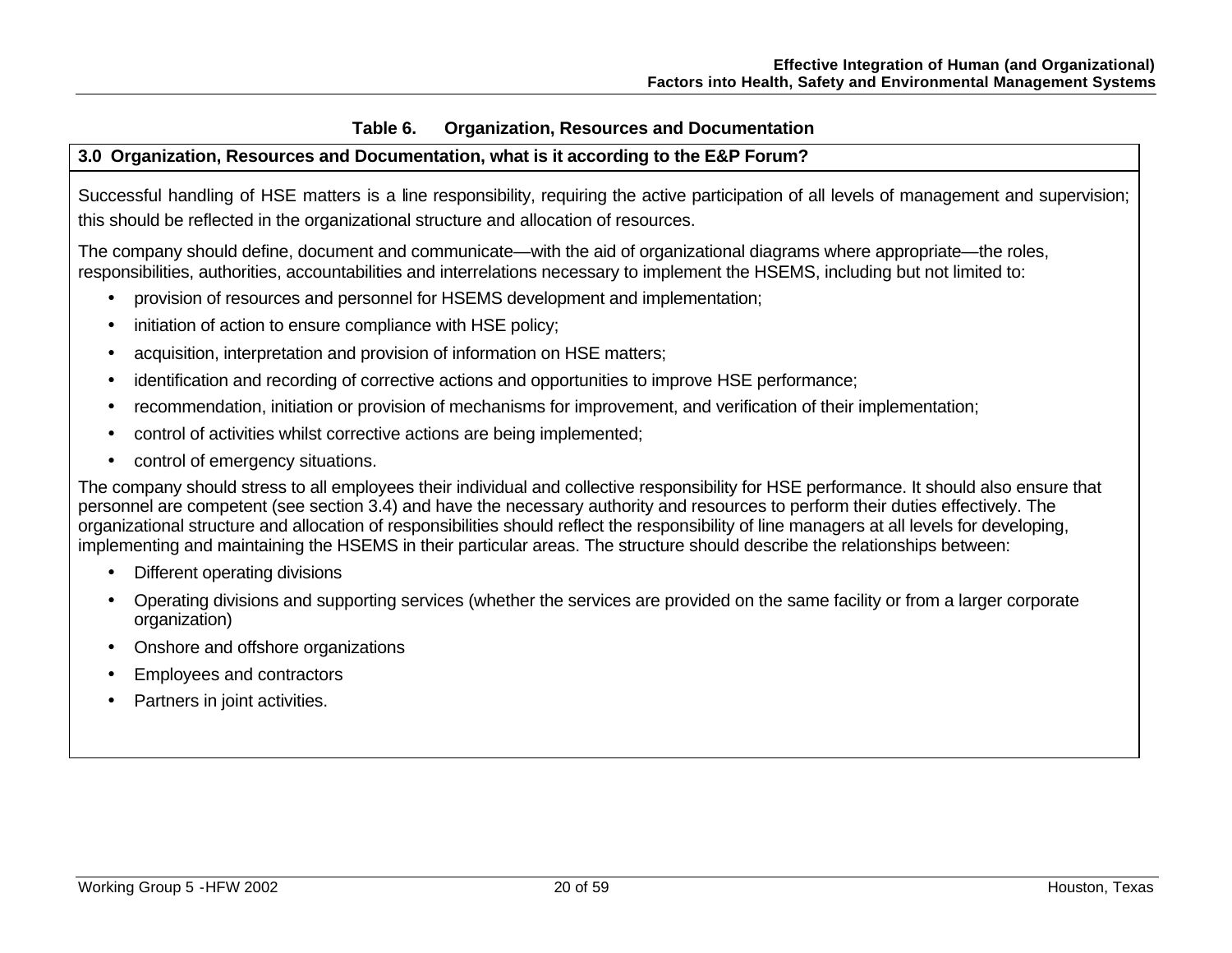**Table 6. Organization, Resources and Documentation**

**3.0 Organization, Resources and Documentation, what is it according to the E&P Forum?**

Successful handling of HSE matters is a line responsibility, requiring the active participation of all levels of management and supervision; this should be reflected in the organizational structure and allocation of resources.

The company should define, document and communicate—with the aid of organizational diagrams where appropriate—the roles, responsibilities, authorities, accountabilities and interrelations necessary to implement the HSEMS, including but not limited to:

- provision of resources and personnel for HSEMS development and implementation;
- initiation of action to ensure compliance with HSE policy;
- acquisition, interpretation and provision of information on HSE matters;
- identification and recording of corrective actions and opportunities to improve HSE performance;
- recommendation, initiation or provision of mechanisms for improvement, and verification of their implementation;
- control of activities whilst corrective actions are being implemented;
- control of emergency situations.

The company should stress to all employees their individual and collective responsibility for HSE performance. It should also ensure that personnel are competent (see section 3.4) and have the necessary authority and resources to perform their duties effectively. The organizational structure and allocation of responsibilities should reflect the responsibility of line managers at all levels for developing, implementing and maintaining the HSEMS in their particular areas. The structure should describe the relationships between:

- Different operating divisions
- Operating divisions and supporting services (whether the services are provided on the same facility or from a larger corporate organization)
- Onshore and offshore organizations
- Employees and contractors
- Partners in joint activities.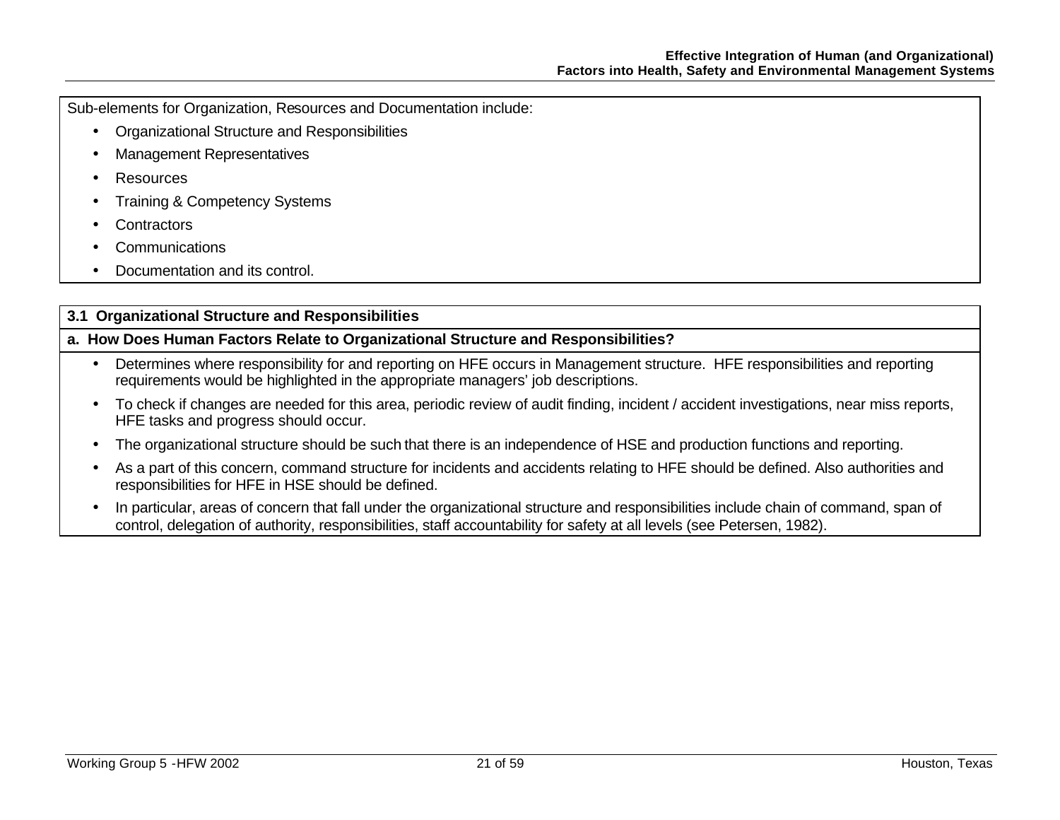Sub-elements for Organization, Resources and Documentation include:

- Organizational Structure and Responsibilities
- Management Representatives
- Resources
- Training & Competency Systems
- Contractors
- Communications
- Documentation and its control.

### 3.1 Organizational Structure and Responsibilities

#### a. How Does Human Factors Relate to Organizational Structure and Responsibilities?

- Determines where responsibility for and reporting on HFE occurs in Management structure. HFE responsibilities and reporting requirements would be highlighted in the appropriate managers' job descriptions.
- To check if changes are needed for this area, periodic review of audit finding, incident / accident investigations, near miss reports, HFE tasks and progress should occur.
- The organizational structure should be such that there is an independence of HSE and production functions and reporting.
- As a part of this concern, command structure for incidents and accidents relating to HFE should be defined. Also authorities and responsibilities for HFE in HSE should be defined.
- In particular, areas of concern that fall under the organizational structure and responsibilities include chain of command, span of control, delegation of authority, responsibilities, staff accountability for safety at all levels (see Petersen, 1982).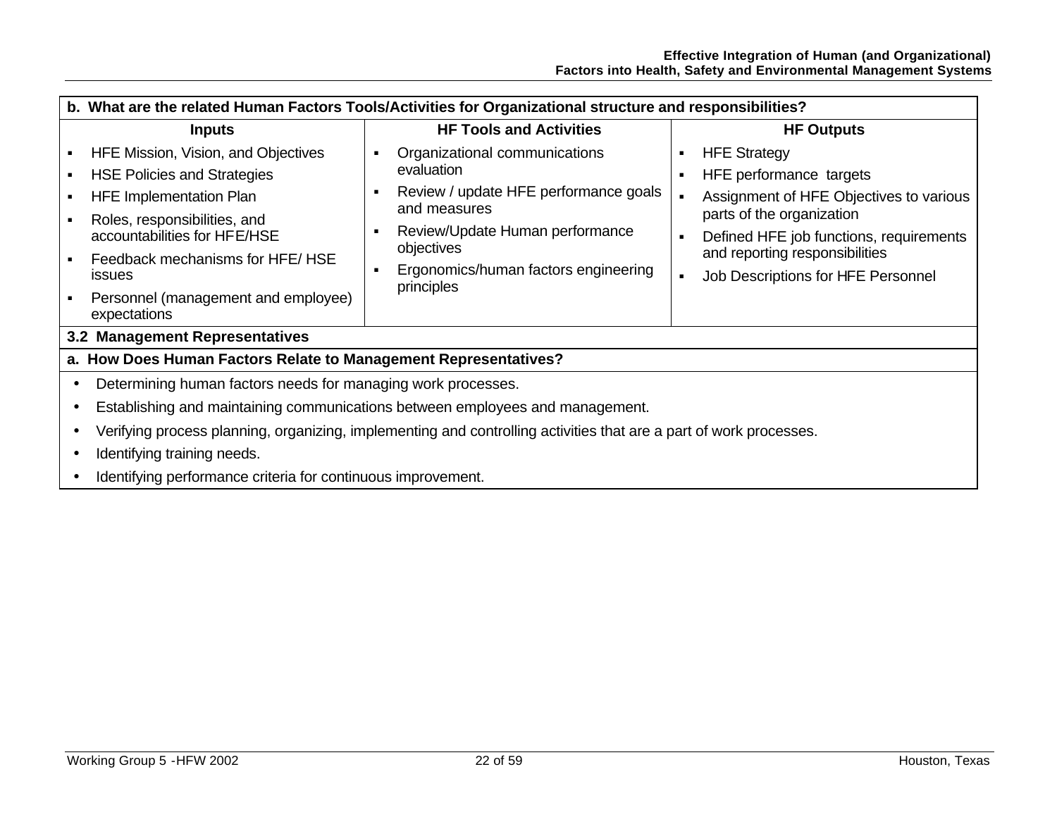**b. What are the related Human Factors Tools/Activities for Organizational structure and responsibilities?**

| Inputs | HF Tools and Activities | HF Outputs |
|---|---|---|
| ▪ HFE Mission, Vision, and Objectives<br>▪ HSE Policies and Strategies<br>▪ HFE Implementation Plan<br>▪ Roles, responsibilities, and accountabilities for HFE/HSE<br>▪ Feedback mechanisms for HFE/ HSE issues<br>▪ Personnel (management and employee) expectations | ▪ Organizational communications evaluation<br>▪ Review / update HFE performance goals and measures<br>▪ Review/Update Human performance objectives<br>▪ Ergonomics/human factors engineering principles | ▪ HFE Strategy<br>▪ HFE performance targets<br>▪ Assignment of HFE Objectives to various parts of the organization<br>▪ Defined HFE job functions, requirements and reporting responsibilities<br>▪ Job Descriptions for HFE Personnel |

## 3.2 Management Representatives

**a. How Does Human Factors Relate to Management Representatives?**

- Determining human factors needs for managing work processes.
- Establishing and maintaining communications between employees and management.
- Verifying process planning, organizing, implementing and controlling activities that are a part of work processes.
- Identifying training needs.
- Identifying performance criteria for continuous improvement.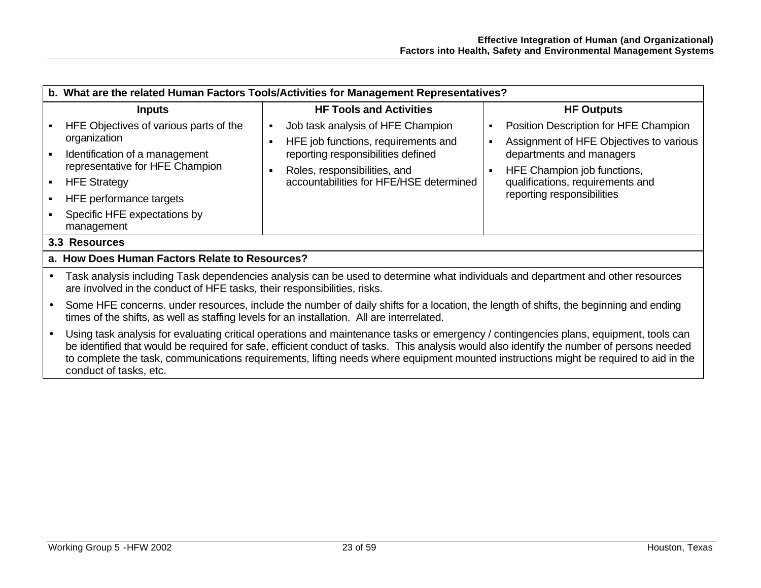## b. What are the related Human Factors Tools/Activities for Management Representatives?

| Inputs | HF Tools and Activities | HF Outputs |
|---|---|---|
| ▪ HFE Objectives of various parts of the organization<br>▪ Identification of a management representative for HFE Champion<br>▪ HFE Strategy<br>▪ HFE performance targets<br>▪ Specific HFE expectations by management | ▪ Job task analysis of HFE Champion<br>▪ HFE job functions, requirements and reporting responsibilities defined<br>▪ Roles, responsibilities, and accountabilities for HFE/HSE determined | ▪ Position Description for HFE Champion<br>▪ Assignment of HFE Objectives to various departments and managers<br>▪ HFE Champion job functions, qualifications, requirements and reporting responsibilities |

## 3.3 Resources

### a. How Does Human Factors Relate to Resources?

- Task analysis including Task dependencies analysis can be used to determine what individuals and department and other resources are involved in the conduct of HFE tasks, their responsibilities, risks.
- Some HFE concerns. under resources, include the number of daily shifts for a location, the length of shifts, the beginning and ending times of the shifts, as well as staffing levels for an installation. All are interrelated.
- Using task analysis for evaluating critical operations and maintenance tasks or emergency / contingencies plans, equipment, tools can be identified that would be required for safe, efficient conduct of tasks. This analysis would also identify the number of persons needed to complete the task, communications requirements, lifting needs where equipment mounted instructions might be required to aid in the conduct of tasks, etc.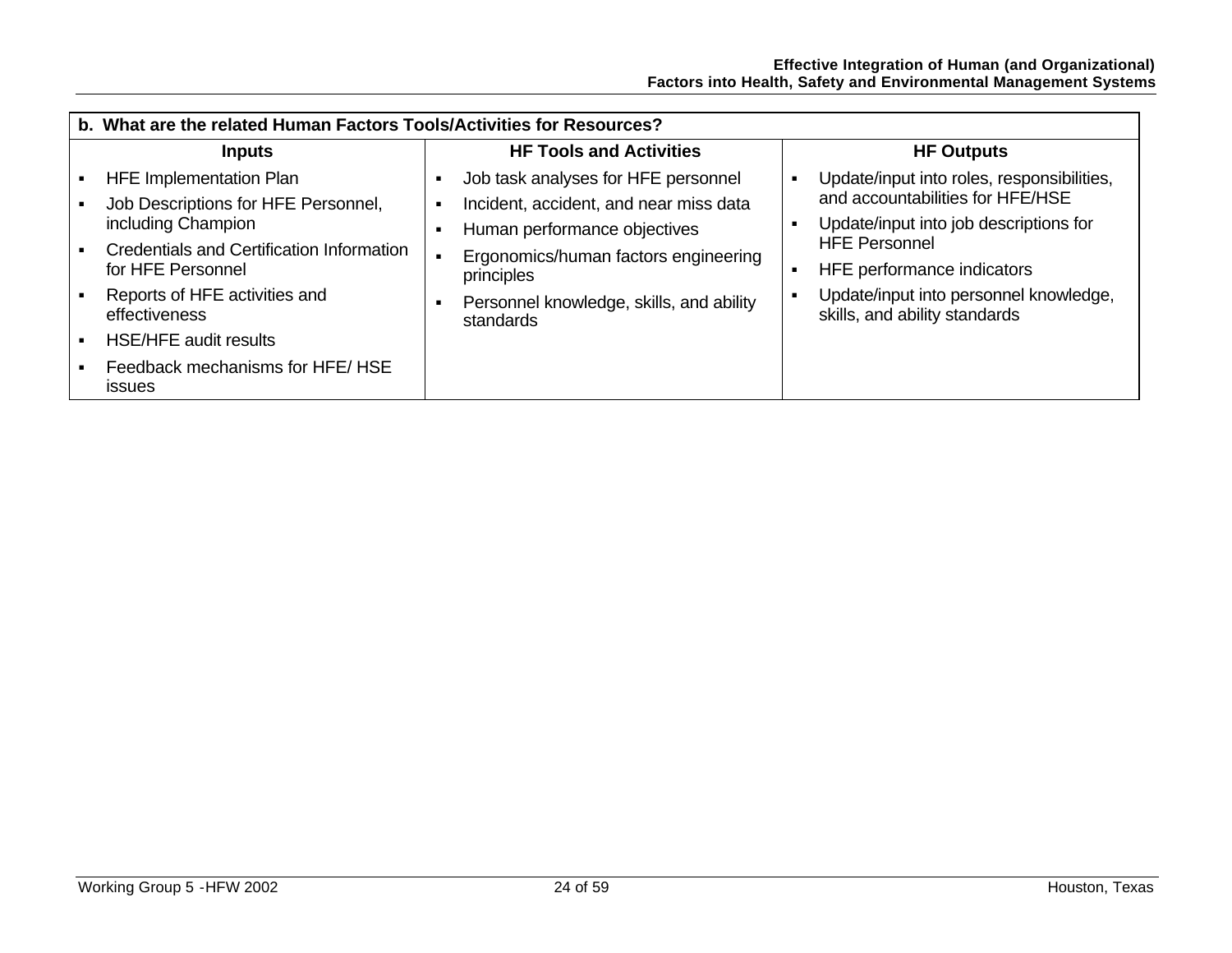| b. What are the related Human Factors Tools/Activities for Resources? | | |
|---|---|---|
| **Inputs** | **HF Tools and Activities** | **HF Outputs** |
| ▪ HFE Implementation Plan<br>▪ Job Descriptions for HFE Personnel, including Champion<br>▪ Credentials and Certification Information for HFE Personnel<br>▪ Reports of HFE activities and effectiveness<br>▪ HSE/HFE audit results<br>▪ Feedback mechanisms for HFE/ HSE issues | ▪ Job task analyses for HFE personnel<br>▪ Incident, accident, and near miss data<br>▪ Human performance objectives<br>▪ Ergonomics/human factors engineering principles<br>▪ Personnel knowledge, skills, and ability standards | ▪ Update/input into roles, responsibilities, and accountabilities for HFE/HSE<br>▪ Update/input into job descriptions for HFE Personnel<br>▪ HFE performance indicators<br>▪ Update/input into personnel knowledge, skills, and ability standards |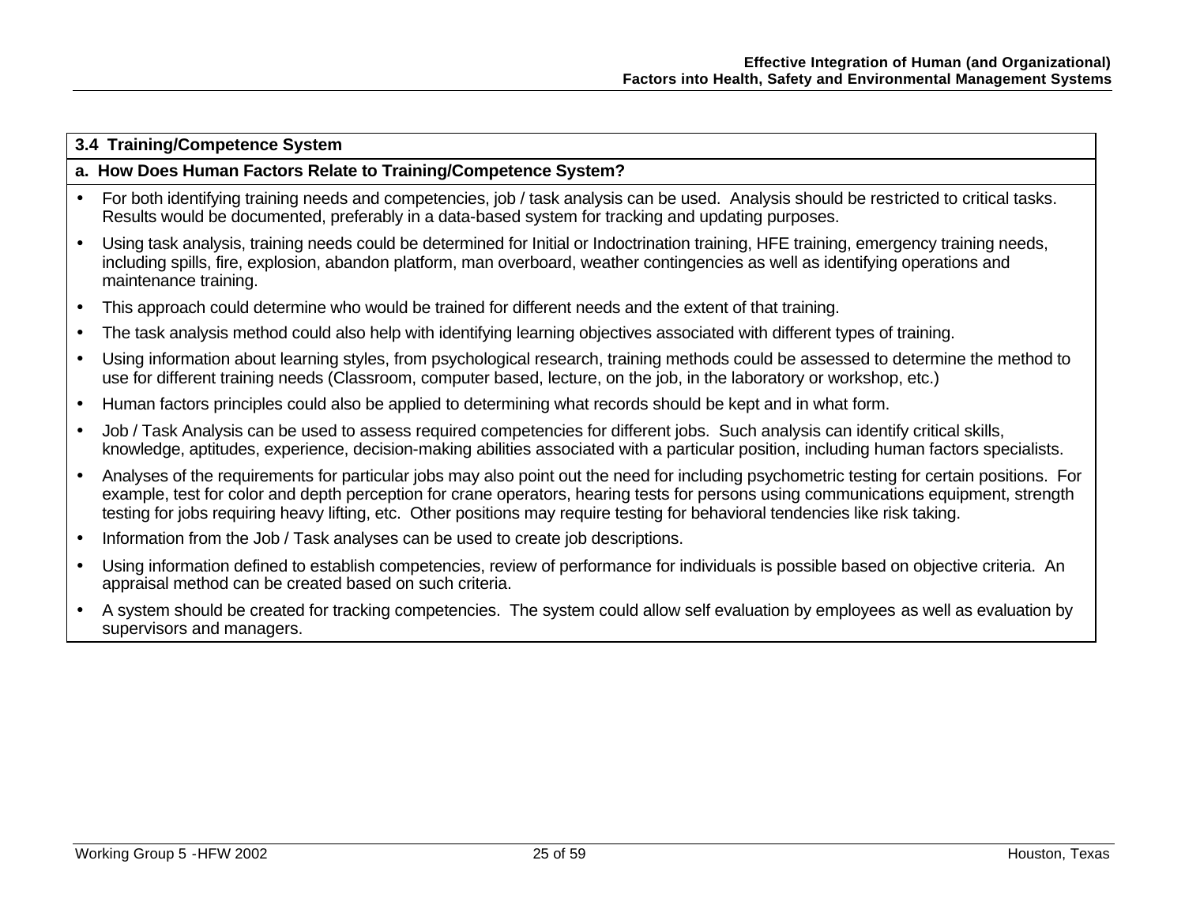### 3.4 Training/Competence System

**a. How Does Human Factors Relate to Training/Competence System?**

- For both identifying training needs and competencies, job / task analysis can be used. Analysis should be restricted to critical tasks. Results would be documented, preferably in a data-based system for tracking and updating purposes.
- Using task analysis, training needs could be determined for Initial or Indoctrination training, HFE training, emergency training needs, including spills, fire, explosion, abandon platform, man overboard, weather contingencies as well as identifying operations and maintenance training.
- This approach could determine who would be trained for different needs and the extent of that training.
- The task analysis method could also help with identifying learning objectives associated with different types of training.
- Using information about learning styles, from psychological research, training methods could be assessed to determine the method to use for different training needs (Classroom, computer based, lecture, on the job, in the laboratory or workshop, etc.)
- Human factors principles could also be applied to determining what records should be kept and in what form.
- Job / Task Analysis can be used to assess required competencies for different jobs. Such analysis can identify critical skills, knowledge, aptitudes, experience, decision-making abilities associated with a particular position, including human factors specialists.
- Analyses of the requirements for particular jobs may also point out the need for including psychometric testing for certain positions. For example, test for color and depth perception for crane operators, hearing tests for persons using communications equipment, strength testing for jobs requiring heavy lifting, etc. Other positions may require testing for behavioral tendencies like risk taking.
- Information from the Job / Task analyses can be used to create job descriptions.
- Using information defined to establish competencies, review of performance for individuals is possible based on objective criteria. An appraisal method can be created based on such criteria.
- A system should be created for tracking competencies. The system could allow self evaluation by employees as well as evaluation by supervisors and managers.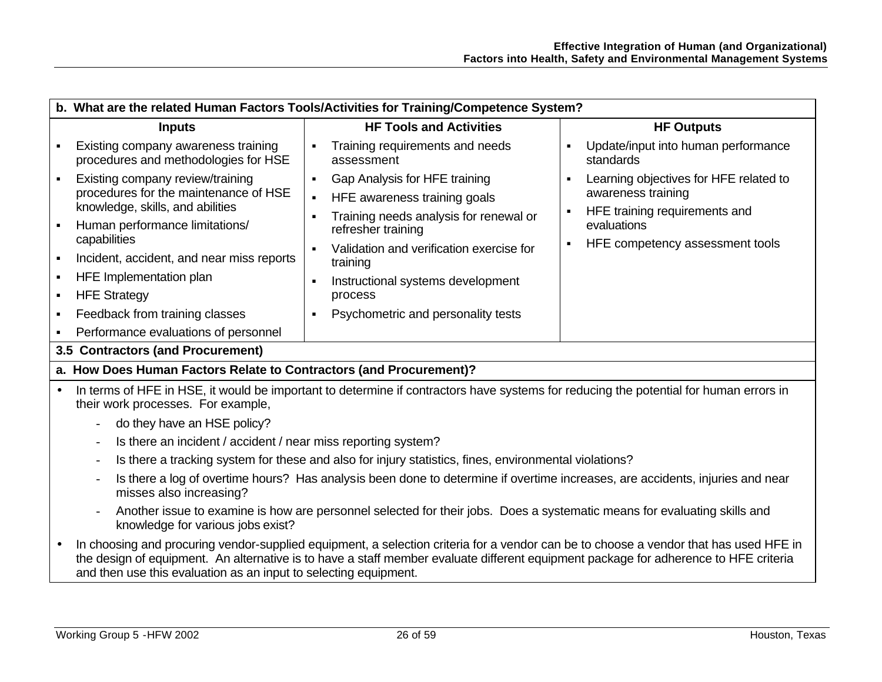**b. What are the related Human Factors Tools/Activities for Training/Competence System?**

| Inputs | HF Tools and Activities | HF Outputs |
|---|---|---|
| ▪ Existing company awareness training procedures and methodologies for HSE<br>▪ Existing company review/training procedures for the maintenance of HSE knowledge, skills, and abilities<br>▪ Human performance limitations/ capabilities<br>▪ Incident, accident, and near miss reports<br>▪ HFE Implementation plan<br>▪ HFE Strategy<br>▪ Feedback from training classes<br>▪ Performance evaluations of personnel | ▪ Training requirements and needs assessment<br>▪ Gap Analysis for HFE training<br>▪ HFE awareness training goals<br>▪ Training needs analysis for renewal or refresher training<br>▪ Validation and verification exercise for training<br>▪ Instructional systems development process<br>▪ Psychometric and personality tests | ▪ Update/input into human performance standards<br>▪ Learning objectives for HFE related to awareness training<br>▪ HFE training requirements and evaluations<br>▪ HFE competency assessment tools |

**3.5 Contractors (and Procurement)**

**a. How Does Human Factors Relate to Contractors (and Procurement)?**

- In terms of HFE in HSE, it would be important to determine if contractors have systems for reducing the potential for human errors in their work processes. For example,
  - do they have an HSE policy?
  - Is there an incident / accident / near miss reporting system?
  - Is there a tracking system for these and also for injury statistics, fines, environmental violations?
  - Is there a log of overtime hours? Has analysis been done to determine if overtime increases, are accidents, injuries and near misses also increasing?
  - Another issue to examine is how are personnel selected for their jobs. Does a systematic means for evaluating skills and knowledge for various jobs exist?
- In choosing and procuring vendor-supplied equipment, a selection criteria for a vendor can be to choose a vendor that has used HFE in the design of equipment. An alternative is to have a staff member evaluate different equipment package for adherence to HFE criteria and then use this evaluation as an input to selecting equipment.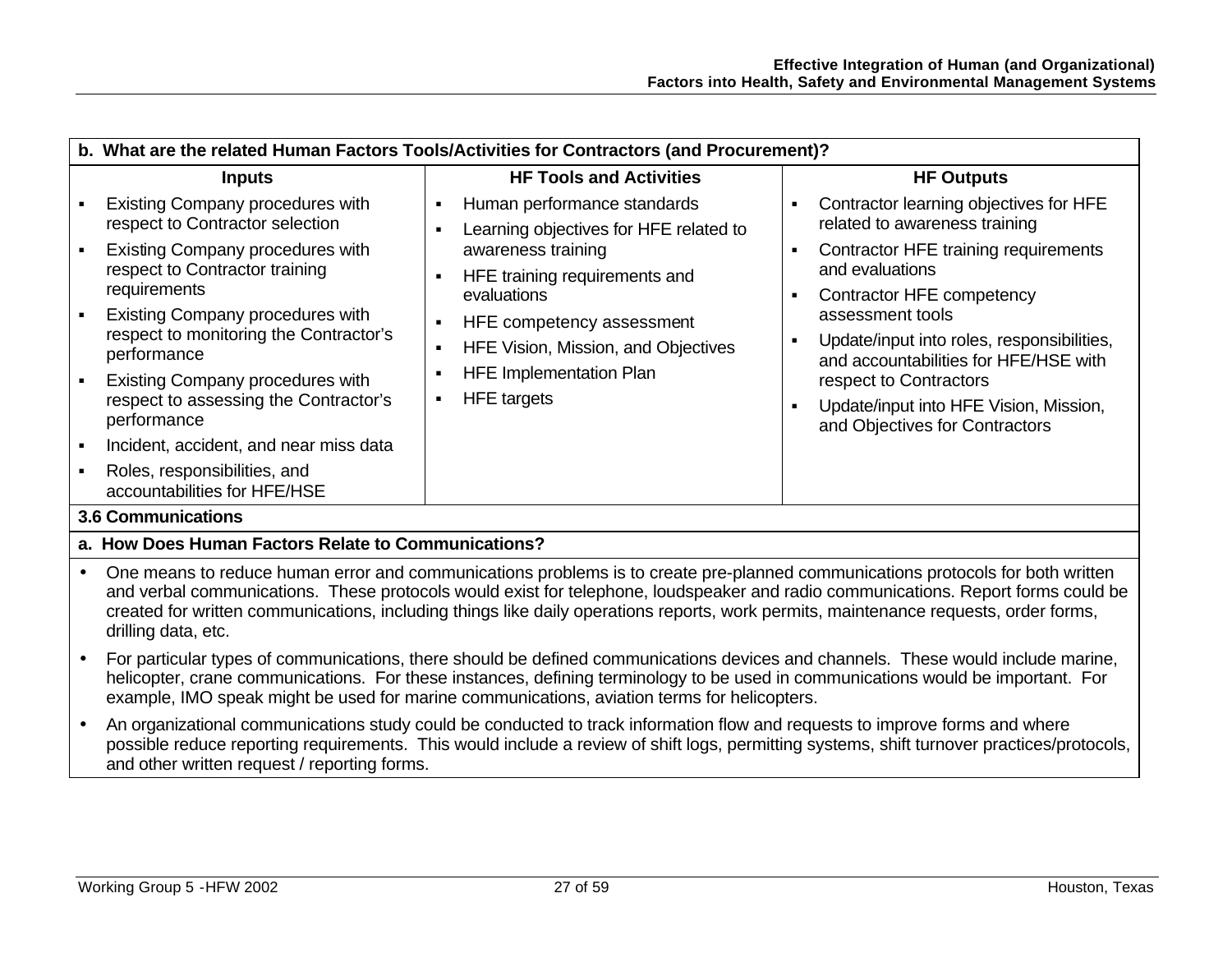**b. What are the related Human Factors Tools/Activities for Contractors (and Procurement)?**

| Inputs | HF Tools and Activities | HF Outputs |
|---|---|---|
| ▪ Existing Company procedures with respect to Contractor selection<br>▪ Existing Company procedures with respect to Contractor training requirements<br>▪ Existing Company procedures with respect to monitoring the Contractor's performance<br>▪ Existing Company procedures with respect to assessing the Contractor's performance<br>▪ Incident, accident, and near miss data<br>▪ Roles, responsibilities, and accountabilities for HFE/HSE | ▪ Human performance standards<br>▪ Learning objectives for HFE related to awareness training<br>▪ HFE training requirements and evaluations<br>▪ HFE competency assessment<br>▪ HFE Vision, Mission, and Objectives<br>▪ HFE Implementation Plan<br>▪ HFE targets | ▪ Contractor learning objectives for HFE related to awareness training<br>▪ Contractor HFE training requirements and evaluations<br>▪ Contractor HFE competency assessment tools<br>▪ Update/input into roles, responsibilities, and accountabilities for HFE/HSE with respect to Contractors<br>▪ Update/input into HFE Vision, Mission, and Objectives for Contractors |

## 3.6 Communications

**a. How Does Human Factors Relate to Communications?**

- One means to reduce human error and communications problems is to create pre-planned communications protocols for both written and verbal communications. These protocols would exist for telephone, loudspeaker and radio communications. Report forms could be created for written communications, including things like daily operations reports, work permits, maintenance requests, order forms, drilling data, etc.
- For particular types of communications, there should be defined communications devices and channels. These would include marine, helicopter, crane communications. For these instances, defining terminology to be used in communications would be important. For example, IMO speak might be used for marine communications, aviation terms for helicopters.
- An organizational communications study could be conducted to track information flow and requests to improve forms and where possible reduce reporting requirements. This would include a review of shift logs, permitting systems, shift turnover practices/protocols, and other written request / reporting forms.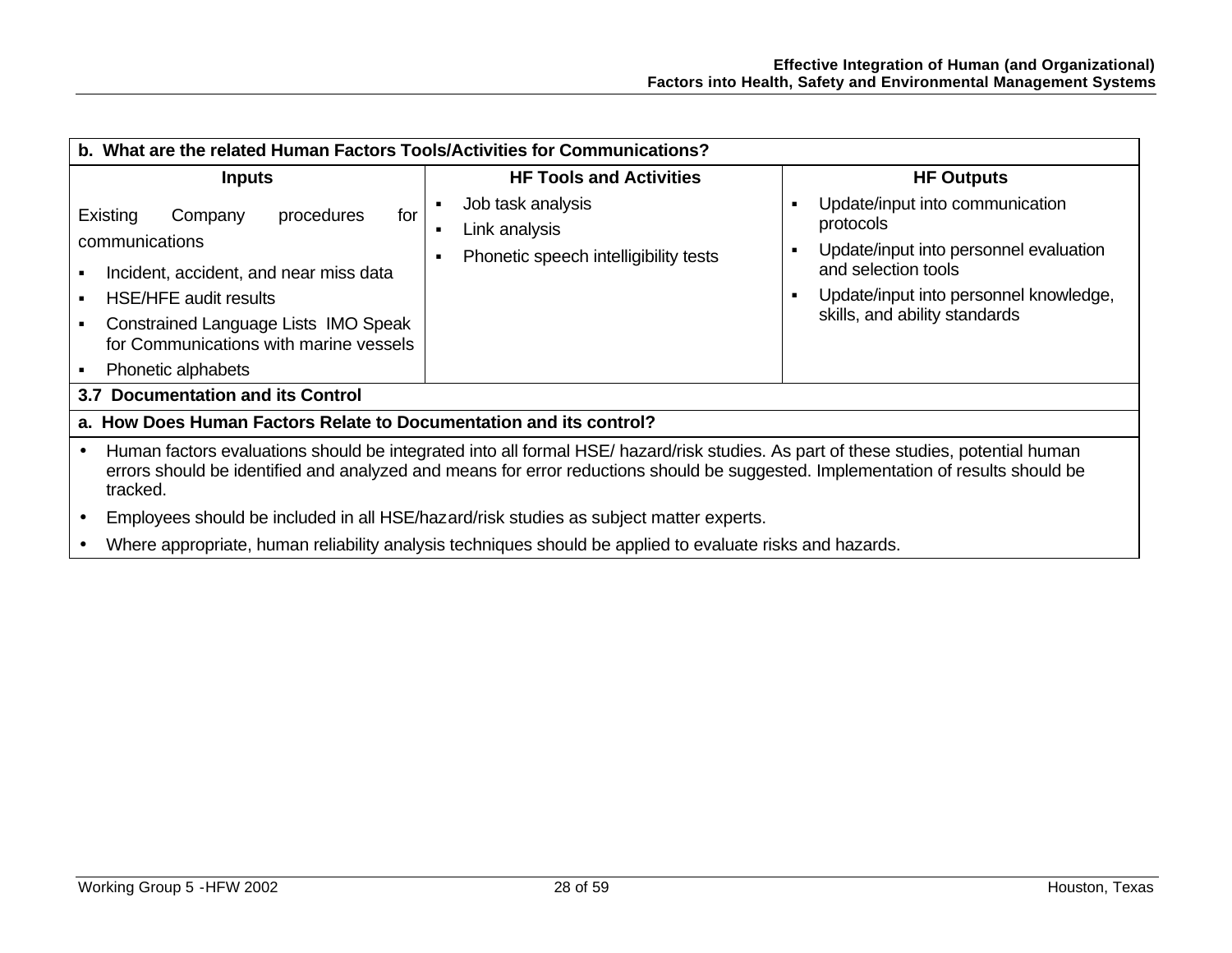**b. What are the related Human Factors Tools/Activities for Communications?**

| Inputs | HF Tools and Activities | HF Outputs |
|---|---|---|
| Existing Company procedures for communications<br>▪ Incident, accident, and near miss data<br>▪ HSE/HFE audit results<br>▪ Constrained Language Lists IMO Speak for Communications with marine vessels<br>▪ Phonetic alphabets | ▪ Job task analysis<br>▪ Link analysis<br>▪ Phonetic speech intelligibility tests | ▪ Update/input into communication protocols<br>▪ Update/input into personnel evaluation and selection tools<br>▪ Update/input into personnel knowledge, skills, and ability standards |

**3.7 Documentation and its Control**

**a. How Does Human Factors Relate to Documentation and its control?**

- Human factors evaluations should be integrated into all formal HSE/ hazard/risk studies. As part of these studies, potential human errors should be identified and analyzed and means for error reductions should be suggested. Implementation of results should be tracked.
- Employees should be included in all HSE/hazard/risk studies as subject matter experts.
- Where appropriate, human reliability analysis techniques should be applied to evaluate risks and hazards.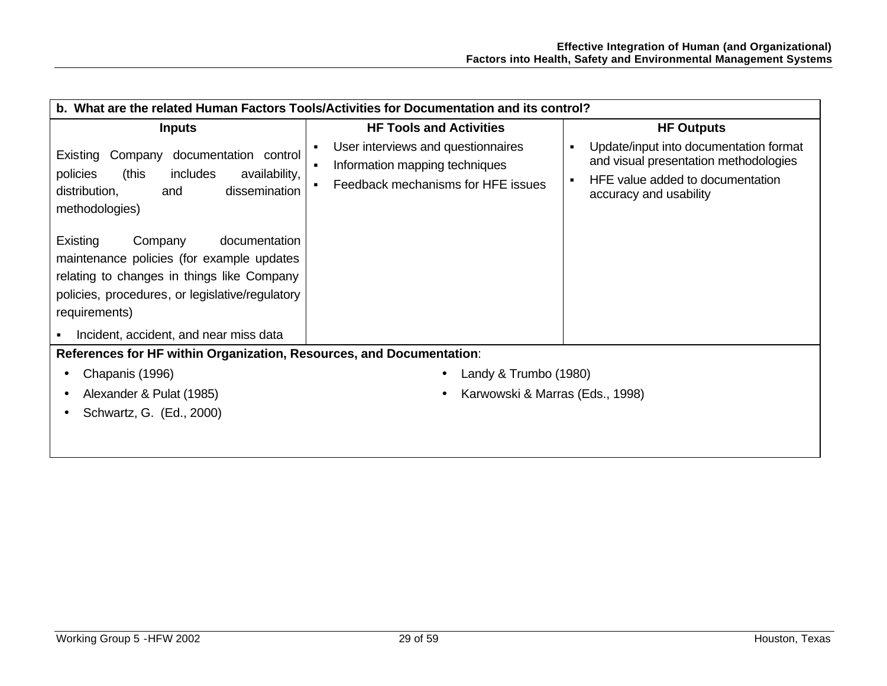**b. What are the related Human Factors Tools/Activities for Documentation and its control?**

| Inputs | HF Tools and Activities | HF Outputs |
|---|---|---|
| Existing Company documentation control policies (this includes availability, distribution, and dissemination methodologies)<br><br>Existing Company documentation maintenance policies (for example updates relating to changes in things like Company policies, procedures, or legislative/regulatory requirements)<br><br>▪ Incident, accident, and near miss data | ▪ User interviews and questionnaires<br>▪ Information mapping techniques<br>▪ Feedback mechanisms for HFE issues | ▪ Update/input into documentation format and visual presentation methodologies<br>▪ HFE value added to documentation accuracy and usability |

**References for HF within Organization, Resources, and Documentation**:

- Chapanis (1996)
- Alexander & Pulat (1985)
- Schwartz, G. (Ed., 2000)
- Landy & Trumbo (1980)
- Karwowski & Marras (Eds., 1998)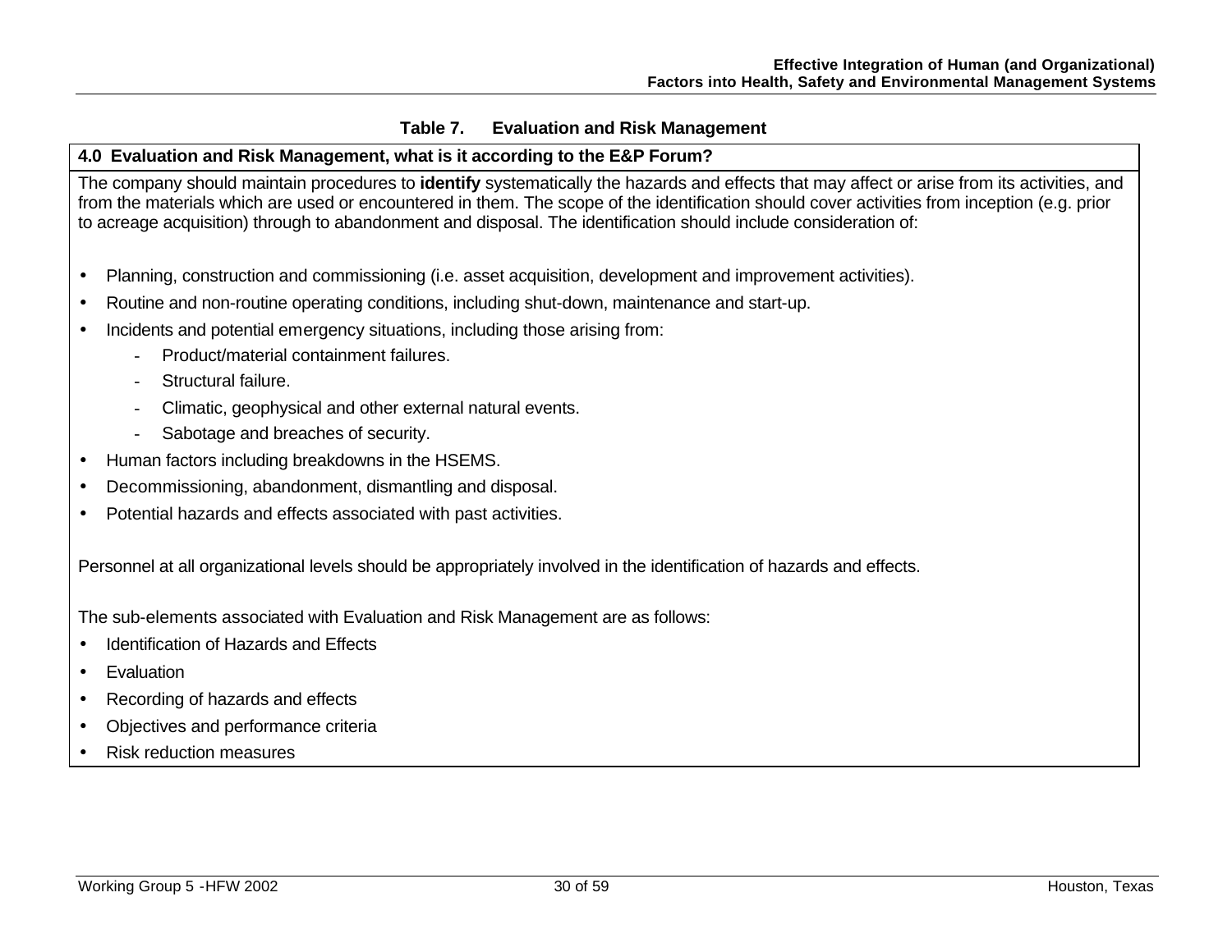**Table 7. Evaluation and Risk Management**

**4.0 Evaluation and Risk Management, what is it according to the E&P Forum?**

The company should maintain procedures to **identify** systematically the hazards and effects that may affect or arise from its activities, and from the materials which are used or encountered in them. The scope of the identification should cover activities from inception (e.g. prior to acreage acquisition) through to abandonment and disposal. The identification should include consideration of:

- Planning, construction and commissioning (i.e. asset acquisition, development and improvement activities).
- Routine and non-routine operating conditions, including shut-down, maintenance and start-up.
- Incidents and potential emergency situations, including those arising from:
  - Product/material containment failures.
  - Structural failure.
  - Climatic, geophysical and other external natural events.
  - Sabotage and breaches of security.
- Human factors including breakdowns in the HSEMS.
- Decommissioning, abandonment, dismantling and disposal.
- Potential hazards and effects associated with past activities.

Personnel at all organizational levels should be appropriately involved in the identification of hazards and effects.

The sub-elements associated with Evaluation and Risk Management are as follows:

- Identification of Hazards and Effects
- Evaluation
- Recording of hazards and effects
- Objectives and performance criteria
- Risk reduction measures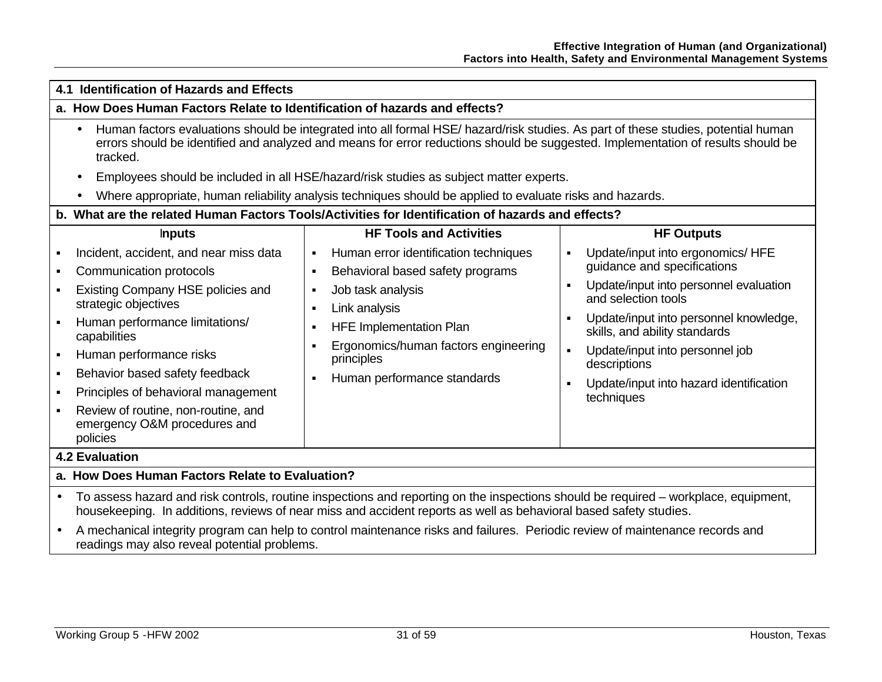### 4.1 Identification of Hazards and Effects

**a. How Does Human Factors Relate to Identification of hazards and effects?**

- Human factors evaluations should be integrated into all formal HSE/ hazard/risk studies. As part of these studies, potential human errors should be identified and analyzed and means for error reductions should be suggested. Implementation of results should be tracked.
- Employees should be included in all HSE/hazard/risk studies as subject matter experts.
- Where appropriate, human reliability analysis techniques should be applied to evaluate risks and hazards.

**b. What are the related Human Factors Tools/Activities for Identification of hazards and effects?**

| Inputs | HF Tools and Activities | HF Outputs |
|---|---|---|
| ▪ Incident, accident, and near miss data<br>▪ Communication protocols<br>▪ Existing Company HSE policies and strategic objectives<br>▪ Human performance limitations/ capabilities<br>▪ Human performance risks<br>▪ Behavior based safety feedback<br>▪ Principles of behavioral management<br>▪ Review of routine, non-routine, and emergency O&M procedures and policies | ▪ Human error identification techniques<br>▪ Behavioral based safety programs<br>▪ Job task analysis<br>▪ Link analysis<br>▪ HFE Implementation Plan<br>▪ Ergonomics/human factors engineering principles<br>▪ Human performance standards | ▪ Update/input into ergonomics/ HFE guidance and specifications<br>▪ Update/input into personnel evaluation and selection tools<br>▪ Update/input into personnel knowledge, skills, and ability standards<br>▪ Update/input into personnel job descriptions<br>▪ Update/input into hazard identification techniques |

### 4.2 Evaluation

**a. How Does Human Factors Relate to Evaluation?**

- To assess hazard and risk controls, routine inspections and reporting on the inspections should be required – workplace, equipment, housekeeping. In additions, reviews of near miss and accident reports as well as behavioral based safety studies.
- A mechanical integrity program can help to control maintenance risks and failures. Periodic review of maintenance records and readings may also reveal potential problems.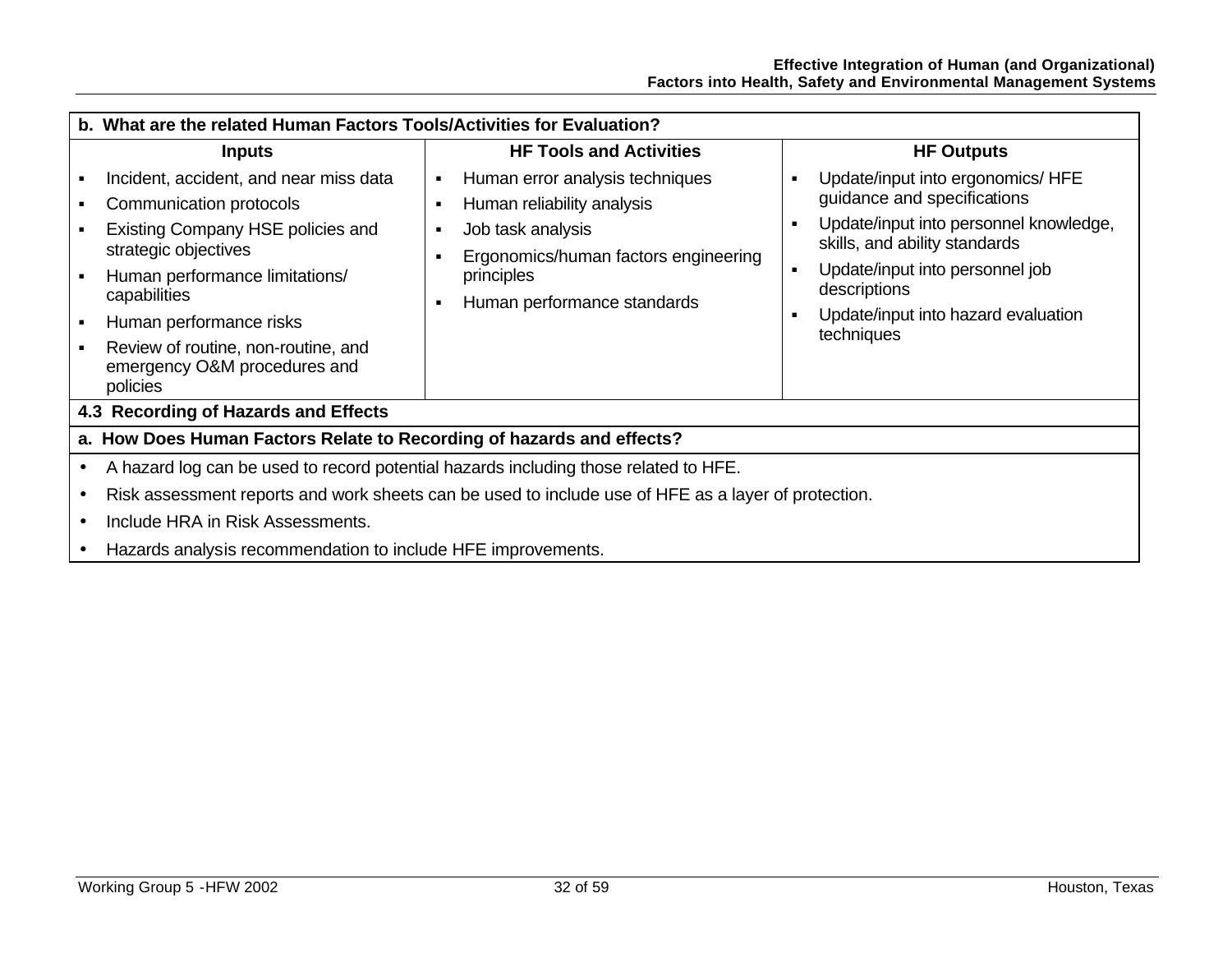**b. What are the related Human Factors Tools/Activities for Evaluation?**

| Inputs | HF Tools and Activities | HF Outputs |
|---|---|---|
| ▪ Incident, accident, and near miss data<br>▪ Communication protocols<br>▪ Existing Company HSE policies and strategic objectives<br>▪ Human performance limitations/ capabilities<br>▪ Human performance risks<br>▪ Review of routine, non-routine, and emergency O&M procedures and policies | ▪ Human error analysis techniques<br>▪ Human reliability analysis<br>▪ Job task analysis<br>▪ Ergonomics/human factors engineering principles<br>▪ Human performance standards | ▪ Update/input into ergonomics/ HFE guidance and specifications<br>▪ Update/input into personnel knowledge, skills, and ability standards<br>▪ Update/input into personnel job descriptions<br>▪ Update/input into hazard evaluation techniques |

### 4.3 Recording of Hazards and Effects

**a. How Does Human Factors Relate to Recording of hazards and effects?**

- A hazard log can be used to record potential hazards including those related to HFE.
- Risk assessment reports and work sheets can be used to include use of HFE as a layer of protection.
- Include HRA in Risk Assessments.
- Hazards analysis recommendation to include HFE improvements.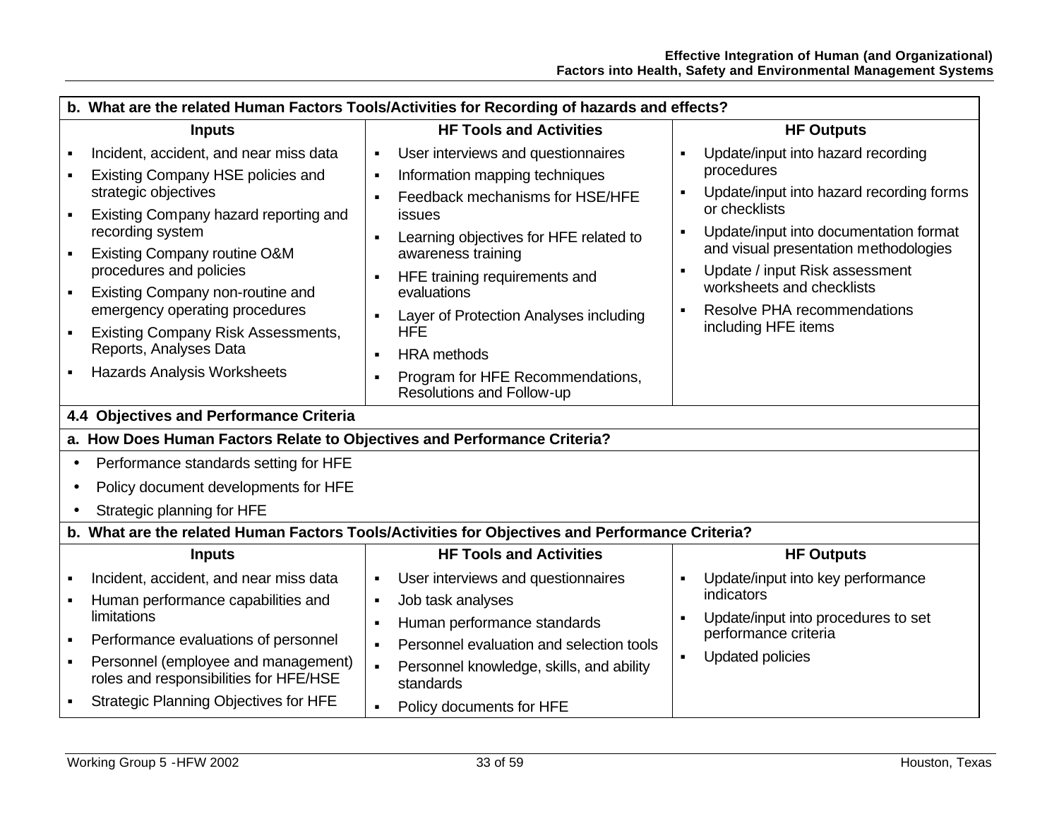**b. What are the related Human Factors Tools/Activities for Recording of hazards and effects?**

| Inputs | HF Tools and Activities | HF Outputs |
|---|---|---|
| ▪ Incident, accident, and near miss data<br>▪ Existing Company HSE policies and strategic objectives<br>▪ Existing Company hazard reporting and recording system<br>▪ Existing Company routine O&M procedures and policies<br>▪ Existing Company non-routine and emergency operating procedures<br>▪ Existing Company Risk Assessments, Reports, Analyses Data<br>▪ Hazards Analysis Worksheets | ▪ User interviews and questionnaires<br>▪ Information mapping techniques<br>▪ Feedback mechanisms for HSE/HFE issues<br>▪ Learning objectives for HFE related to awareness training<br>▪ HFE training requirements and evaluations<br>▪ Layer of Protection Analyses including HFE<br>▪ HRA methods<br>▪ Program for HFE Recommendations, Resolutions and Follow-up | ▪ Update/input into hazard recording procedures<br>▪ Update/input into hazard recording forms or checklists<br>▪ Update/input into documentation format and visual presentation methodologies<br>▪ Update / input Risk assessment worksheets and checklists<br>▪ Resolve PHA recommendations including HFE items |

### 4.4 Objectives and Performance Criteria

**a. How Does Human Factors Relate to Objectives and Performance Criteria?**

- Performance standards setting for HFE
- Policy document developments for HFE
- Strategic planning for HFE

**b. What are the related Human Factors Tools/Activities for Objectives and Performance Criteria?**

| Inputs | HF Tools and Activities | HF Outputs |
|---|---|---|
| ▪ Incident, accident, and near miss data<br>▪ Human performance capabilities and limitations<br>▪ Performance evaluations of personnel<br>▪ Personnel (employee and management) roles and responsibilities for HFE/HSE<br>▪ Strategic Planning Objectives for HFE | ▪ User interviews and questionnaires<br>▪ Job task analyses<br>▪ Human performance standards<br>▪ Personnel evaluation and selection tools<br>▪ Personnel knowledge, skills, and ability standards<br>▪ Policy documents for HFE | ▪ Update/input into key performance indicators<br>▪ Update/input into procedures to set performance criteria<br>▪ Updated policies |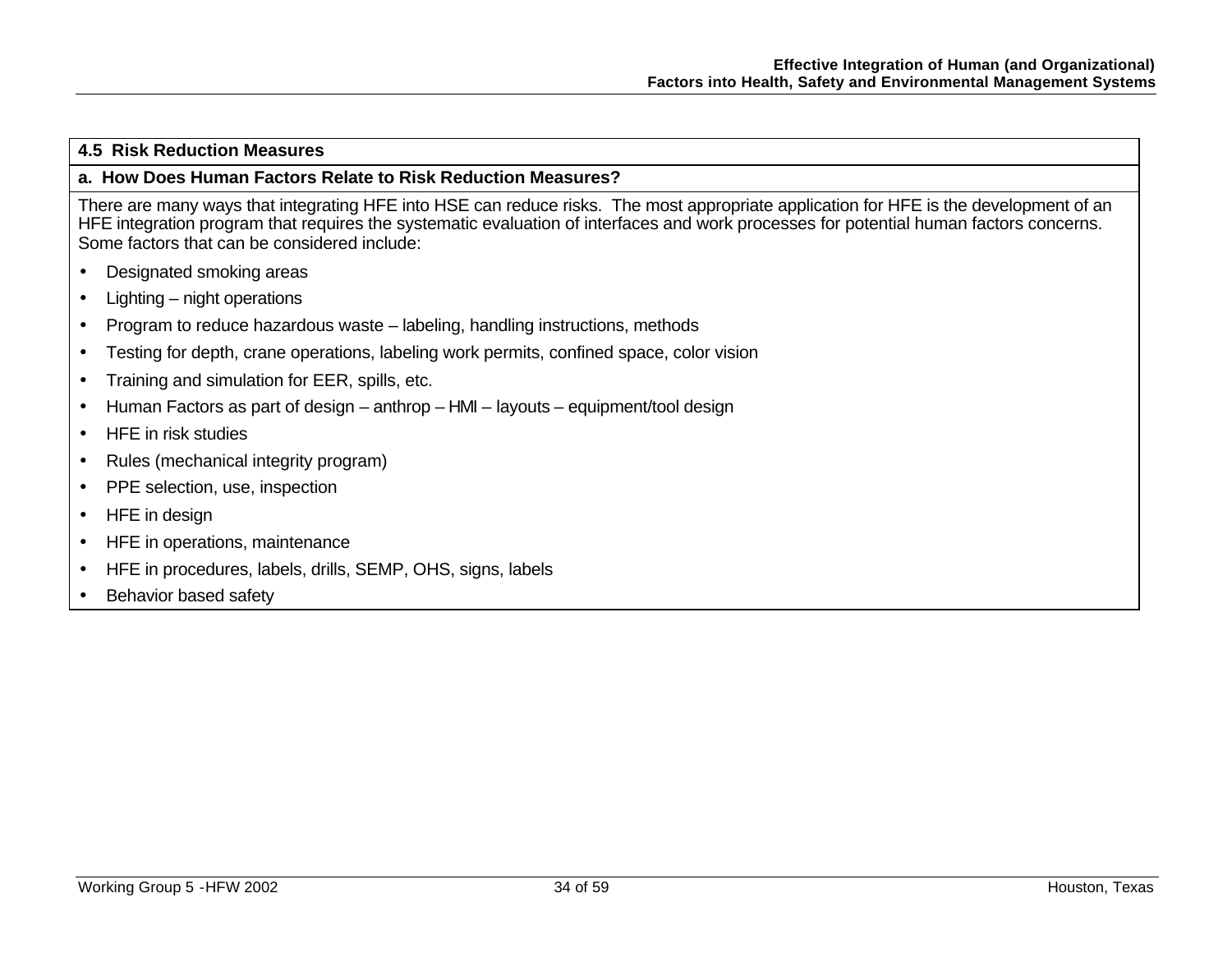### 4.5 Risk Reduction Measures

**a. How Does Human Factors Relate to Risk Reduction Measures?**

There are many ways that integrating HFE into HSE can reduce risks. The most appropriate application for HFE is the development of an HFE integration program that requires the systematic evaluation of interfaces and work processes for potential human factors concerns. Some factors that can be considered include:

- Designated smoking areas
- Lighting – night operations
- Program to reduce hazardous waste – labeling, handling instructions, methods
- Testing for depth, crane operations, labeling work permits, confined space, color vision
- Training and simulation for EER, spills, etc.
- Human Factors as part of design – anthrop – HMI – layouts – equipment/tool design
- HFE in risk studies
- Rules (mechanical integrity program)
- PPE selection, use, inspection
- HFE in design
- HFE in operations, maintenance
- HFE in procedures, labels, drills, SEMP, OHS, signs, labels
- Behavior based safety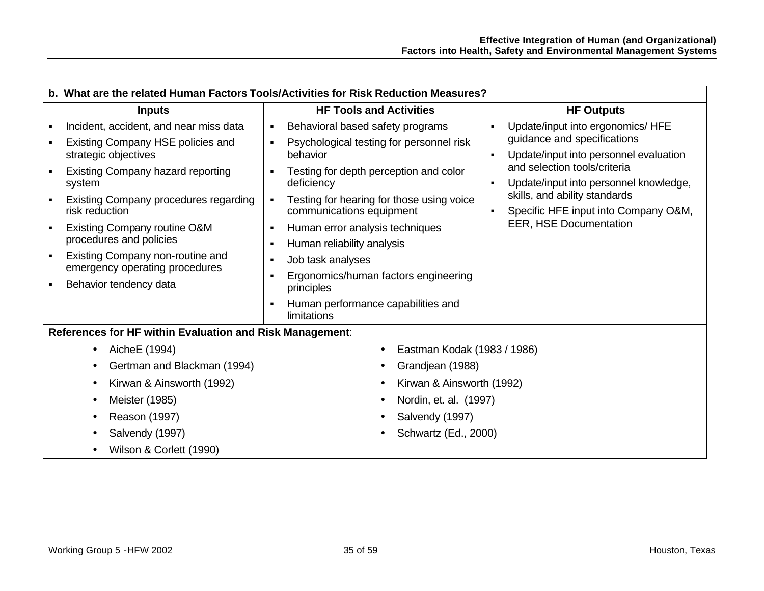**b. What are the related Human Factors Tools/Activities for Risk Reduction Measures?**

| Inputs | HF Tools and Activities | HF Outputs |
|---|---|---|
| ▪ Incident, accident, and near miss data<br>▪ Existing Company HSE policies and strategic objectives<br>▪ Existing Company hazard reporting system<br>▪ Existing Company procedures regarding risk reduction<br>▪ Existing Company routine O&M procedures and policies<br>▪ Existing Company non-routine and emergency operating procedures<br>▪ Behavior tendency data | ▪ Behavioral based safety programs<br>▪ Psychological testing for personnel risk behavior<br>▪ Testing for depth perception and color deficiency<br>▪ Testing for hearing for those using voice communications equipment<br>▪ Human error analysis techniques<br>▪ Human reliability analysis<br>▪ Job task analyses<br>▪ Ergonomics/human factors engineering principles<br>▪ Human performance capabilities and limitations | ▪ Update/input into ergonomics/ HFE guidance and specifications<br>▪ Update/input into personnel evaluation and selection tools/criteria<br>▪ Update/input into personnel knowledge, skills, and ability standards<br>▪ Specific HFE input into Company O&M, EER, HSE Documentation |

**References for HF within Evaluation and Risk Management**:

- AicheE (1994)
- Gertman and Blackman (1994)
- Kirwan & Ainsworth (1992)
- Meister (1985)
- Reason (1997)
- Salvendy (1997)
- Wilson & Corlett (1990)
- Eastman Kodak (1983 / 1986)
- Grandjean (1988)
- Kirwan & Ainsworth (1992)
- Nordin, et. al. (1997)
- Salvendy (1997)
- Schwartz (Ed., 2000)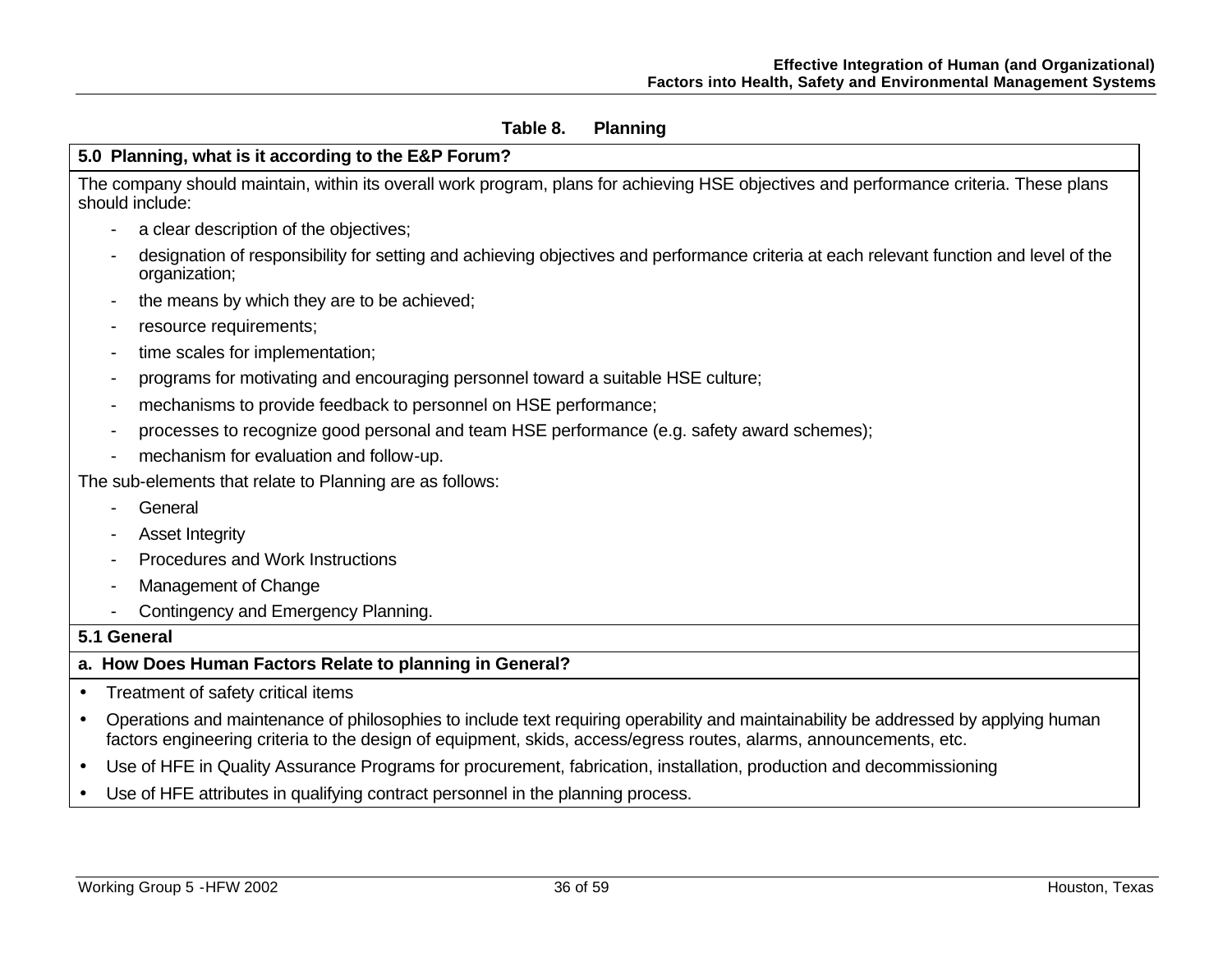**Table 8. Planning**

| 5.0 Planning, what is it according to the E&P Forum? |
|---|
| The company should maintain, within its overall work program, plans for achieving HSE objectives and performance criteria. These plans should include:<br>- a clear description of the objectives;<br>- designation of responsibility for setting and achieving objectives and performance criteria at each relevant function and level of the organization;<br>- the means by which they are to be achieved;<br>- resource requirements;<br>- time scales for implementation;<br>- programs for motivating and encouraging personnel toward a suitable HSE culture;<br>- mechanisms to provide feedback to personnel on HSE performance;<br>- processes to recognize good personal and team HSE performance (e.g. safety award schemes);<br>- mechanism for evaluation and follow-up.<br>The sub-elements that relate to Planning are as follows:<br>- General<br>- Asset Integrity<br>- Procedures and Work Instructions<br>- Management of Change<br>- Contingency and Emergency Planning. |
| **5.1 General** |
| **a. How Does Human Factors Relate to planning in General?** |
| • Treatment of safety critical items<br>• Operations and maintenance of philosophies to include text requiring operability and maintainability be addressed by applying human factors engineering criteria to the design of equipment, skids, access/egress routes, alarms, announcements, etc.<br>• Use of HFE in Quality Assurance Programs for procurement, fabrication, installation, production and decommissioning<br>• Use of HFE attributes in qualifying contract personnel in the planning process. |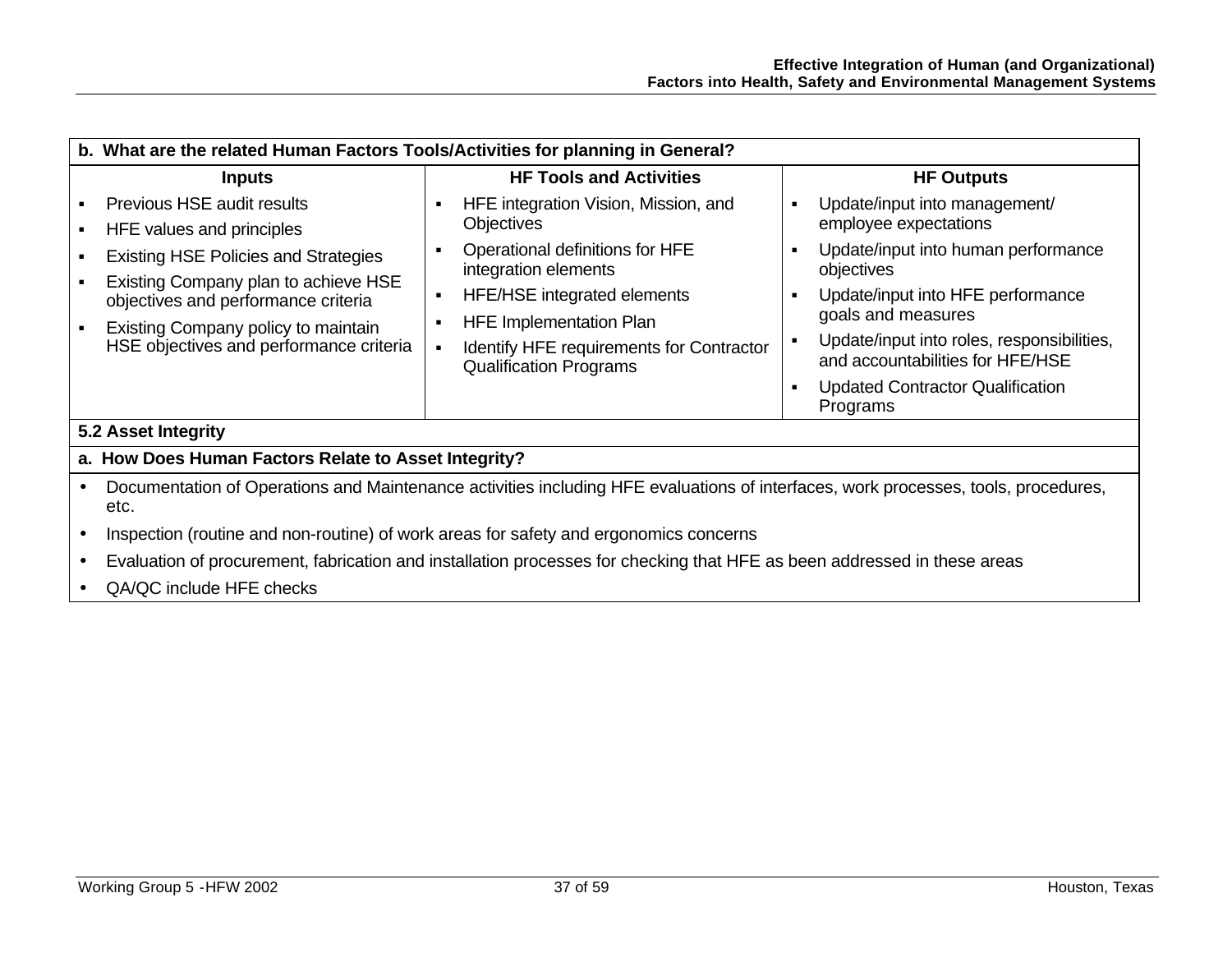| b. What are the related Human Factors Tools/Activities for planning in General? | | |
|---|---|---|
| **Inputs** | **HF Tools and Activities** | **HF Outputs** |
| ▪ Previous HSE audit results<br>▪ HFE values and principles<br>▪ Existing HSE Policies and Strategies<br>▪ Existing Company plan to achieve HSE objectives and performance criteria<br>▪ Existing Company policy to maintain HSE objectives and performance criteria | ▪ HFE integration Vision, Mission, and Objectives<br>▪ Operational definitions for HFE integration elements<br>▪ HFE/HSE integrated elements<br>▪ HFE Implementation Plan<br>▪ Identify HFE requirements for Contractor Qualification Programs | ▪ Update/input into management/ employee expectations<br>▪ Update/input into human performance objectives<br>▪ Update/input into HFE performance goals and measures<br>▪ Update/input into roles, responsibilities, and accountabilities for HFE/HSE<br>▪ Updated Contractor Qualification Programs |

**5.2 Asset Integrity**

**a. How Does Human Factors Relate to Asset Integrity?**

- Documentation of Operations and Maintenance activities including HFE evaluations of interfaces, work processes, tools, procedures, etc.
- Inspection (routine and non-routine) of work areas for safety and ergonomics concerns
- Evaluation of procurement, fabrication and installation processes for checking that HFE as been addressed in these areas
- QA/QC include HFE checks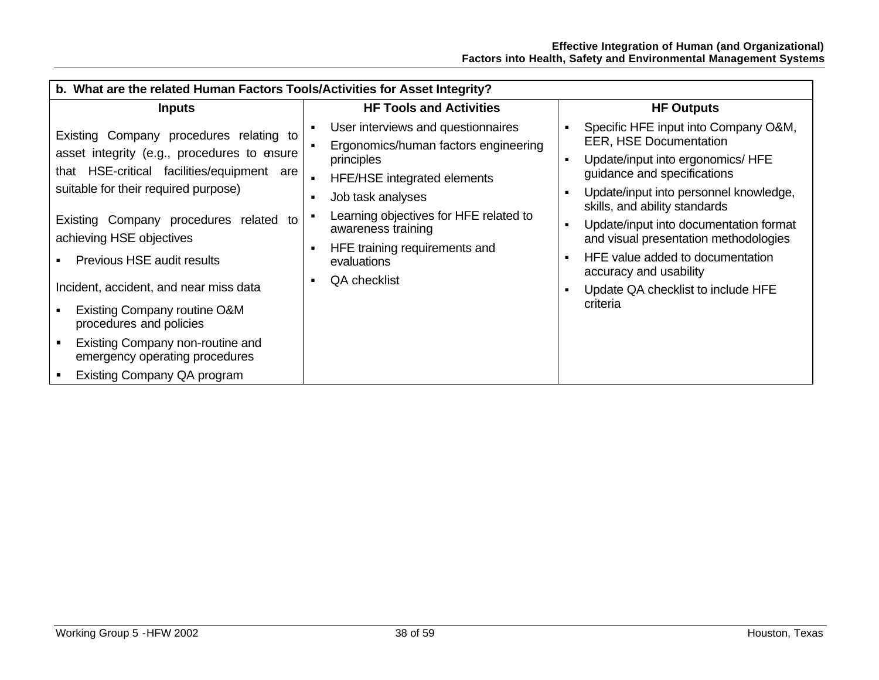| b. What are the related Human Factors Tools/Activities for Asset Integrity? | | |
|---|---|---|
| **Inputs** | **HF Tools and Activities** | **HF Outputs** |
| Existing Company procedures relating to asset integrity (e.g., procedures to ensure that HSE-critical facilities/equipment are suitable for their required purpose)<br><br>Existing Company procedures related to achieving HSE objectives<br>▪ Previous HSE audit results<br><br>Incident, accident, and near miss data<br>▪ Existing Company routine O&M procedures and policies<br>▪ Existing Company non-routine and emergency operating procedures<br>▪ Existing Company QA program | ▪ User interviews and questionnaires<br>▪ Ergonomics/human factors engineering principles<br>▪ HFE/HSE integrated elements<br>▪ Job task analyses<br>▪ Learning objectives for HFE related to awareness training<br>▪ HFE training requirements and evaluations<br>▪ QA checklist | ▪ Specific HFE input into Company O&M, EER, HSE Documentation<br>▪ Update/input into ergonomics/ HFE guidance and specifications<br>▪ Update/input into personnel knowledge, skills, and ability standards<br>▪ Update/input into documentation format and visual presentation methodologies<br>▪ HFE value added to documentation accuracy and usability<br>▪ Update QA checklist to include HFE criteria |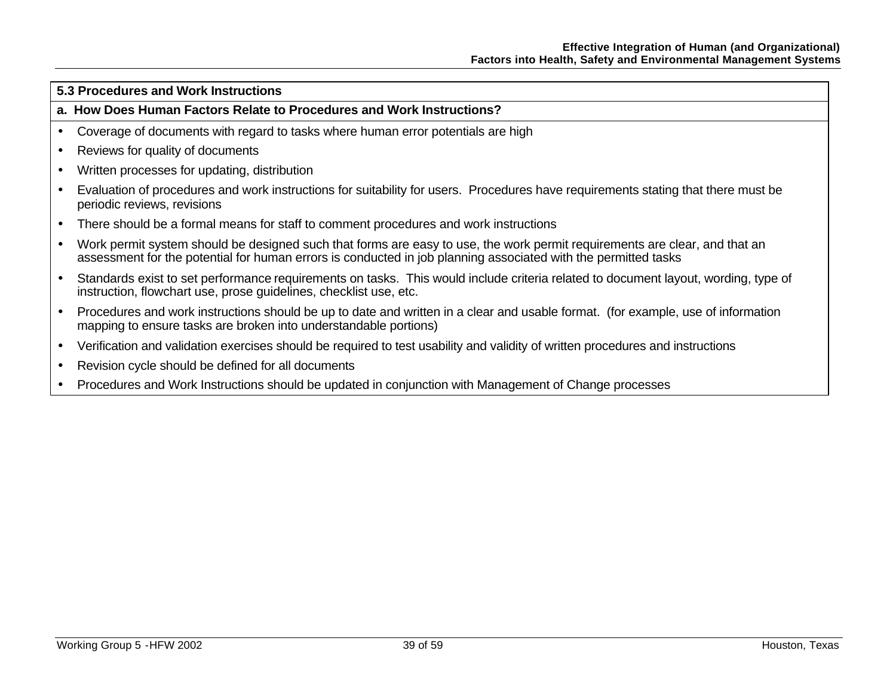## 5.3 Procedures and Work Instructions

### a. How Does Human Factors Relate to Procedures and Work Instructions?

- Coverage of documents with regard to tasks where human error potentials are high
- Reviews for quality of documents
- Written processes for updating, distribution
- Evaluation of procedures and work instructions for suitability for users. Procedures have requirements stating that there must be periodic reviews, revisions
- There should be a formal means for staff to comment procedures and work instructions
- Work permit system should be designed such that forms are easy to use, the work permit requirements are clear, and that an assessment for the potential for human errors is conducted in job planning associated with the permitted tasks
- Standards exist to set performance requirements on tasks. This would include criteria related to document layout, wording, type of instruction, flowchart use, prose guidelines, checklist use, etc.
- Procedures and work instructions should be up to date and written in a clear and usable format. (for example, use of information mapping to ensure tasks are broken into understandable portions)
- Verification and validation exercises should be required to test usability and validity of written procedures and instructions
- Revision cycle should be defined for all documents
- Procedures and Work Instructions should be updated in conjunction with Management of Change processes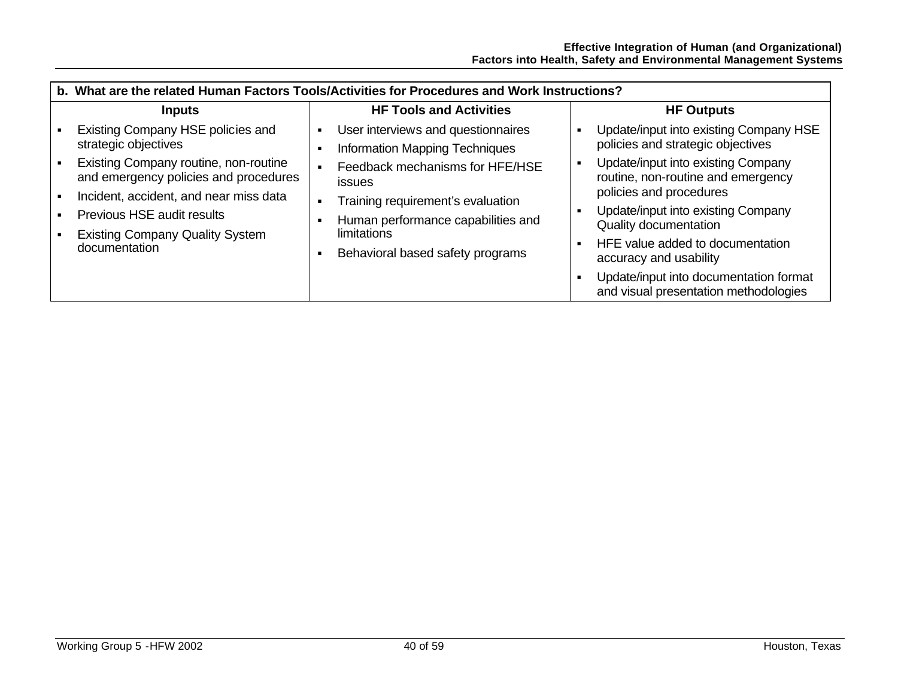| b. What are the related Human Factors Tools/Activities for Procedures and Work Instructions? | | |
|---|---|---|
| **Inputs** | **HF Tools and Activities** | **HF Outputs** |
| ▪ Existing Company HSE policies and strategic objectives<br>▪ Existing Company routine, non-routine and emergency policies and procedures<br>▪ Incident, accident, and near miss data<br>▪ Previous HSE audit results<br>▪ Existing Company Quality System documentation | ▪ User interviews and questionnaires<br>▪ Information Mapping Techniques<br>▪ Feedback mechanisms for HFE/HSE issues<br>▪ Training requirement's evaluation<br>▪ Human performance capabilities and limitations<br>▪ Behavioral based safety programs | ▪ Update/input into existing Company HSE policies and strategic objectives<br>▪ Update/input into existing Company routine, non-routine and emergency policies and procedures<br>▪ Update/input into existing Company Quality documentation<br>▪ HFE value added to documentation accuracy and usability<br>▪ Update/input into documentation format and visual presentation methodologies |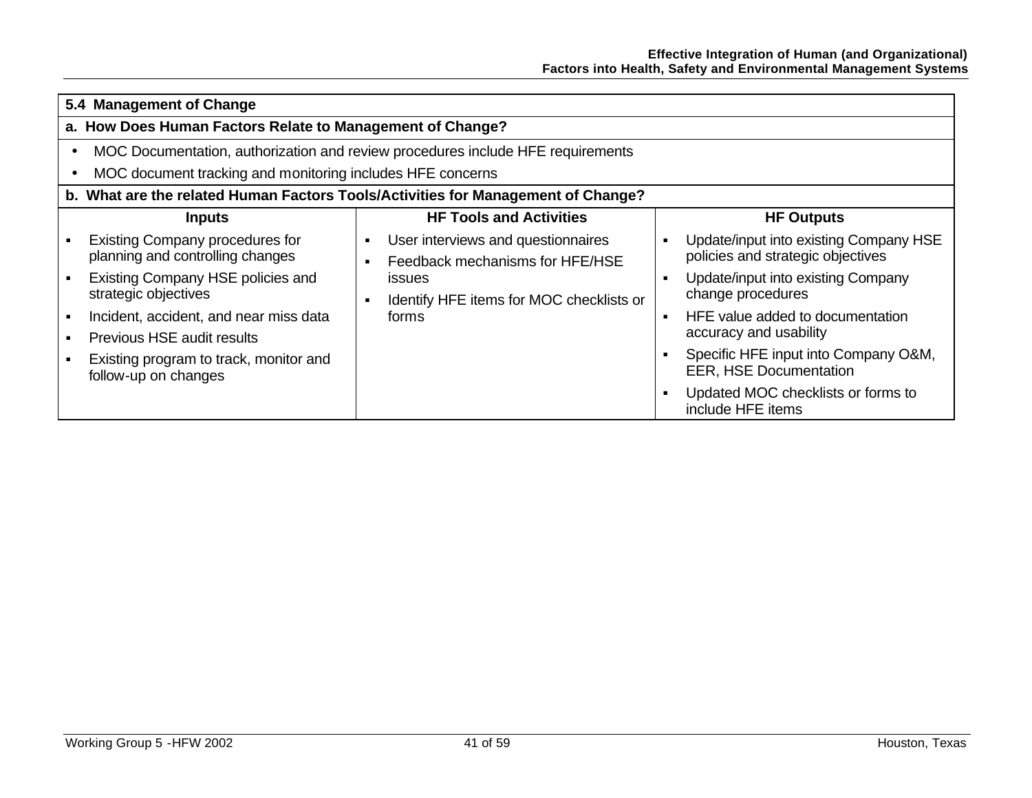## 5.4 Management of Change

### a. How Does Human Factors Relate to Management of Change?

- MOC Documentation, authorization and review procedures include HFE requirements
- MOC document tracking and monitoring includes HFE concerns

### b. What are the related Human Factors Tools/Activities for Management of Change?

| Inputs | HF Tools and Activities | HF Outputs |
|---|---|---|
| ▪ Existing Company procedures for planning and controlling changes<br>▪ Existing Company HSE policies and strategic objectives<br>▪ Incident, accident, and near miss data<br>▪ Previous HSE audit results<br>▪ Existing program to track, monitor and follow-up on changes | ▪ User interviews and questionnaires<br>▪ Feedback mechanisms for HFE/HSE issues<br>▪ Identify HFE items for MOC checklists or forms | ▪ Update/input into existing Company HSE policies and strategic objectives<br>▪ Update/input into existing Company change procedures<br>▪ HFE value added to documentation accuracy and usability<br>▪ Specific HFE input into Company O&M, EER, HSE Documentation<br>▪ Updated MOC checklists or forms to include HFE items |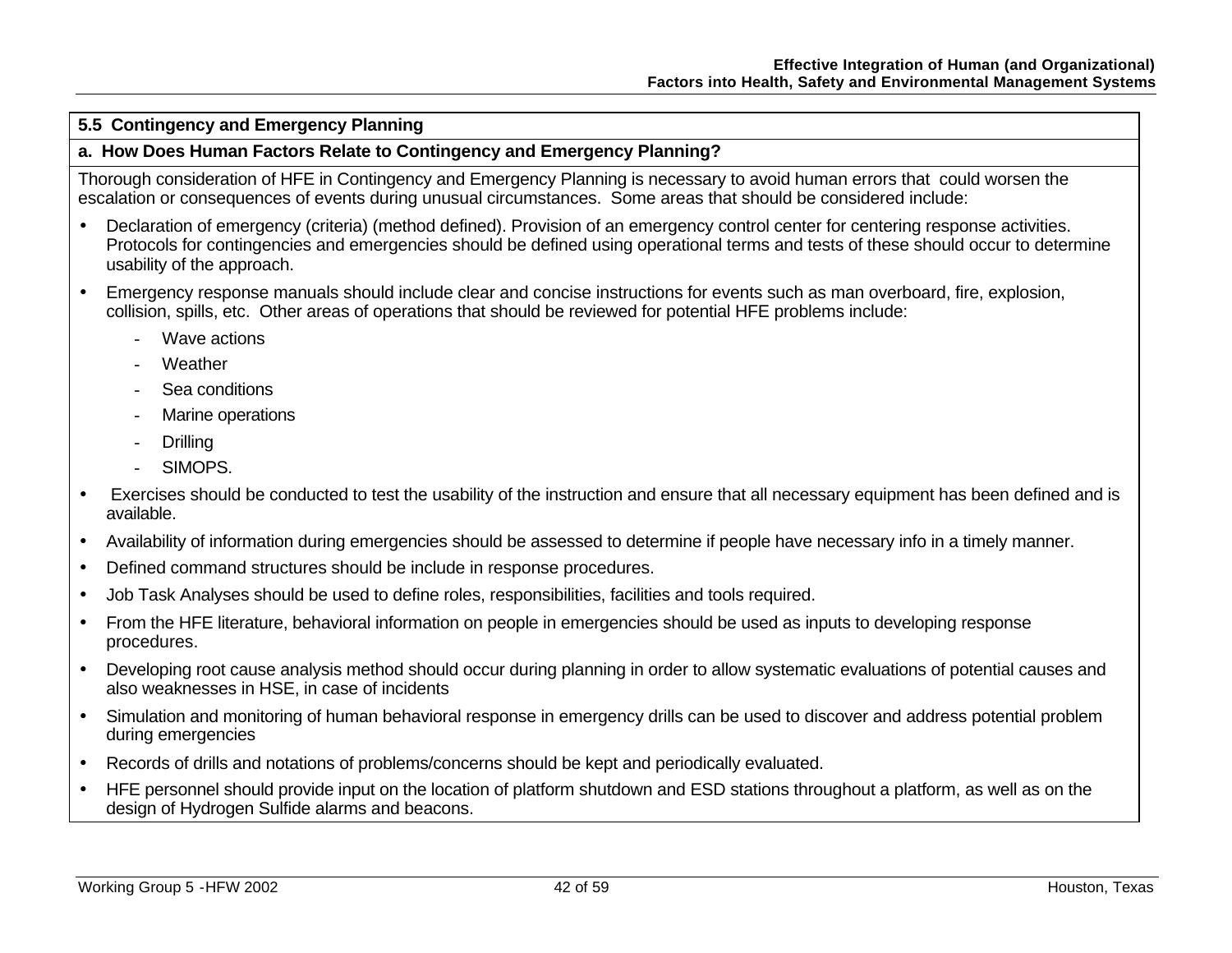## 5.5 Contingency and Emergency Planning

### a. How Does Human Factors Relate to Contingency and Emergency Planning?

Thorough consideration of HFE in Contingency and Emergency Planning is necessary to avoid human errors that could worsen the escalation or consequences of events during unusual circumstances. Some areas that should be considered include:

- Declaration of emergency (criteria) (method defined). Provision of an emergency control center for centering response activities. Protocols for contingencies and emergencies should be defined using operational terms and tests of these should occur to determine usability of the approach.
- Emergency response manuals should include clear and concise instructions for events such as man overboard, fire, explosion, collision, spills, etc. Other areas of operations that should be reviewed for potential HFE problems include:
  - Wave actions
  - Weather
  - Sea conditions
  - Marine operations
  - Drilling
  - SIMOPS.
- Exercises should be conducted to test the usability of the instruction and ensure that all necessary equipment has been defined and is available.
- Availability of information during emergencies should be assessed to determine if people have necessary info in a timely manner.
- Defined command structures should be include in response procedures.
- Job Task Analyses should be used to define roles, responsibilities, facilities and tools required.
- From the HFE literature, behavioral information on people in emergencies should be used as inputs to developing response procedures.
- Developing root cause analysis method should occur during planning in order to allow systematic evaluations of potential causes and also weaknesses in HSE, in case of incidents
- Simulation and monitoring of human behavioral response in emergency drills can be used to discover and address potential problem during emergencies
- Records of drills and notations of problems/concerns should be kept and periodically evaluated.
- HFE personnel should provide input on the location of platform shutdown and ESD stations throughout a platform, as well as on the design of Hydrogen Sulfide alarms and beacons.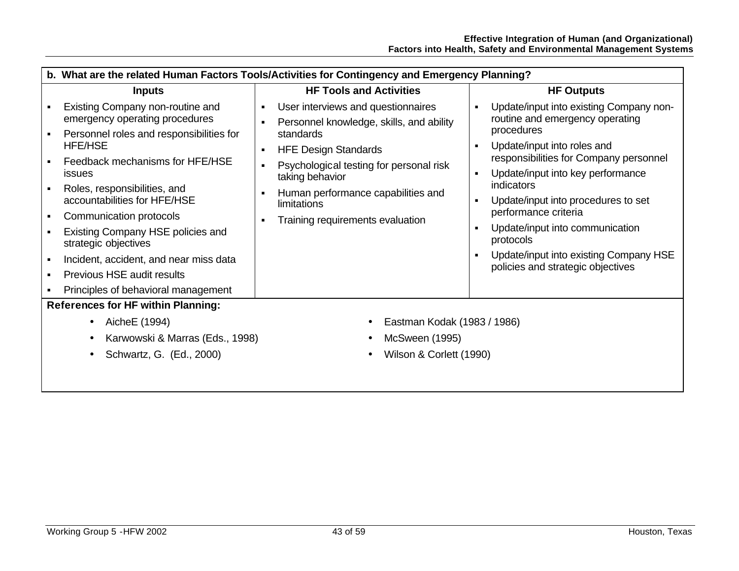**b. What are the related Human Factors Tools/Activities for Contingency and Emergency Planning?**

| Inputs | HF Tools and Activities | HF Outputs |
|---|---|---|
| ▪ Existing Company non-routine and emergency operating procedures<br>▪ Personnel roles and responsibilities for HFE/HSE<br>▪ Feedback mechanisms for HFE/HSE issues<br>▪ Roles, responsibilities, and accountabilities for HFE/HSE<br>▪ Communication protocols<br>▪ Existing Company HSE policies and strategic objectives<br>▪ Incident, accident, and near miss data<br>▪ Previous HSE audit results<br>▪ Principles of behavioral management | ▪ User interviews and questionnaires<br>▪ Personnel knowledge, skills, and ability standards<br>▪ HFE Design Standards<br>▪ Psychological testing for personal risk taking behavior<br>▪ Human performance capabilities and limitations<br>▪ Training requirements evaluation | ▪ Update/input into existing Company non-routine and emergency operating procedures<br>▪ Update/input into roles and responsibilities for Company personnel<br>▪ Update/input into key performance indicators<br>▪ Update/input into procedures to set performance criteria<br>▪ Update/input into communication protocols<br>▪ Update/input into existing Company HSE policies and strategic objectives |

**References for HF within Planning:**

- AicheE (1994)
- Karwowski & Marras (Eds., 1998)
- Schwartz, G. (Ed., 2000)
- Eastman Kodak (1983 / 1986)
- McSween (1995)
- Wilson & Corlett (1990)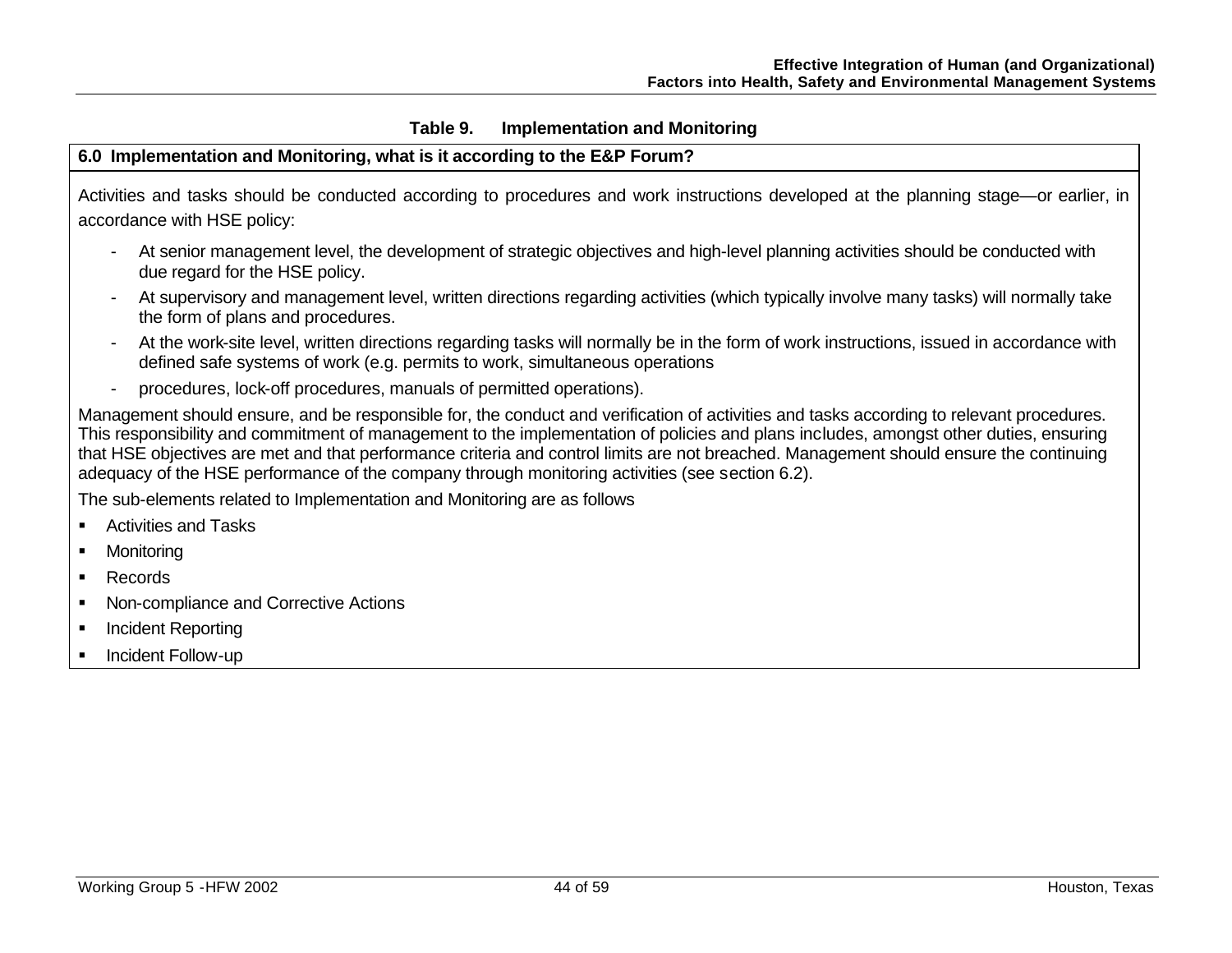**Table 9. Implementation and Monitoring**

| 6.0 Implementation and Monitoring, what is it according to the E&P Forum? |
|---|
| Activities and tasks should be conducted according to procedures and work instructions developed at the planning stage—or earlier, in accordance with HSE policy:<br><br>- At senior management level, the development of strategic objectives and high-level planning activities should be conducted with due regard for the HSE policy.<br>- At supervisory and management level, written directions regarding activities (which typically involve many tasks) will normally take the form of plans and procedures.<br>- At the work-site level, written directions regarding tasks will normally be in the form of work instructions, issued in accordance with defined safe systems of work (e.g. permits to work, simultaneous operations<br>- procedures, lock-off procedures, manuals of permitted operations).<br><br>Management should ensure, and be responsible for, the conduct and verification of activities and tasks according to relevant procedures. This responsibility and commitment of management to the implementation of policies and plans includes, amongst other duties, ensuring that HSE objectives are met and that performance criteria and control limits are not breached. Management should ensure the continuing adequacy of the HSE performance of the company through monitoring activities (see section 6.2).<br><br>The sub-elements related to Implementation and Monitoring are as follows<br><br>▪ Activities and Tasks<br>▪ Monitoring<br>▪ Records<br>▪ Non-compliance and Corrective Actions<br>▪ Incident Reporting<br>▪ Incident Follow-up |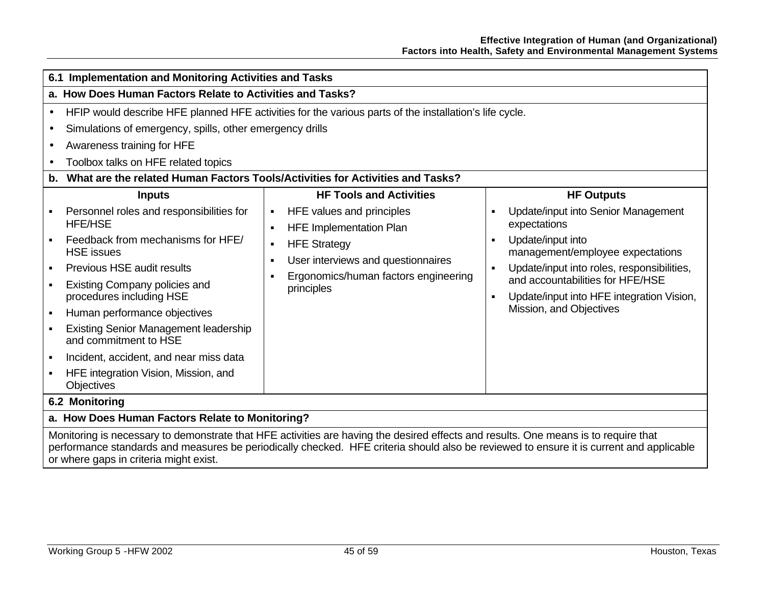### 6.1 Implementation and Monitoring Activities and Tasks

#### a. How Does Human Factors Relate to Activities and Tasks?

- HFIP would describe HFE planned HFE activities for the various parts of the installation's life cycle.
- Simulations of emergency, spills, other emergency drills
- Awareness training for HFE
- Toolbox talks on HFE related topics

#### b. What are the related Human Factors Tools/Activities for Activities and Tasks?

| Inputs | HF Tools and Activities | HF Outputs |
|---|---|---|
| ▪ Personnel roles and responsibilities for HFE/HSE<br>▪ Feedback from mechanisms for HFE/ HSE issues<br>▪ Previous HSE audit results<br>▪ Existing Company policies and procedures including HSE<br>▪ Human performance objectives<br>▪ Existing Senior Management leadership and commitment to HSE<br>▪ Incident, accident, and near miss data<br>▪ HFE integration Vision, Mission, and Objectives | ▪ HFE values and principles<br>▪ HFE Implementation Plan<br>▪ HFE Strategy<br>▪ User interviews and questionnaires<br>▪ Ergonomics/human factors engineering principles | ▪ Update/input into Senior Management expectations<br>▪ Update/input into management/employee expectations<br>▪ Update/input into roles, responsibilities, and accountabilities for HFE/HSE<br>▪ Update/input into HFE integration Vision, Mission, and Objectives |

### 6.2 Monitoring

#### a. How Does Human Factors Relate to Monitoring?

Monitoring is necessary to demonstrate that HFE activities are having the desired effects and results. One means is to require that performance standards and measures be periodically checked. HFE criteria should also be reviewed to ensure it is current and applicable or where gaps in criteria might exist.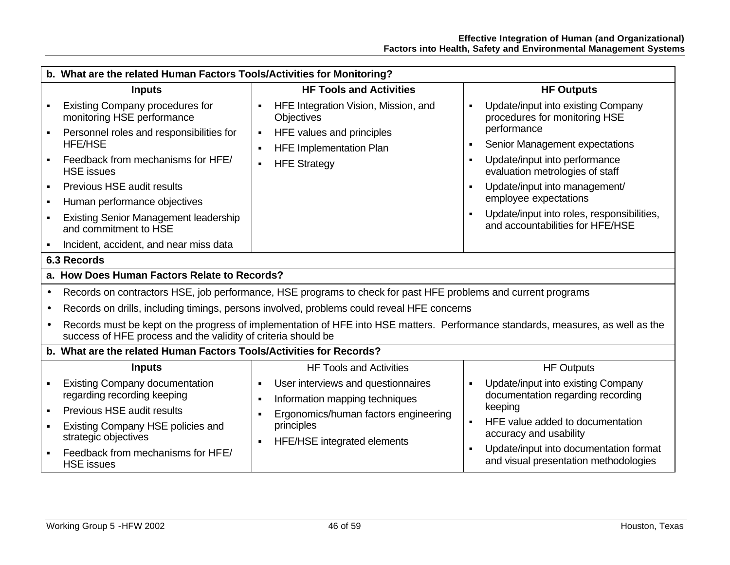**b. What are the related Human Factors Tools/Activities for Monitoring?**

| Inputs | HF Tools and Activities | HF Outputs |
|---|---|---|
| ▪ Existing Company procedures for monitoring HSE performance<br>▪ Personnel roles and responsibilities for HFE/HSE<br>▪ Feedback from mechanisms for HFE/ HSE issues<br>▪ Previous HSE audit results<br>▪ Human performance objectives<br>▪ Existing Senior Management leadership and commitment to HSE<br>▪ Incident, accident, and near miss data | ▪ HFE Integration Vision, Mission, and Objectives<br>▪ HFE values and principles<br>▪ HFE Implementation Plan<br>▪ HFE Strategy | ▪ Update/input into existing Company procedures for monitoring HSE performance<br>▪ Senior Management expectations<br>▪ Update/input into performance evaluation metrologies of staff<br>▪ Update/input into management/ employee expectations<br>▪ Update/input into roles, responsibilities, and accountabilities for HFE/HSE |

### 6.3 Records

**a. How Does Human Factors Relate to Records?**

- Records on contractors HSE, job performance, HSE programs to check for past HFE problems and current programs
- Records on drills, including timings, persons involved, problems could reveal HFE concerns
- Records must be kept on the progress of implementation of HFE into HSE matters. Performance standards, measures, as well as the success of HFE process and the validity of criteria should be

**b. What are the related Human Factors Tools/Activities for Records?**

| Inputs | HF Tools and Activities | HF Outputs |
|---|---|---|
| ▪ Existing Company documentation regarding recording keeping<br>▪ Previous HSE audit results<br>▪ Existing Company HSE policies and strategic objectives<br>▪ Feedback from mechanisms for HFE/ HSE issues | ▪ User interviews and questionnaires<br>▪ Information mapping techniques<br>▪ Ergonomics/human factors engineering principles<br>▪ HFE/HSE integrated elements | ▪ Update/input into existing Company documentation regarding recording keeping<br>▪ HFE value added to documentation accuracy and usability<br>▪ Update/input into documentation format and visual presentation methodologies |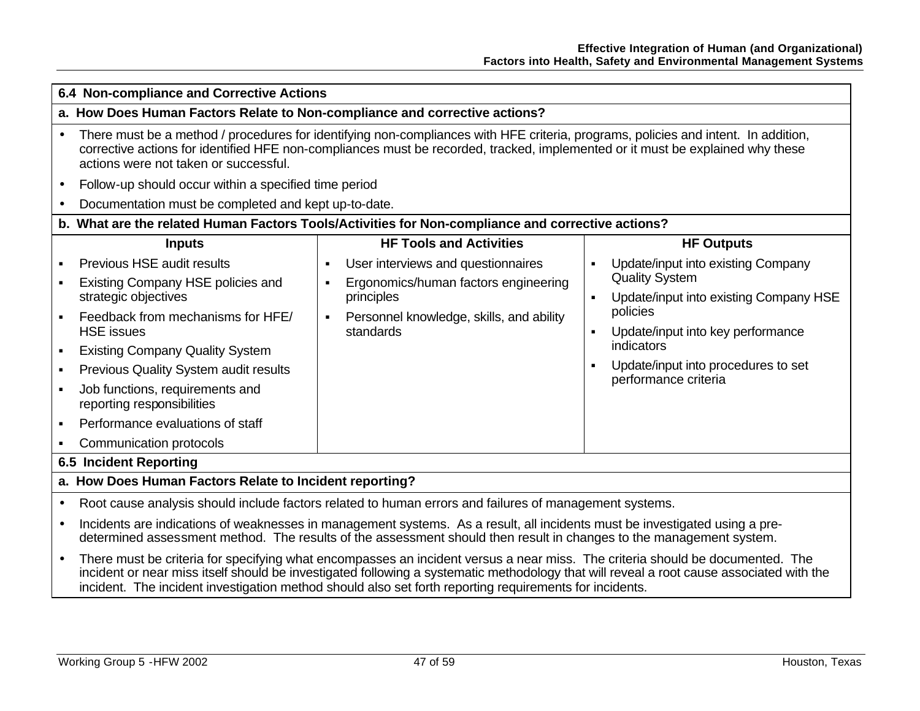### 6.4 Non-compliance and Corrective Actions

**a. How Does Human Factors Relate to Non-compliance and corrective actions?**

- There must be a method / procedures for identifying non-compliances with HFE criteria, programs, policies and intent. In addition, corrective actions for identified HFE non-compliances must be recorded, tracked, implemented or it must be explained why these actions were not taken or successful.
- Follow-up should occur within a specified time period
- Documentation must be completed and kept up-to-date.

**b. What are the related Human Factors Tools/Activities for Non-compliance and corrective actions?**

| Inputs | HF Tools and Activities | HF Outputs |
|---|---|---|
| ▪ Previous HSE audit results<br>▪ Existing Company HSE policies and strategic objectives<br>▪ Feedback from mechanisms for HFE/HSE issues<br>▪ Existing Company Quality System<br>▪ Previous Quality System audit results<br>▪ Job functions, requirements and reporting responsibilities<br>▪ Performance evaluations of staff<br>▪ Communication protocols | ▪ User interviews and questionnaires<br>▪ Ergonomics/human factors engineering principles<br>▪ Personnel knowledge, skills, and ability standards | ▪ Update/input into existing Company Quality System<br>▪ Update/input into existing Company HSE policies<br>▪ Update/input into key performance indicators<br>▪ Update/input into procedures to set performance criteria |

### 6.5 Incident Reporting

**a. How Does Human Factors Relate to Incident reporting?**

- Root cause analysis should include factors related to human errors and failures of management systems.
- Incidents are indications of weaknesses in management systems. As a result, all incidents must be investigated using a pre-determined assessment method. The results of the assessment should then result in changes to the management system.
- There must be criteria for specifying what encompasses an incident versus a near miss. The criteria should be documented. The incident or near miss itself should be investigated following a systematic methodology that will reveal a root cause associated with the incident. The incident investigation method should also set forth reporting requirements for incidents.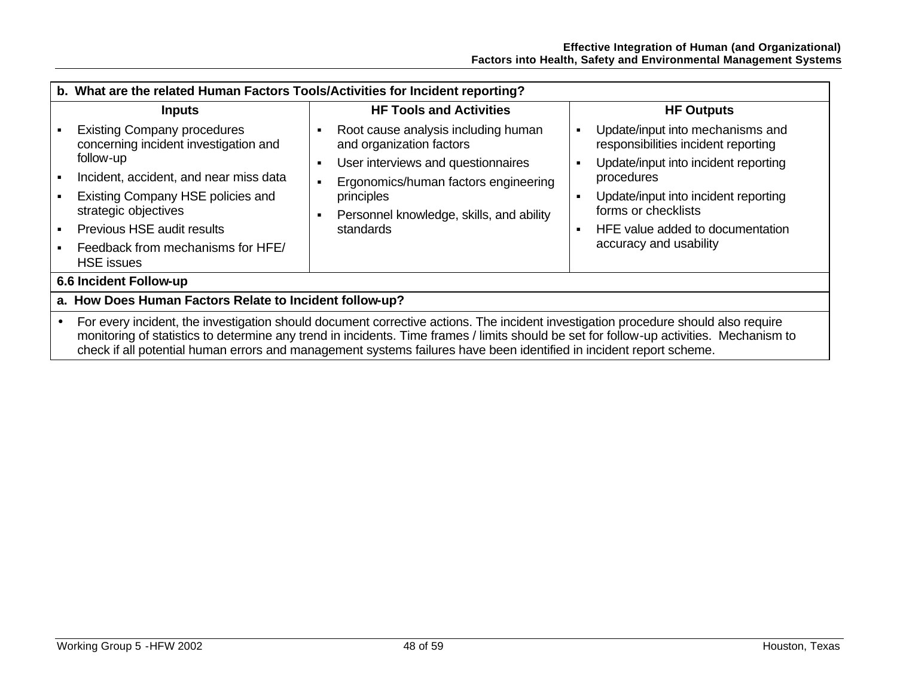| b. What are the related Human Factors Tools/Activities for Incident reporting? | | |
|---|---|---|
| **Inputs** | **HF Tools and Activities** | **HF Outputs** |
| ▪ Existing Company procedures concerning incident investigation and follow-up<br>▪ Incident, accident, and near miss data<br>▪ Existing Company HSE policies and strategic objectives<br>▪ Previous HSE audit results<br>▪ Feedback from mechanisms for HFE/ HSE issues | ▪ Root cause analysis including human and organization factors<br>▪ User interviews and questionnaires<br>▪ Ergonomics/human factors engineering principles<br>▪ Personnel knowledge, skills, and ability standards | ▪ Update/input into mechanisms and responsibilities incident reporting<br>▪ Update/input into incident reporting procedures<br>▪ Update/input into incident reporting forms or checklists<br>▪ HFE value added to documentation accuracy and usability |

### 6.6 Incident Follow-up

| a. How Does Human Factors Relate to Incident follow-up? |
|---|
| • For every incident, the investigation should document corrective actions. The incident investigation procedure should also require monitoring of statistics to determine any trend in incidents. Time frames / limits should be set for follow-up activities. Mechanism to check if all potential human errors and management systems failures have been identified in incident report scheme. |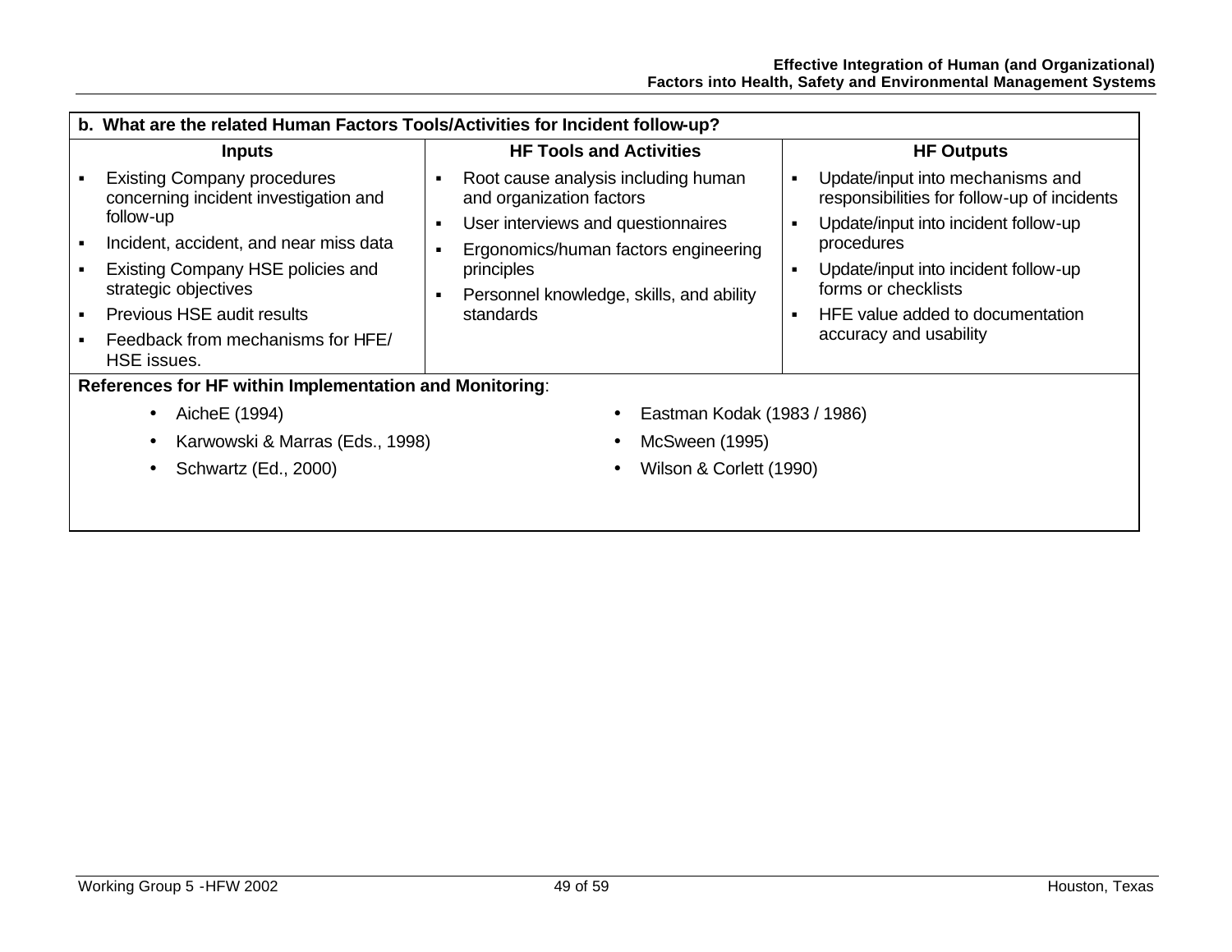**b. What are the related Human Factors Tools/Activities for Incident follow-up?**

| Inputs | HF Tools and Activities | HF Outputs |
|---|---|---|
| ▪ Existing Company procedures concerning incident investigation and follow-up<br>▪ Incident, accident, and near miss data<br>▪ Existing Company HSE policies and strategic objectives<br>▪ Previous HSE audit results<br>▪ Feedback from mechanisms for HFE/ HSE issues. | ▪ Root cause analysis including human and organization factors<br>▪ User interviews and questionnaires<br>▪ Ergonomics/human factors engineering principles<br>▪ Personnel knowledge, skills, and ability standards | ▪ Update/input into mechanisms and responsibilities for follow-up of incidents<br>▪ Update/input into incident follow-up procedures<br>▪ Update/input into incident follow-up forms or checklists<br>▪ HFE value added to documentation accuracy and usability |

**References for HF within Implementation and Monitoring**:

- AicheE (1994)
- Karwowski & Marras (Eds., 1998)
- Schwartz (Ed., 2000)
- Eastman Kodak (1983 / 1986)
- McSween (1995)
- Wilson & Corlett (1990)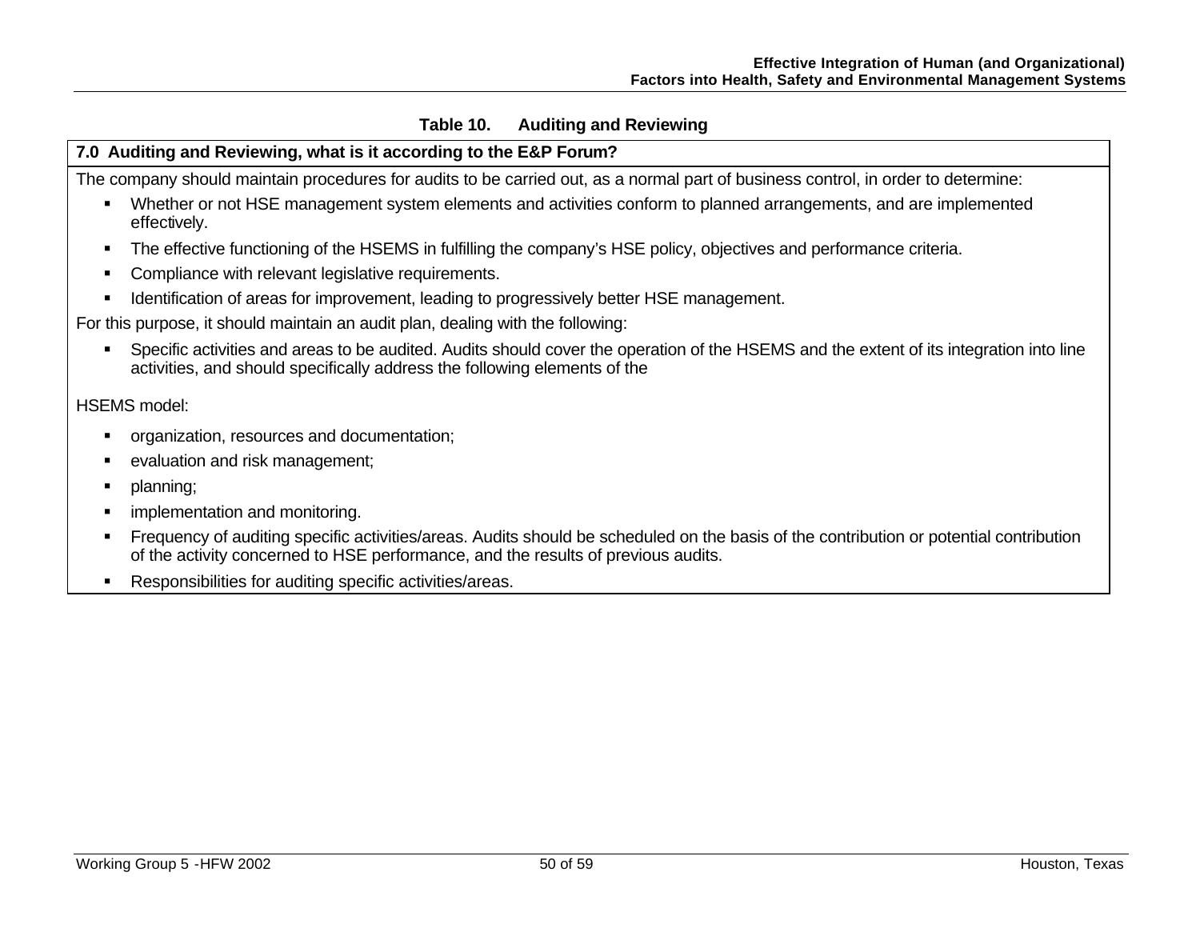**Table 10. Auditing and Reviewing**

| 7.0 Auditing and Reviewing, what is it according to the E&P Forum? |
|---|
| The company should maintain procedures for audits to be carried out, as a normal part of business control, in order to determine: <br> ▪ Whether or not HSE management system elements and activities conform to planned arrangements, and are implemented effectively. <br> ▪ The effective functioning of the HSEMS in fulfilling the company's HSE policy, objectives and performance criteria. <br> ▪ Compliance with relevant legislative requirements. <br> ▪ Identification of areas for improvement, leading to progressively better HSE management. <br> For this purpose, it should maintain an audit plan, dealing with the following: <br> ▪ Specific activities and areas to be audited. Audits should cover the operation of the HSEMS and the extent of its integration into line activities, and should specifically address the following elements of the <br> HSEMS model: <br> ▪ organization, resources and documentation; <br> ▪ evaluation and risk management; <br> ▪ planning; <br> ▪ implementation and monitoring. <br> ▪ Frequency of auditing specific activities/areas. Audits should be scheduled on the basis of the contribution or potential contribution of the activity concerned to HSE performance, and the results of previous audits. <br> ▪ Responsibilities for auditing specific activities/areas. |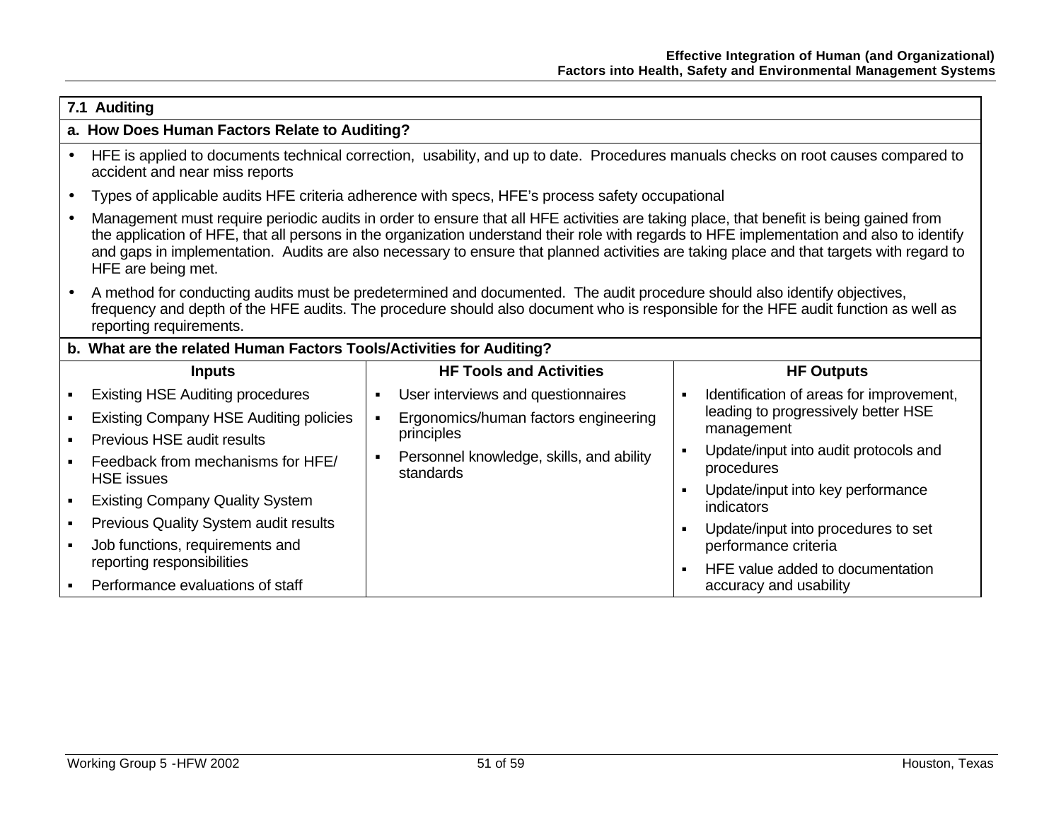## 7.1 Auditing

### a. How Does Human Factors Relate to Auditing?

- HFE is applied to documents technical correction, usability, and up to date. Procedures manuals checks on root causes compared to accident and near miss reports
- Types of applicable audits HFE criteria adherence with specs, HFE's process safety occupational
- Management must require periodic audits in order to ensure that all HFE activities are taking place, that benefit is being gained from the application of HFE, that all persons in the organization understand their role with regards to HFE implementation and also to identify and gaps in implementation. Audits are also necessary to ensure that planned activities are taking place and that targets with regard to HFE are being met.
- A method for conducting audits must be predetermined and documented. The audit procedure should also identify objectives, frequency and depth of the HFE audits. The procedure should also document who is responsible for the HFE audit function as well as reporting requirements.

### b. What are the related Human Factors Tools/Activities for Auditing?

| Inputs | HF Tools and Activities | HF Outputs |
|---|---|---|
| ▪ Existing HSE Auditing procedures<br>▪ Existing Company HSE Auditing policies<br>▪ Previous HSE audit results<br>▪ Feedback from mechanisms for HFE/ HSE issues<br>▪ Existing Company Quality System<br>▪ Previous Quality System audit results<br>▪ Job functions, requirements and reporting responsibilities<br>▪ Performance evaluations of staff | ▪ User interviews and questionnaires<br>▪ Ergonomics/human factors engineering principles<br>▪ Personnel knowledge, skills, and ability standards | ▪ Identification of areas for improvement, leading to progressively better HSE management<br>▪ Update/input into audit protocols and procedures<br>▪ Update/input into key performance indicators<br>▪ Update/input into procedures to set performance criteria<br>▪ HFE value added to documentation accuracy and usability |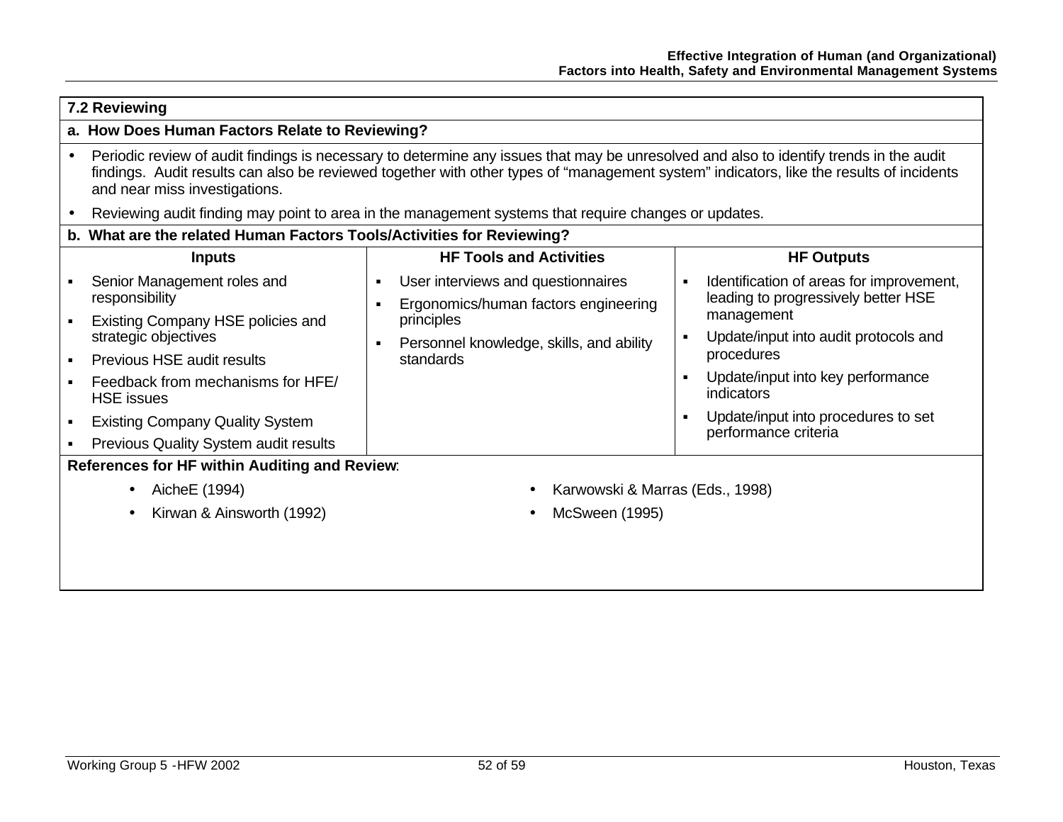### 7.2 Reviewing

**a. How Does Human Factors Relate to Reviewing?**

- Periodic review of audit findings is necessary to determine any issues that may be unresolved and also to identify trends in the audit findings. Audit results can also be reviewed together with other types of "management system" indicators, like the results of incidents and near miss investigations.
- Reviewing audit finding may point to area in the management systems that require changes or updates.

**b. What are the related Human Factors Tools/Activities for Reviewing?**

| Inputs | HF Tools and Activities | HF Outputs |
|---|---|---|
| ▪ Senior Management roles and responsibility<br>▪ Existing Company HSE policies and strategic objectives<br>▪ Previous HSE audit results<br>▪ Feedback from mechanisms for HFE/ HSE issues<br>▪ Existing Company Quality System<br>▪ Previous Quality System audit results | ▪ User interviews and questionnaires<br>▪ Ergonomics/human factors engineering principles<br>▪ Personnel knowledge, skills, and ability standards | ▪ Identification of areas for improvement, leading to progressively better HSE management<br>▪ Update/input into audit protocols and procedures<br>▪ Update/input into key performance indicators<br>▪ Update/input into procedures to set performance criteria |

**References for HF within Auditing and Review**:

- AicheE (1994)
- Kirwan & Ainsworth (1992)
- Karwowski & Marras (Eds., 1998)
- McSween (1995)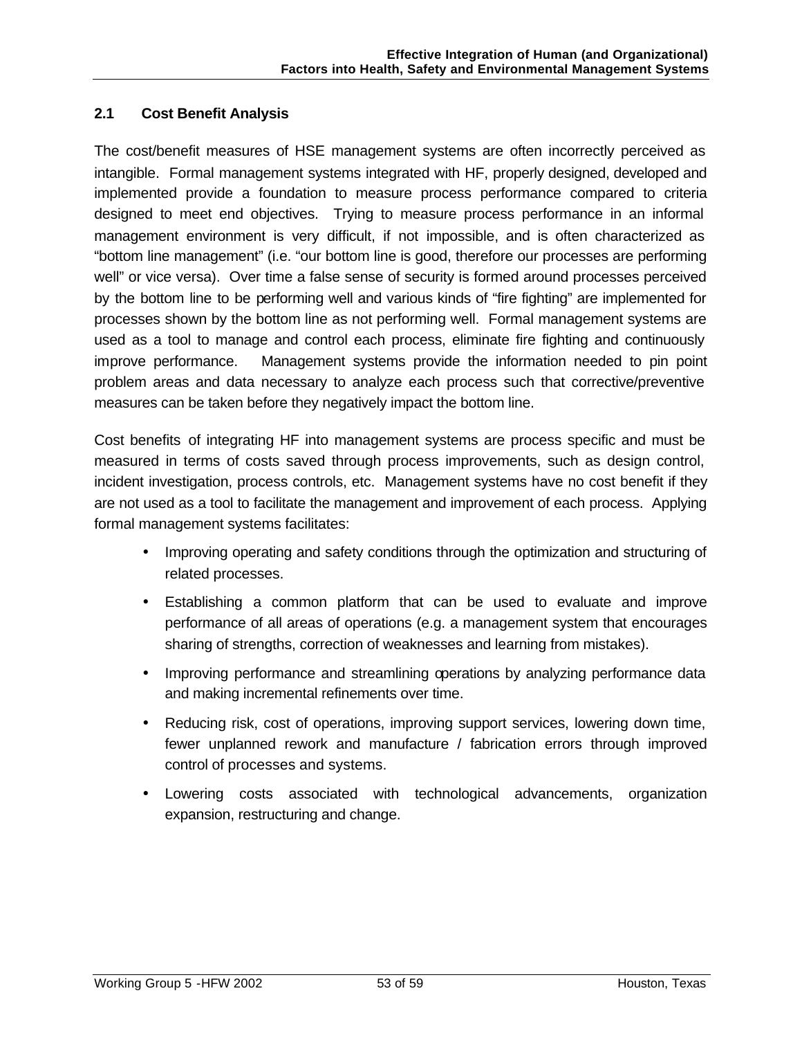## 2.1 Cost Benefit Analysis

The cost/benefit measures of HSE management systems are often incorrectly perceived as intangible. Formal management systems integrated with HF, properly designed, developed and implemented provide a foundation to measure process performance compared to criteria designed to meet end objectives. Trying to measure process performance in an informal management environment is very difficult, if not impossible, and is often characterized as "bottom line management" (i.e. "our bottom line is good, therefore our processes are performing well" or vice versa). Over time a false sense of security is formed around processes perceived by the bottom line to be performing well and various kinds of "fire fighting" are implemented for processes shown by the bottom line as not performing well. Formal management systems are used as a tool to manage and control each process, eliminate fire fighting and continuously improve performance. Management systems provide the information needed to pin point problem areas and data necessary to analyze each process such that corrective/preventive measures can be taken before they negatively impact the bottom line.

Cost benefits of integrating HF into management systems are process specific and must be measured in terms of costs saved through process improvements, such as design control, incident investigation, process controls, etc. Management systems have no cost benefit if they are not used as a tool to facilitate the management and improvement of each process. Applying formal management systems facilitates:

- Improving operating and safety conditions through the optimization and structuring of related processes.
- Establishing a common platform that can be used to evaluate and improve performance of all areas of operations (e.g. a management system that encourages sharing of strengths, correction of weaknesses and learning from mistakes).
- Improving performance and streamlining operations by analyzing performance data and making incremental refinements over time.
- Reducing risk, cost of operations, improving support services, lowering down time, fewer unplanned rework and manufacture / fabrication errors through improved control of processes and systems.
- Lowering costs associated with technological advancements, organization expansion, restructuring and change.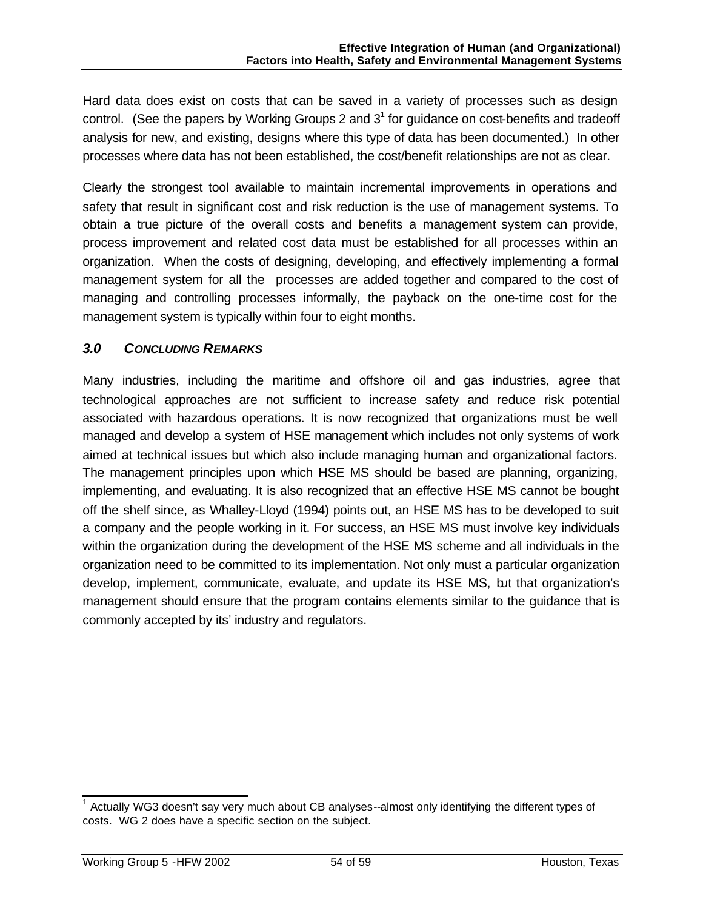Hard data does exist on costs that can be saved in a variety of processes such as design control. (See the papers by Working Groups 2 and 3[1] for guidance on cost-benefits and tradeoff analysis for new, and existing, designs where this type of data has been documented.) In other processes where data has not been established, the cost/benefit relationships are not as clear.

Clearly the strongest tool available to maintain incremental improvements in operations and safety that result in significant cost and risk reduction is the use of management systems. To obtain a true picture of the overall costs and benefits a management system can provide, process improvement and related cost data must be established for all processes within an organization. When the costs of designing, developing, and effectively implementing a formal management system for all the processes are added together and compared to the cost of managing and controlling processes informally, the payback on the one-time cost for the management system is typically within four to eight months.

## *3.0 CONCLUDING REMARKS*

Many industries, including the maritime and offshore oil and gas industries, agree that technological approaches are not sufficient to increase safety and reduce risk potential associated with hazardous operations. It is now recognized that organizations must be well managed and develop a system of HSE management which includes not only systems of work aimed at technical issues but which also include managing human and organizational factors. The management principles upon which HSE MS should be based are planning, organizing, implementing, and evaluating. It is also recognized that an effective HSE MS cannot be bought off the shelf since, as Whalley-Lloyd (1994) points out, an HSE MS has to be developed to suit a company and the people working in it. For success, an HSE MS must involve key individuals within the organization during the development of the HSE MS scheme and all individuals in the organization need to be committed to its implementation. Not only must a particular organization develop, implement, communicate, evaluate, and update its HSE MS, but that organization's management should ensure that the program contains elements similar to the guidance that is commonly accepted by its' industry and regulators.

---

[1] Actually WG3 doesn't say very much about CB analyses--almost only identifying the different types of costs. WG 2 does have a specific section on the subject.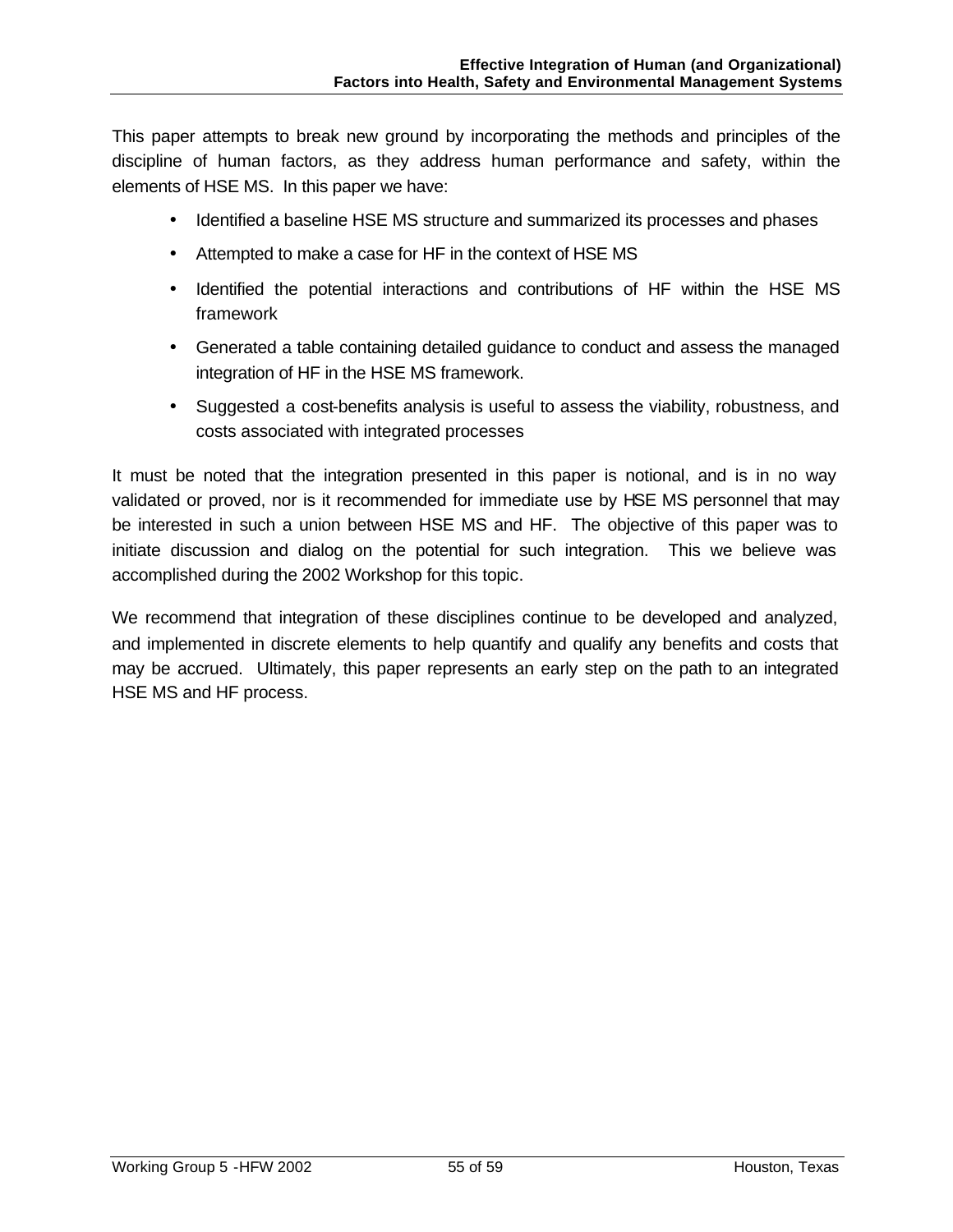This paper attempts to break new ground by incorporating the methods and principles of the discipline of human factors, as they address human performance and safety, within the elements of HSE MS. In this paper we have:

- Identified a baseline HSE MS structure and summarized its processes and phases
- Attempted to make a case for HF in the context of HSE MS
- Identified the potential interactions and contributions of HF within the HSE MS framework
- Generated a table containing detailed guidance to conduct and assess the managed integration of HF in the HSE MS framework.
- Suggested a cost-benefits analysis is useful to assess the viability, robustness, and costs associated with integrated processes

It must be noted that the integration presented in this paper is notional, and is in no way validated or proved, nor is it recommended for immediate use by HSE MS personnel that may be interested in such a union between HSE MS and HF. The objective of this paper was to initiate discussion and dialog on the potential for such integration. This we believe was accomplished during the 2002 Workshop for this topic.

We recommend that integration of these disciplines continue to be developed and analyzed, and implemented in discrete elements to help quantify and qualify any benefits and costs that may be accrued. Ultimately, this paper represents an early step on the path to an integrated HSE MS and HF process.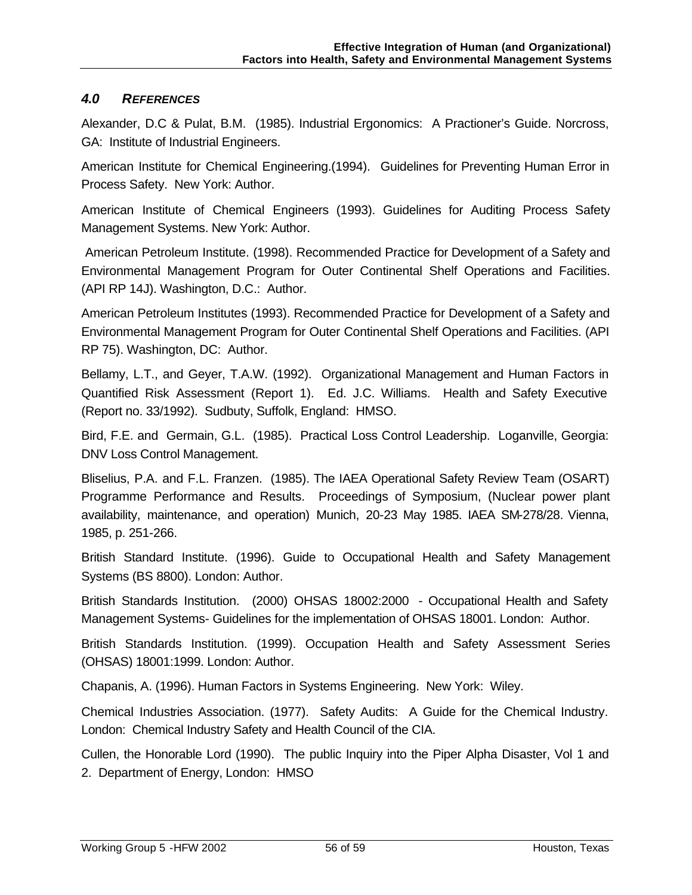## *4.0 REFERENCES*

Alexander, D.C & Pulat, B.M. (1985). Industrial Ergonomics: A Practioner's Guide. Norcross, GA: Institute of Industrial Engineers.

American Institute for Chemical Engineering.(1994). Guidelines for Preventing Human Error in Process Safety. New York: Author.

American Institute of Chemical Engineers (1993). Guidelines for Auditing Process Safety Management Systems. New York: Author.

American Petroleum Institute. (1998). Recommended Practice for Development of a Safety and Environmental Management Program for Outer Continental Shelf Operations and Facilities. (API RP 14J). Washington, D.C.: Author.

American Petroleum Institutes (1993). Recommended Practice for Development of a Safety and Environmental Management Program for Outer Continental Shelf Operations and Facilities. (API RP 75). Washington, DC: Author.

Bellamy, L.T., and Geyer, T.A.W. (1992). Organizational Management and Human Factors in Quantified Risk Assessment (Report 1). Ed. J.C. Williams. Health and Safety Executive (Report no. 33/1992). Sudbuty, Suffolk, England: HMSO.

Bird, F.E. and Germain, G.L. (1985). Practical Loss Control Leadership. Loganville, Georgia: DNV Loss Control Management.

Bliselius, P.A. and F.L. Franzen. (1985). The IAEA Operational Safety Review Team (OSART) Programme Performance and Results. Proceedings of Symposium, (Nuclear power plant availability, maintenance, and operation) Munich, 20-23 May 1985. IAEA SM-278/28. Vienna, 1985, p. 251-266.

British Standard Institute. (1996). Guide to Occupational Health and Safety Management Systems (BS 8800). London: Author.

British Standards Institution. (2000) OHSAS 18002:2000 - Occupational Health and Safety Management Systems- Guidelines for the implementation of OHSAS 18001. London: Author.

British Standards Institution. (1999). Occupation Health and Safety Assessment Series (OHSAS) 18001:1999. London: Author.

Chapanis, A. (1996). Human Factors in Systems Engineering. New York: Wiley.

Chemical Industries Association. (1977). Safety Audits: A Guide for the Chemical Industry. London: Chemical Industry Safety and Health Council of the CIA.

Cullen, the Honorable Lord (1990). The public Inquiry into the Piper Alpha Disaster, Vol 1 and 2. Department of Energy, London: HMSO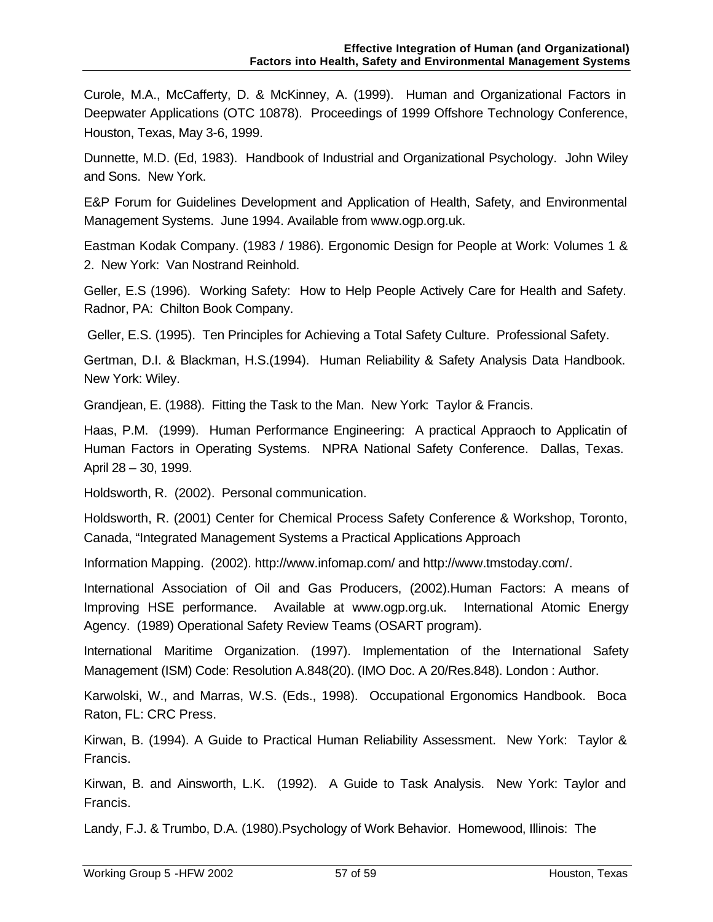Curole, M.A., McCafferty, D. & McKinney, A. (1999). Human and Organizational Factors in Deepwater Applications (OTC 10878). Proceedings of 1999 Offshore Technology Conference, Houston, Texas, May 3-6, 1999.

Dunnette, M.D. (Ed, 1983). Handbook of Industrial and Organizational Psychology. John Wiley and Sons. New York.

E&P Forum for Guidelines Development and Application of Health, Safety, and Environmental Management Systems. June 1994. Available from www.ogp.org.uk.

Eastman Kodak Company. (1983 / 1986). Ergonomic Design for People at Work: Volumes 1 & 2. New York: Van Nostrand Reinhold.

Geller, E.S (1996). Working Safety: How to Help People Actively Care for Health and Safety. Radnor, PA: Chilton Book Company.

Geller, E.S. (1995). Ten Principles for Achieving a Total Safety Culture. Professional Safety.

Gertman, D.I. & Blackman, H.S.(1994). Human Reliability & Safety Analysis Data Handbook. New York: Wiley.

Grandjean, E. (1988). Fitting the Task to the Man. New York: Taylor & Francis.

Haas, P.M. (1999). Human Performance Engineering: A practical Appraoch to Applicatin of Human Factors in Operating Systems. NPRA National Safety Conference. Dallas, Texas. April 28 – 30, 1999.

Holdsworth, R. (2002). Personal communication.

Holdsworth, R. (2001) Center for Chemical Process Safety Conference & Workshop, Toronto, Canada, "Integrated Management Systems a Practical Applications Approach

Information Mapping. (2002). http://www.infomap.com/ and http://www.tmstoday.com/.

International Association of Oil and Gas Producers, (2002).Human Factors: A means of Improving HSE performance. Available at www.ogp.org.uk. International Atomic Energy Agency. (1989) Operational Safety Review Teams (OSART program).

International Maritime Organization. (1997). Implementation of the International Safety Management (ISM) Code: Resolution A.848(20). (IMO Doc. A 20/Res.848). London : Author.

Karwolski, W., and Marras, W.S. (Eds., 1998). Occupational Ergonomics Handbook. Boca Raton, FL: CRC Press.

Kirwan, B. (1994). A Guide to Practical Human Reliability Assessment. New York: Taylor & Francis.

Kirwan, B. and Ainsworth, L.K. (1992). A Guide to Task Analysis. New York: Taylor and Francis.

Landy, F.J. & Trumbo, D.A. (1980).Psychology of Work Behavior. Homewood, Illinois: The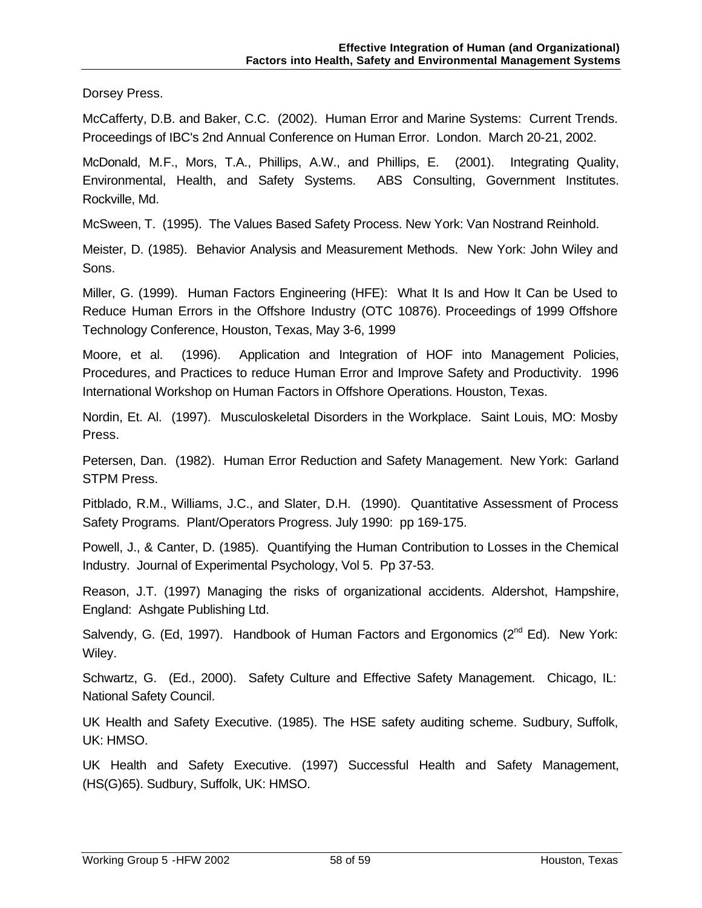Dorsey Press.

McCafferty, D.B. and Baker, C.C. (2002). Human Error and Marine Systems: Current Trends. Proceedings of IBC's 2nd Annual Conference on Human Error. London. March 20-21, 2002.

McDonald, M.F., Mors, T.A., Phillips, A.W., and Phillips, E. (2001). Integrating Quality, Environmental, Health, and Safety Systems. ABS Consulting, Government Institutes. Rockville, Md.

McSween, T. (1995). The Values Based Safety Process. New York: Van Nostrand Reinhold.

Meister, D. (1985). Behavior Analysis and Measurement Methods. New York: John Wiley and Sons.

Miller, G. (1999). Human Factors Engineering (HFE): What It Is and How It Can be Used to Reduce Human Errors in the Offshore Industry (OTC 10876). Proceedings of 1999 Offshore Technology Conference, Houston, Texas, May 3-6, 1999

Moore, et al. (1996). Application and Integration of HOF into Management Policies, Procedures, and Practices to reduce Human Error and Improve Safety and Productivity. 1996 International Workshop on Human Factors in Offshore Operations. Houston, Texas.

Nordin, Et. Al. (1997). Musculoskeletal Disorders in the Workplace. Saint Louis, MO: Mosby Press.

Petersen, Dan. (1982). Human Error Reduction and Safety Management. New York: Garland STPM Press.

Pitblado, R.M., Williams, J.C., and Slater, D.H. (1990). Quantitative Assessment of Process Safety Programs. Plant/Operators Progress. July 1990: pp 169-175.

Powell, J., & Canter, D. (1985). Quantifying the Human Contribution to Losses in the Chemical Industry. Journal of Experimental Psychology, Vol 5. Pp 37-53.

Reason, J.T. (1997) Managing the risks of organizational accidents. Aldershot, Hampshire, England: Ashgate Publishing Ltd.

Salvendy, G. (Ed, 1997). Handbook of Human Factors and Ergonomics (2nd Ed). New York: Wiley.

Schwartz, G. (Ed., 2000). Safety Culture and Effective Safety Management. Chicago, IL: National Safety Council.

UK Health and Safety Executive. (1985). The HSE safety auditing scheme. Sudbury, Suffolk, UK: HMSO.

UK Health and Safety Executive. (1997) Successful Health and Safety Management, (HS(G)65). Sudbury, Suffolk, UK: HMSO.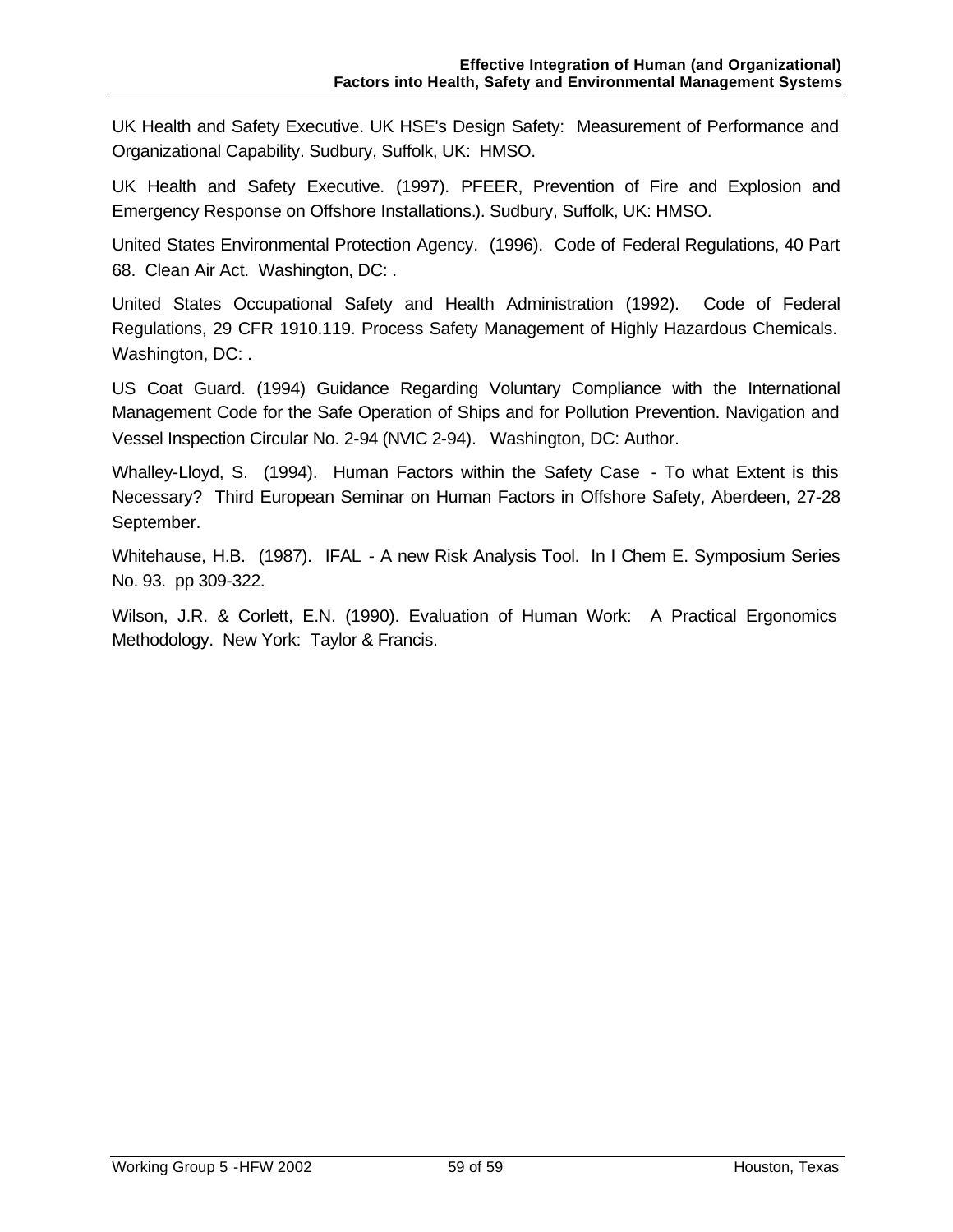UK Health and Safety Executive. UK HSE's Design Safety: Measurement of Performance and Organizational Capability. Sudbury, Suffolk, UK: HMSO.

UK Health and Safety Executive. (1997). PFEER, Prevention of Fire and Explosion and Emergency Response on Offshore Installations.). Sudbury, Suffolk, UK: HMSO.

United States Environmental Protection Agency. (1996). Code of Federal Regulations, 40 Part 68. Clean Air Act. Washington, DC: .

United States Occupational Safety and Health Administration (1992). Code of Federal Regulations, 29 CFR 1910.119. Process Safety Management of Highly Hazardous Chemicals. Washington, DC: .

US Coat Guard. (1994) Guidance Regarding Voluntary Compliance with the International Management Code for the Safe Operation of Ships and for Pollution Prevention. Navigation and Vessel Inspection Circular No. 2-94 (NVIC 2-94). Washington, DC: Author.

Whalley-Lloyd, S. (1994). Human Factors within the Safety Case - To what Extent is this Necessary? Third European Seminar on Human Factors in Offshore Safety, Aberdeen, 27-28 September.

Whitehause, H.B. (1987). IFAL - A new Risk Analysis Tool. In I Chem E. Symposium Series No. 93. pp 309-322.

Wilson, J.R. & Corlett, E.N. (1990). Evaluation of Human Work: A Practical Ergonomics Methodology. New York: Taylor & Francis.